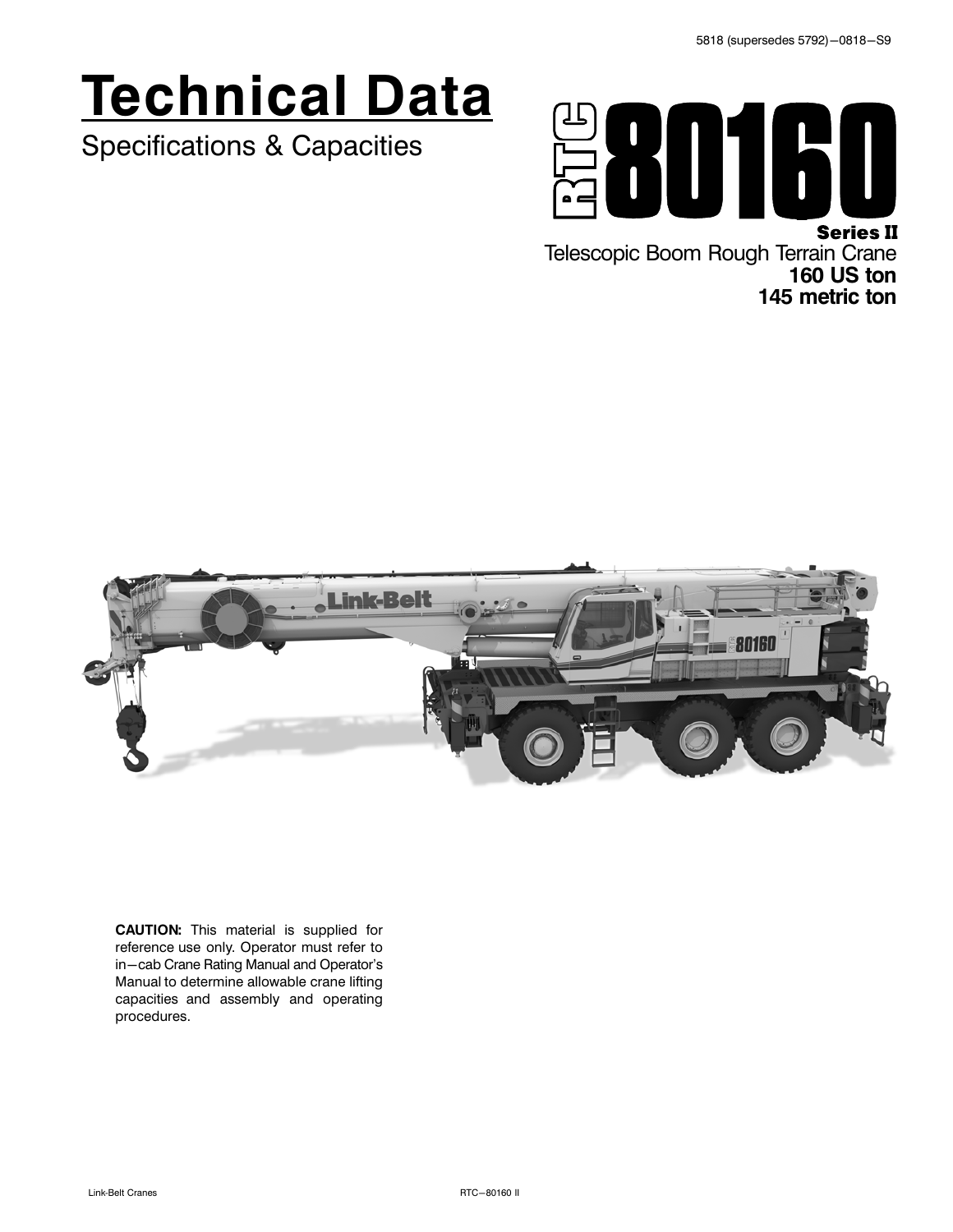5818 (supersedes 5792)—0818—S9

# Technical Data

Specifications & Capacities

## RTC 80160

**Series II**

Telescopic Boom Rough Terrain Crane
**160 US ton**
**145 metric ton**

**CAUTION:** This material is supplied for reference use only. Operator must refer to in—cab Crane Rating Manual and Operator's Manual to determine allowable crane lifting capacities and assembly and operating procedures.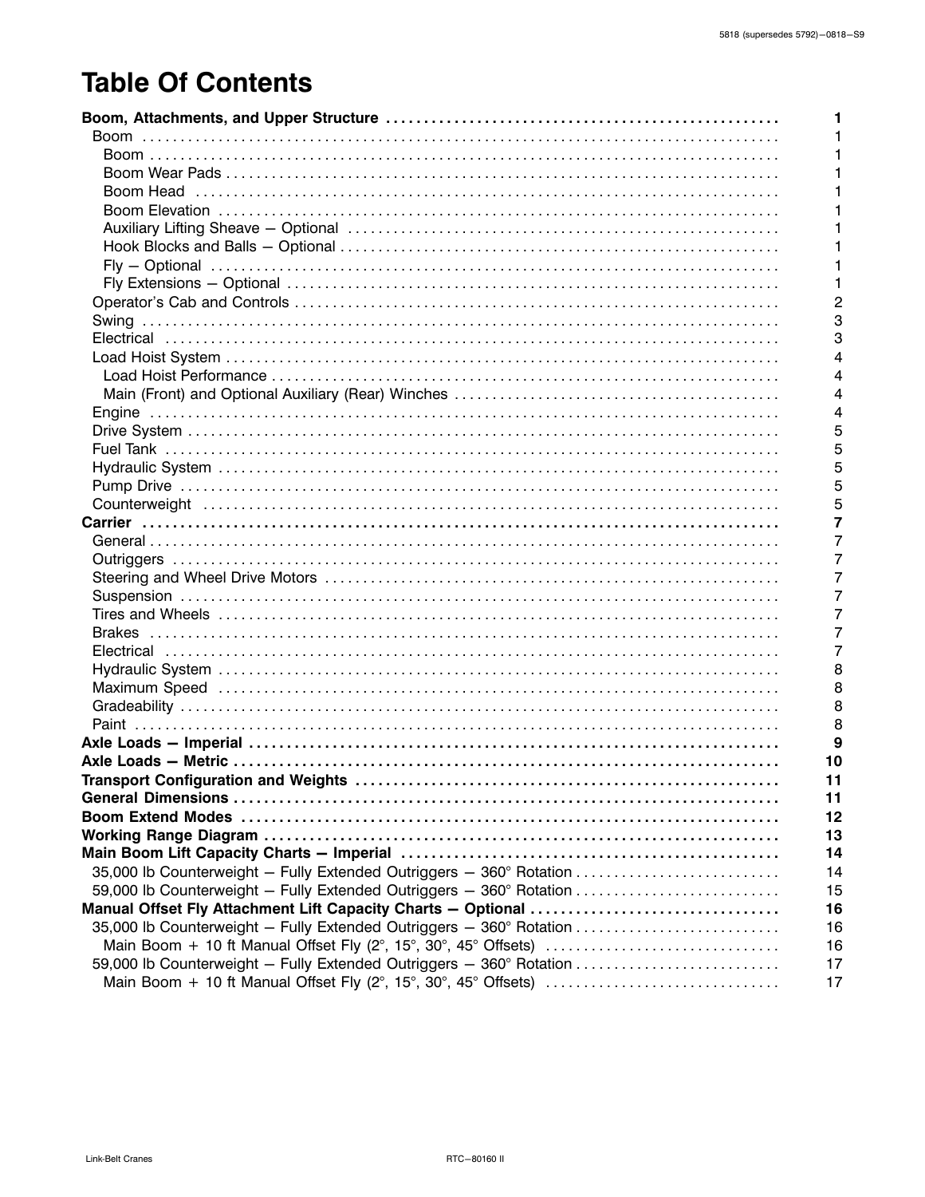# Table Of Contents

| | |
|---|---|
| **Boom, Attachments, and Upper Structure** | **1** |
| Boom | 1 |
| Boom | 1 |
| Boom Wear Pads | 1 |
| Boom Head | 1 |
| Boom Elevation | 1 |
| Auxiliary Lifting Sheave − Optional | 1 |
| Hook Blocks and Balls − Optional | 1 |
| Fly − Optional | 1 |
| Fly Extensions − Optional | 1 |
| Operator's Cab and Controls | 2 |
| Swing | 3 |
| Electrical | 3 |
| Load Hoist System | 4 |
| Load Hoist Performance | 4 |
| Main (Front) and Optional Auxiliary (Rear) Winches | 4 |
| Engine | 4 |
| Drive System | 5 |
| Fuel Tank | 5 |
| Hydraulic System | 5 |
| Pump Drive | 5 |
| Counterweight | 5 |
| **Carrier** | **7** |
| General | 7 |
| Outriggers | 7 |
| Steering and Wheel Drive Motors | 7 |
| Suspension | 7 |
| Tires and Wheels | 7 |
| Brakes | 7 |
| Electrical | 7 |
| Hydraulic System | 8 |
| Maximum Speed | 8 |
| Gradeability | 8 |
| Paint | 8 |
| **Axle Loads − Imperial** | **9** |
| **Axle Loads − Metric** | **10** |
| **Transport Configuration and Weights** | **11** |
| **General Dimensions** | **11** |
| **Boom Extend Modes** | **12** |
| **Working Range Diagram** | **13** |
| **Main Boom Lift Capacity Charts − Imperial** | **14** |
| 35,000 lb Counterweight − Fully Extended Outriggers − 360° Rotation | 14 |
| 59,000 lb Counterweight − Fully Extended Outriggers − 360° Rotation | 15 |
| **Manual Offset Fly Attachment Lift Capacity Charts − Optional** | **16** |
| 35,000 lb Counterweight − Fully Extended Outriggers − 360° Rotation | 16 |
| Main Boom + 10 ft Manual Offset Fly (2°, 15°, 30°, 45° Offsets) | 16 |
| 59,000 lb Counterweight − Fully Extended Outriggers − 360° Rotation | 17 |
| Main Boom + 10 ft Manual Offset Fly (2°, 15°, 30°, 45° Offsets) | 17 |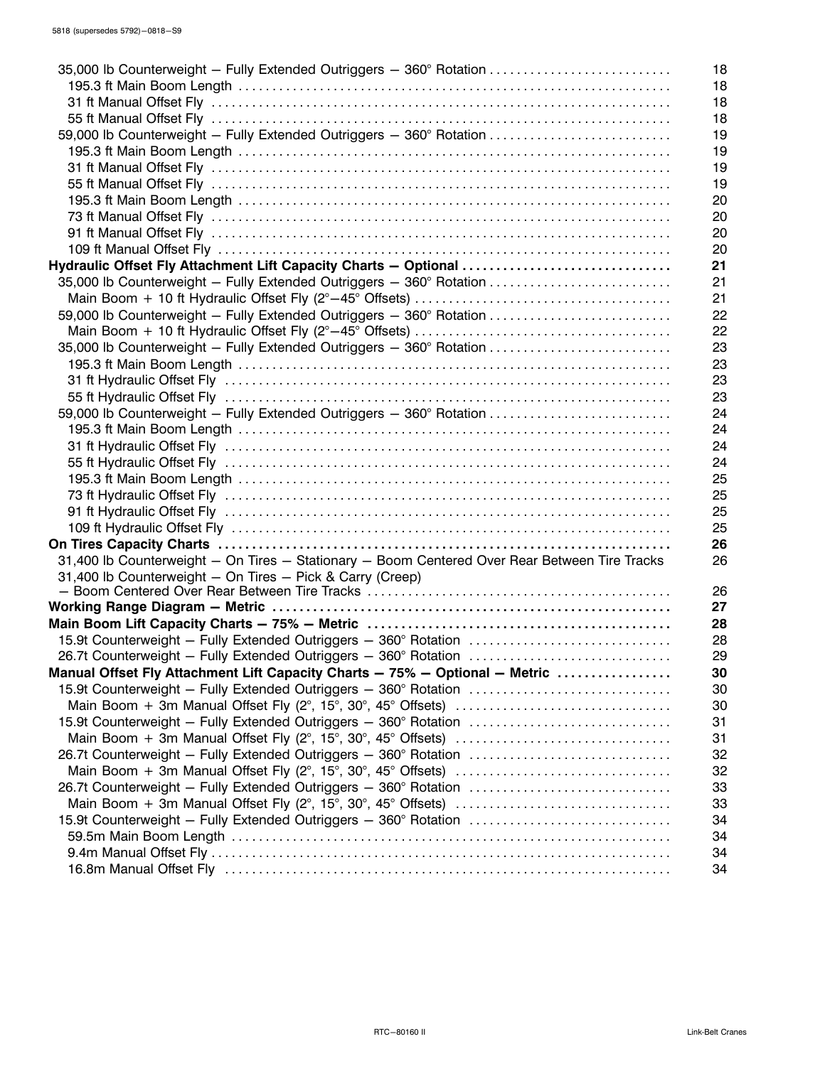| Entry | Page |
|---|---|
| 35,000 lb Counterweight – Fully Extended Outriggers – 360° Rotation | 18 |
| 195.3 ft Main Boom Length | 18 |
| 31 ft Manual Offset Fly | 18 |
| 55 ft Manual Offset Fly | 18 |
| 59,000 lb Counterweight – Fully Extended Outriggers – 360° Rotation | 19 |
| 195.3 ft Main Boom Length | 19 |
| 31 ft Manual Offset Fly | 19 |
| 55 ft Manual Offset Fly | 19 |
| 195.3 ft Main Boom Length | 20 |
| 73 ft Manual Offset Fly | 20 |
| 91 ft Manual Offset Fly | 20 |
| 109 ft Manual Offset Fly | 20 |
| **Hydraulic Offset Fly Attachment Lift Capacity Charts – Optional** | **21** |
| 35,000 lb Counterweight – Fully Extended Outriggers – 360° Rotation | 21 |
| Main Boom + 10 ft Hydraulic Offset Fly (2°–45° Offsets) | 21 |
| 59,000 lb Counterweight – Fully Extended Outriggers – 360° Rotation | 22 |
| Main Boom + 10 ft Hydraulic Offset Fly (2°–45° Offsets) | 22 |
| 35,000 lb Counterweight – Fully Extended Outriggers – 360° Rotation | 23 |
| 195.3 ft Main Boom Length | 23 |
| 31 ft Hydraulic Offset Fly | 23 |
| 55 ft Hydraulic Offset Fly | 23 |
| 59,000 lb Counterweight – Fully Extended Outriggers – 360° Rotation | 24 |
| 195.3 ft Main Boom Length | 24 |
| 31 ft Hydraulic Offset Fly | 24 |
| 55 ft Hydraulic Offset Fly | 24 |
| 195.3 ft Main Boom Length | 25 |
| 73 ft Hydraulic Offset Fly | 25 |
| 91 ft Hydraulic Offset Fly | 25 |
| 109 ft Hydraulic Offset Fly | 25 |
| **On Tires Capacity Charts** | **26** |
| 31,400 lb Counterweight – On Tires – Stationary – Boom Centered Over Rear Between Tire Tracks | 26 |
| 31,400 lb Counterweight – On Tires – Pick & Carry (Creep) – Boom Centered Over Rear Between Tire Tracks | 26 |
| **Working Range Diagram – Metric** | **27** |
| **Main Boom Lift Capacity Charts – 75% – Metric** | **28** |
| 15.9t Counterweight – Fully Extended Outriggers – 360° Rotation | 28 |
| 26.7t Counterweight – Fully Extended Outriggers – 360° Rotation | 29 |
| **Manual Offset Fly Attachment Lift Capacity Charts – 75% – Optional – Metric** | **30** |
| 15.9t Counterweight – Fully Extended Outriggers – 360° Rotation | 30 |
| Main Boom + 3m Manual Offset Fly (2°, 15°, 30°, 45° Offsets) | 30 |
| 15.9t Counterweight – Fully Extended Outriggers – 360° Rotation | 31 |
| Main Boom + 3m Manual Offset Fly (2°, 15°, 30°, 45° Offsets) | 31 |
| 26.7t Counterweight – Fully Extended Outriggers – 360° Rotation | 32 |
| Main Boom + 3m Manual Offset Fly (2°, 15°, 30°, 45° Offsets) | 32 |
| 26.7t Counterweight – Fully Extended Outriggers – 360° Rotation | 33 |
| Main Boom + 3m Manual Offset Fly (2°, 15°, 30°, 45° Offsets) | 33 |
| 15.9t Counterweight – Fully Extended Outriggers – 360° Rotation | 34 |
| 59.5m Main Boom Length | 34 |
| 9.4m Manual Offset Fly | 34 |
| 16.8m Manual Offset Fly | 34 |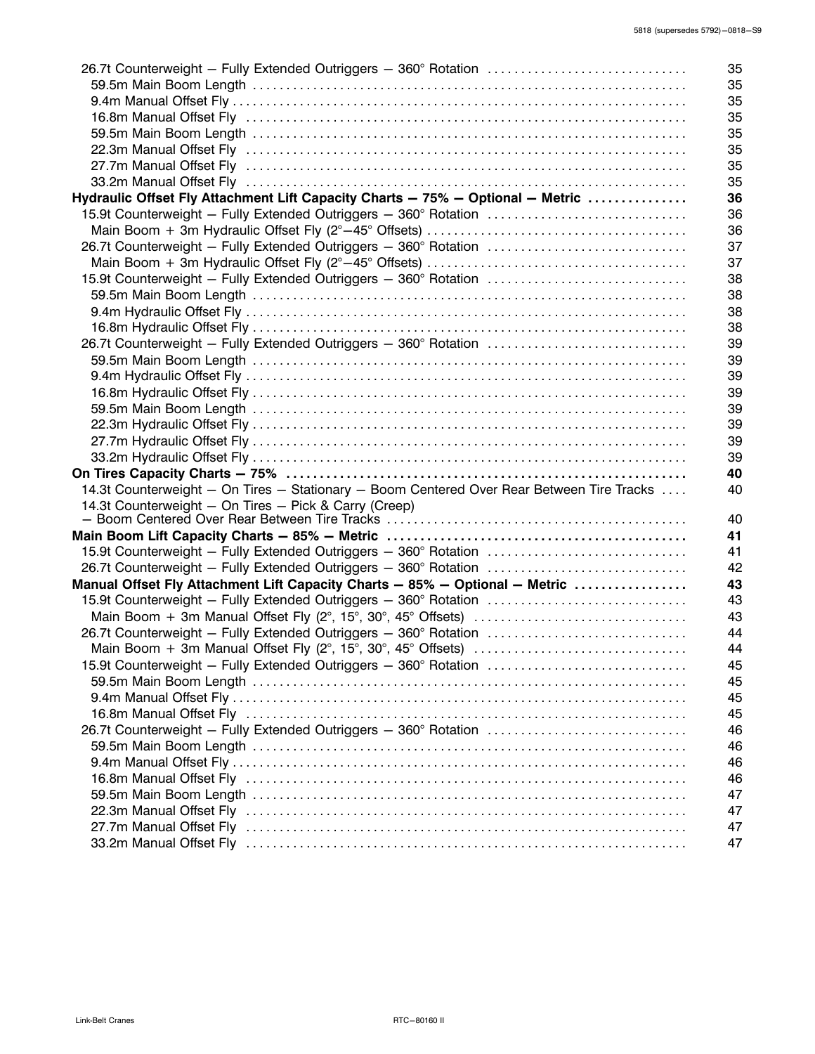| | |
|---|---|
| 26.7t Counterweight — Fully Extended Outriggers — 360° Rotation | 35 |
| 59.5m Main Boom Length | 35 |
| 9.4m Manual Offset Fly | 35 |
| 16.8m Manual Offset Fly | 35 |
| 59.5m Main Boom Length | 35 |
| 22.3m Manual Offset Fly | 35 |
| 27.7m Manual Offset Fly | 35 |
| 33.2m Manual Offset Fly | 35 |
| **Hydraulic Offset Fly Attachment Lift Capacity Charts — 75% — Optional — Metric** | **36** |
| 15.9t Counterweight — Fully Extended Outriggers — 360° Rotation | 36 |
| Main Boom + 3m Hydraulic Offset Fly (2°—45° Offsets) | 36 |
| 26.7t Counterweight — Fully Extended Outriggers — 360° Rotation | 37 |
| Main Boom + 3m Hydraulic Offset Fly (2°—45° Offsets) | 37 |
| 15.9t Counterweight — Fully Extended Outriggers — 360° Rotation | 38 |
| 59.5m Main Boom Length | 38 |
| 9.4m Hydraulic Offset Fly | 38 |
| 16.8m Hydraulic Offset Fly | 38 |
| 26.7t Counterweight — Fully Extended Outriggers — 360° Rotation | 39 |
| 59.5m Main Boom Length | 39 |
| 9.4m Hydraulic Offset Fly | 39 |
| 16.8m Hydraulic Offset Fly | 39 |
| 59.5m Main Boom Length | 39 |
| 22.3m Hydraulic Offset Fly | 39 |
| 27.7m Hydraulic Offset Fly | 39 |
| 33.2m Hydraulic Offset Fly | 39 |
| **On Tires Capacity Charts — 75%** | **40** |
| 14.3t Counterweight — On Tires — Stationary — Boom Centered Over Rear Between Tire Tracks | 40 |
| 14.3t Counterweight — On Tires — Pick & Carry (Creep) — Boom Centered Over Rear Between Tire Tracks | 40 |
| **Main Boom Lift Capacity Charts — 85% — Metric** | **41** |
| 15.9t Counterweight — Fully Extended Outriggers — 360° Rotation | 41 |
| 26.7t Counterweight — Fully Extended Outriggers — 360° Rotation | 42 |
| **Manual Offset Fly Attachment Lift Capacity Charts — 85% — Optional — Metric** | **43** |
| 15.9t Counterweight — Fully Extended Outriggers — 360° Rotation | 43 |
| Main Boom + 3m Manual Offset Fly (2°, 15°, 30°, 45° Offsets) | 43 |
| 26.7t Counterweight — Fully Extended Outriggers — 360° Rotation | 44 |
| Main Boom + 3m Manual Offset Fly (2°, 15°, 30°, 45° Offsets) | 44 |
| 15.9t Counterweight — Fully Extended Outriggers — 360° Rotation | 45 |
| 59.5m Main Boom Length | 45 |
| 9.4m Manual Offset Fly | 45 |
| 16.8m Manual Offset Fly | 45 |
| 26.7t Counterweight — Fully Extended Outriggers — 360° Rotation | 46 |
| 59.5m Main Boom Length | 46 |
| 9.4m Manual Offset Fly | 46 |
| 16.8m Manual Offset Fly | 46 |
| 59.5m Main Boom Length | 47 |
| 22.3m Manual Offset Fly | 47 |
| 27.7m Manual Offset Fly | 47 |
| 33.2m Manual Offset Fly | 47 |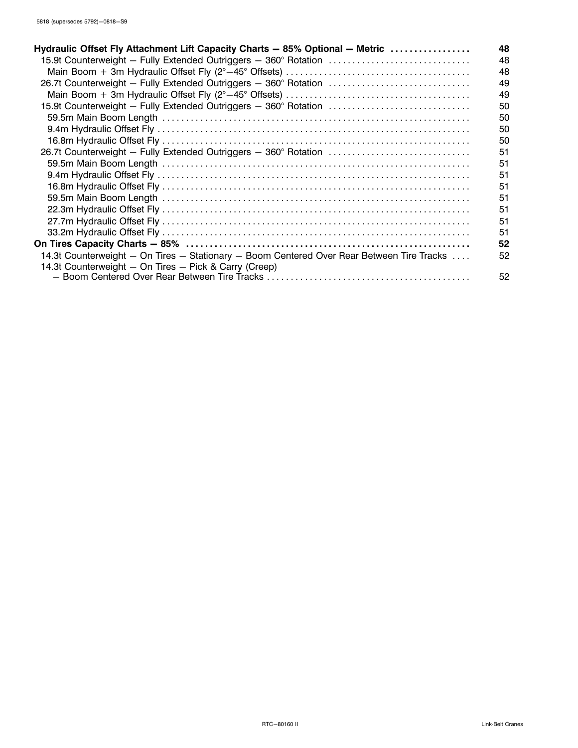| | |
|---|---|
| **Hydraulic Offset Fly Attachment Lift Capacity Charts — 85% Optional — Metric** | **48** |
| 15.9t Counterweight — Fully Extended Outriggers — 360° Rotation | 48 |
| Main Boom + 3m Hydraulic Offset Fly (2°—45° Offsets) | 48 |
| 26.7t Counterweight — Fully Extended Outriggers — 360° Rotation | 49 |
| Main Boom + 3m Hydraulic Offset Fly (2°—45° Offsets) | 49 |
| 15.9t Counterweight — Fully Extended Outriggers — 360° Rotation | 50 |
| 59.5m Main Boom Length | 50 |
| 9.4m Hydraulic Offset Fly | 50 |
| 16.8m Hydraulic Offset Fly | 50 |
| 26.7t Counterweight — Fully Extended Outriggers — 360° Rotation | 51 |
| 59.5m Main Boom Length | 51 |
| 9.4m Hydraulic Offset Fly | 51 |
| 16.8m Hydraulic Offset Fly | 51 |
| 59.5m Main Boom Length | 51 |
| 22.3m Hydraulic Offset Fly | 51 |
| 27.7m Hydraulic Offset Fly | 51 |
| 33.2m Hydraulic Offset Fly | 51 |
| **On Tires Capacity Charts — 85%** | **52** |
| 14.3t Counterweight — On Tires — Stationary — Boom Centered Over Rear Between Tire Tracks | 52 |
| 14.3t Counterweight — On Tires — Pick & Carry (Creep) — Boom Centered Over Rear Between Tire Tracks | 52 |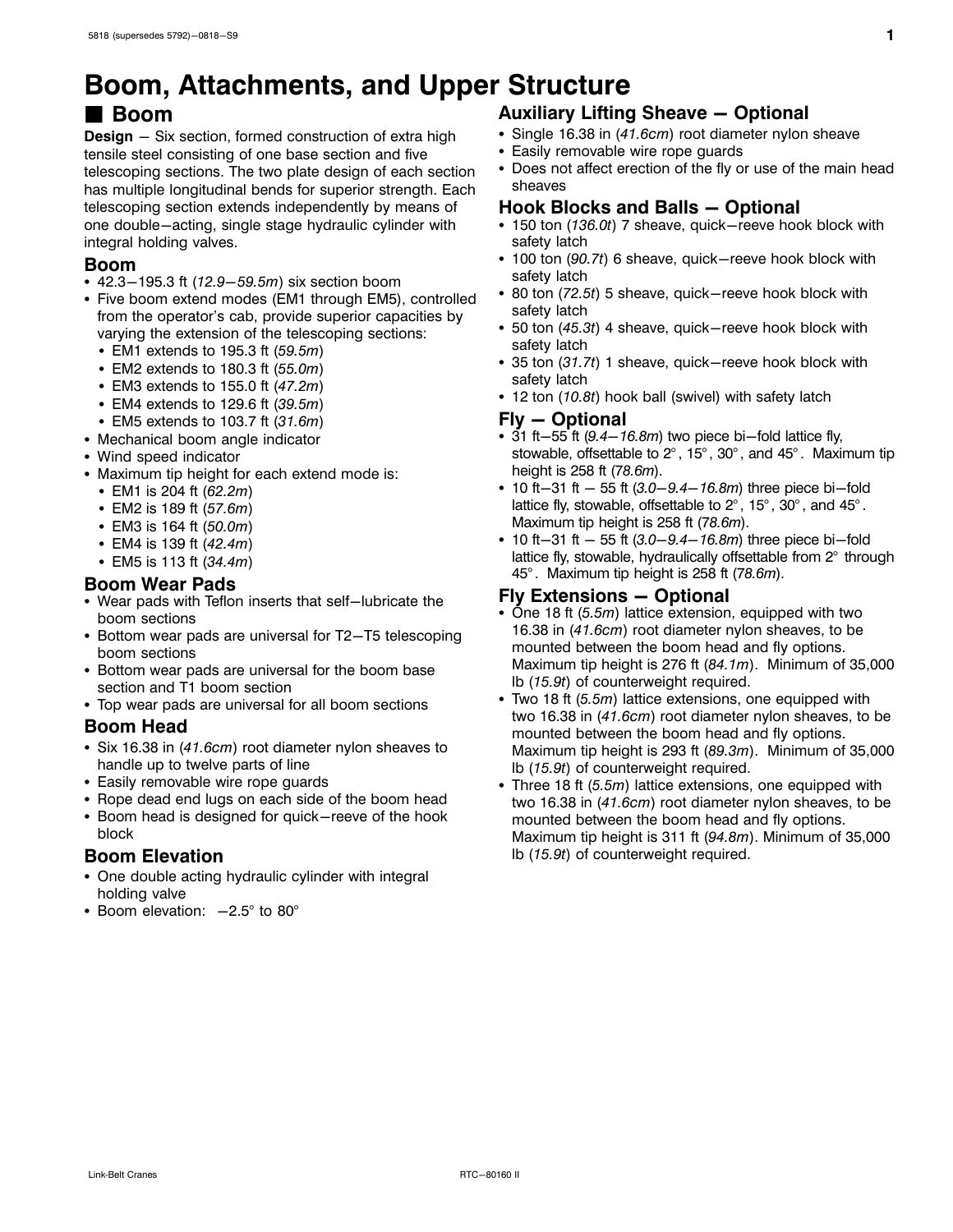# Boom, Attachments, and Upper Structure

## ■ Boom

**Design** — Six section, formed construction of extra high tensile steel consisting of one base section and five telescoping sections. The two plate design of each section has multiple longitudinal bends for superior strength. Each telescoping section extends independently by means of one double−acting, single stage hydraulic cylinder with integral holding valves.

### Boom

- 42.3−195.3 ft (*12.9−59.5m*) six section boom
- Five boom extend modes (EM1 through EM5), controlled from the operator's cab, provide superior capacities by varying the extension of the telescoping sections:
  - EM1 extends to 195.3 ft (*59.5m*)
  - EM2 extends to 180.3 ft (*55.0m*)
  - EM3 extends to 155.0 ft (*47.2m*)
  - EM4 extends to 129.6 ft (*39.5m*)
  - EM5 extends to 103.7 ft (*31.6m*)
- Mechanical boom angle indicator
- Wind speed indicator
- Maximum tip height for each extend mode is:
  - EM1 is 204 ft (*62.2m*)
  - EM2 is 189 ft (*57.6m*)
  - EM3 is 164 ft (*50.0m*)
  - EM4 is 139 ft (*42.4m*)
  - EM5 is 113 ft (*34.4m*)

### Boom Wear Pads

- Wear pads with Teflon inserts that self−lubricate the boom sections
- Bottom wear pads are universal for T2−T5 telescoping boom sections
- Bottom wear pads are universal for the boom base section and T1 boom section
- Top wear pads are universal for all boom sections

### Boom Head

- Six 16.38 in (*41.6cm*) root diameter nylon sheaves to handle up to twelve parts of line
- Easily removable wire rope guards
- Rope dead end lugs on each side of the boom head
- Boom head is designed for quick−reeve of the hook block

### Boom Elevation

- One double acting hydraulic cylinder with integral holding valve
- Boom elevation: −2.5° to 80°

### Auxiliary Lifting Sheave — Optional

- Single 16.38 in (*41.6cm*) root diameter nylon sheave
- Easily removable wire rope guards
- Does not affect erection of the fly or use of the main head sheaves

### Hook Blocks and Balls — Optional

- 150 ton (*136.0t*) 7 sheave, quick−reeve hook block with safety latch
- 100 ton (*90.7t*) 6 sheave, quick−reeve hook block with safety latch
- 80 ton (*72.5t*) 5 sheave, quick−reeve hook block with safety latch
- 50 ton (*45.3t*) 4 sheave, quick−reeve hook block with safety latch
- 35 ton (*31.7t*) 1 sheave, quick−reeve hook block with safety latch
- 12 ton (*10.8t*) hook ball (swivel) with safety latch

### Fly — Optional

- 31 ft−55 ft (*9.4−16.8m*) two piece bi−fold lattice fly, stowable, offsettable to 2°, 15°, 30°, and 45°. Maximum tip height is 258 ft (*78.6m*).
- 10 ft−31 ft − 55 ft (*3.0−9.4−16.8m*) three piece bi−fold lattice fly, stowable, offsettable to 2°, 15°, 30°, and 45°. Maximum tip height is 258 ft (*78.6m*).
- 10 ft−31 ft − 55 ft (*3.0−9.4−16.8m*) three piece bi−fold lattice fly, stowable, hydraulically offsettable from 2° through 45°. Maximum tip height is 258 ft (*78.6m*).

### Fly Extensions — Optional

- One 18 ft (*5.5m*) lattice extension, equipped with two 16.38 in (*41.6cm*) root diameter nylon sheaves, to be mounted between the boom head and fly options. Maximum tip height is 276 ft (*84.1m*). Minimum of 35,000 lb (*15.9t*) of counterweight required.
- Two 18 ft (*5.5m*) lattice extensions, one equipped with two 16.38 in (*41.6cm*) root diameter nylon sheaves, to be mounted between the boom head and fly options. Maximum tip height is 293 ft (*89.3m*). Minimum of 35,000 lb (*15.9t*) of counterweight required.
- Three 18 ft (*5.5m*) lattice extensions, one equipped with two 16.38 in (*41.6cm*) root diameter nylon sheaves, to be mounted between the boom head and fly options. Maximum tip height is 311 ft (*94.8m*). Minimum of 35,000 lb (*15.9t*) of counterweight required.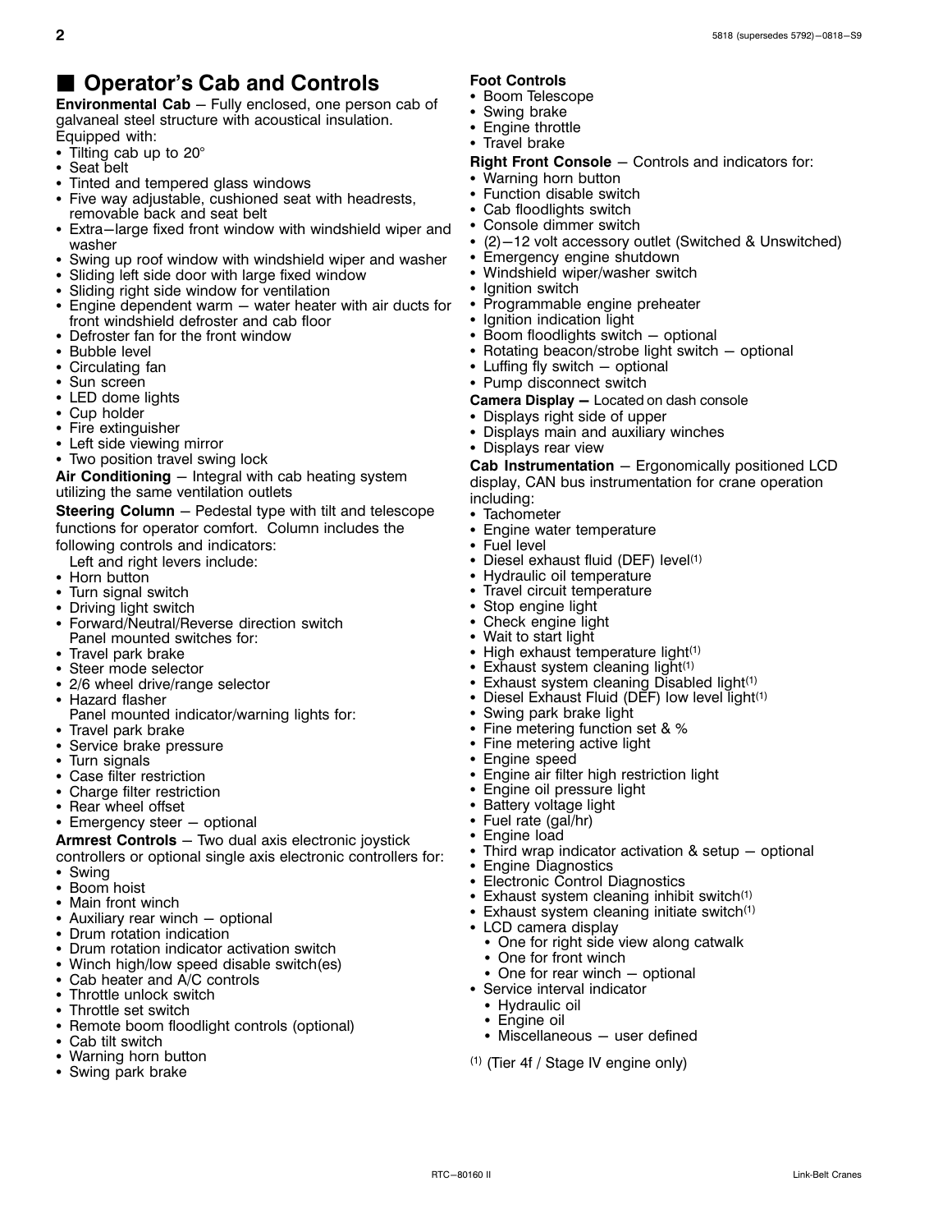## ■ Operator's Cab and Controls

**Environmental Cab** – Fully enclosed, one person cab of galvaneal steel structure with acoustical insulation. Equipped with:

- Tilting cab up to 20°
- Seat belt
- Tinted and tempered glass windows
- Five way adjustable, cushioned seat with headrests, removable back and seat belt
- Extra–large fixed front window with windshield wiper and washer
- Swing up roof window with windshield wiper and washer
- Sliding left side door with large fixed window
- Sliding right side window for ventilation
- Engine dependent warm – water heater with air ducts for front windshield defroster and cab floor
- Defroster fan for the front window
- Bubble level
- Circulating fan
- Sun screen
- LED dome lights
- Cup holder
- Fire extinguisher
- Left side viewing mirror
- Two position travel swing lock

**Air Conditioning** – Integral with cab heating system utilizing the same ventilation outlets

**Steering Column** – Pedestal type with tilt and telescope functions for operator comfort. Column includes the following controls and indicators:

Left and right levers include:

- Horn button
- Turn signal switch
- Driving light switch
- Forward/Neutral/Reverse direction switch

Panel mounted switches for:

- Travel park brake
- Steer mode selector
- 2/6 wheel drive/range selector
- Hazard flasher

Panel mounted indicator/warning lights for:

- Travel park brake
- Service brake pressure
- Turn signals
- Case filter restriction
- Charge filter restriction
- Rear wheel offset
- Emergency steer – optional

**Armrest Controls** – Two dual axis electronic joystick controllers or optional single axis electronic controllers for:

- Swing
- Boom hoist
- Main front winch
- Auxiliary rear winch – optional
- Drum rotation indication
- Drum rotation indicator activation switch
- Winch high/low speed disable switch(es)
- Cab heater and A/C controls
- Throttle unlock switch
- Throttle set switch
- Remote boom floodlight controls (optional)
- Cab tilt switch
- Warning horn button
- Swing park brake

**Foot Controls**

- Boom Telescope
- Swing brake
- Engine throttle
- Travel brake

**Right Front Console** – Controls and indicators for:

- Warning horn button
- Function disable switch
- Cab floodlights switch
- Console dimmer switch
- (2)–12 volt accessory outlet (Switched & Unswitched)
- Emergency engine shutdown
- Windshield wiper/washer switch
- Ignition switch
- Programmable engine preheater
- Ignition indication light
- Boom floodlights switch – optional
- Rotating beacon/strobe light switch – optional
- Luffing fly switch – optional
- Pump disconnect switch

**Camera Display –** Located on dash console

- Displays right side of upper
- Displays main and auxiliary winches
- Displays rear view

**Cab Instrumentation** – Ergonomically positioned LCD display, CAN bus instrumentation for crane operation including:

- Tachometer
- Engine water temperature
- Fuel level
- Diesel exhaust fluid (DEF) level[1]
- Hydraulic oil temperature
- Travel circuit temperature
- Stop engine light
- Check engine light
- Wait to start light
- High exhaust temperature light[1]
- Exhaust system cleaning light[1]
- Exhaust system cleaning Disabled light[1]
- Diesel Exhaust Fluid (DEF) low level light[1]
- Swing park brake light
- Fine metering function set & %
- Fine metering active light
- Engine speed
- Engine air filter high restriction light
- Engine oil pressure light
- Battery voltage light
- Fuel rate (gal/hr)
- Engine load
- Third wrap indicator activation & setup – optional
- Engine Diagnostics
- Electronic Control Diagnostics
- Exhaust system cleaning inhibit switch[1]
- Exhaust system cleaning initiate switch[1]
- LCD camera display
  - One for right side view along catwalk
  - One for front winch
  - One for rear winch – optional
- Service interval indicator
  - Hydraulic oil
  - Engine oil
  - Miscellaneous – user defined

[1] (Tier 4f / Stage IV engine only)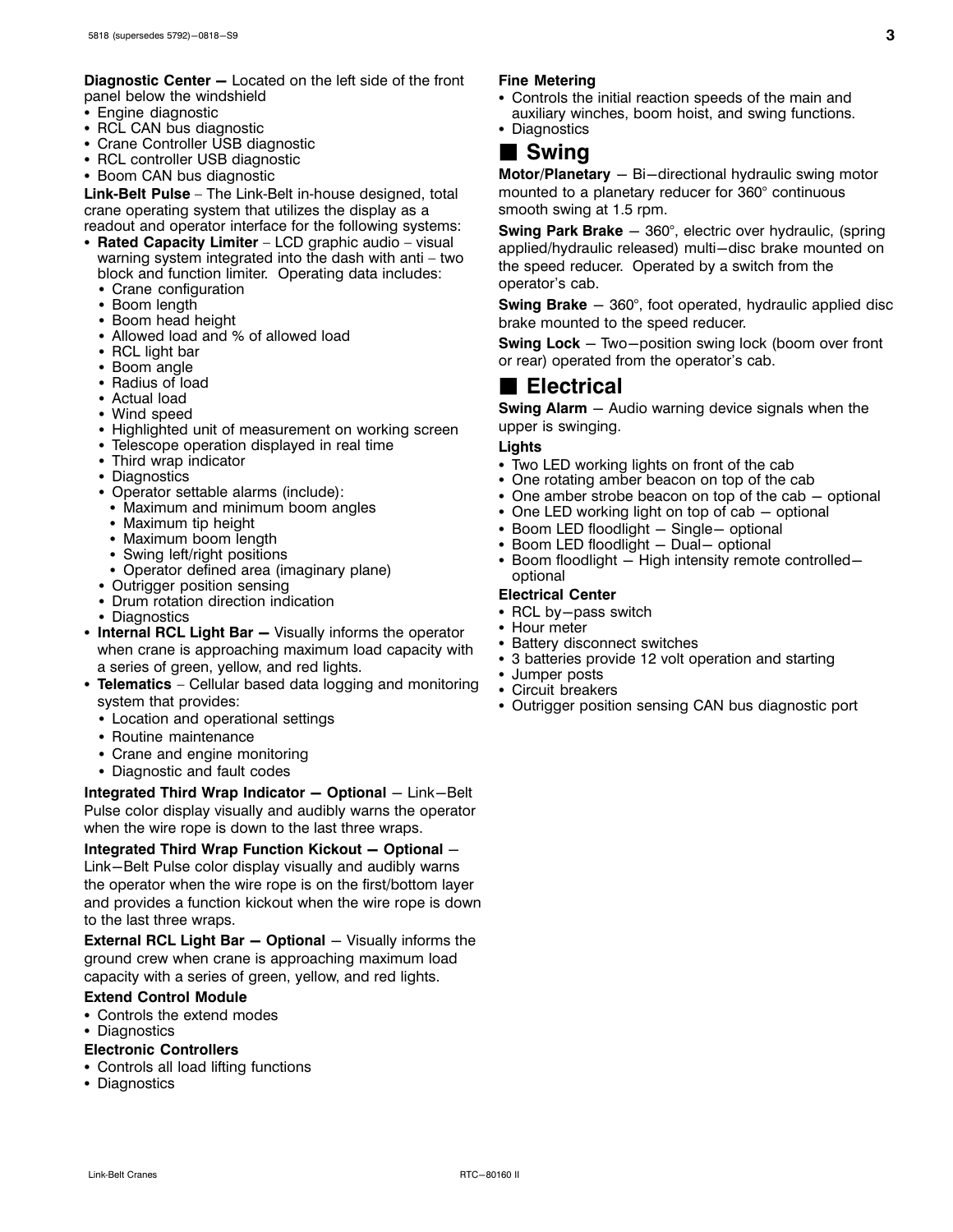**Diagnostic Center —** Located on the left side of the front panel below the windshield

- Engine diagnostic
- RCL CAN bus diagnostic
- Crane Controller USB diagnostic
- RCL controller USB diagnostic
- Boom CAN bus diagnostic

**Link-Belt Pulse** – The Link-Belt in-house designed, total crane operating system that utilizes the display as a readout and operator interface for the following systems:

- **Rated Capacity Limiter** – LCD graphic audio – visual warning system integrated into the dash with anti – two block and function limiter. Operating data includes:
  - Crane configuration
  - Boom length
  - Boom head height
  - Allowed load and % of allowed load
  - RCL light bar
  - Boom angle
  - Radius of load
  - Actual load
  - Wind speed
  - Highlighted unit of measurement on working screen
  - Telescope operation displayed in real time
  - Third wrap indicator
  - Diagnostics
  - Operator settable alarms (include):
    - Maximum and minimum boom angles
    - Maximum tip height
    - Maximum boom length
    - Swing left/right positions
    - Operator defined area (imaginary plane)
  - Outrigger position sensing
  - Drum rotation direction indication
  - Diagnostics
- **Internal RCL Light Bar —** Visually informs the operator when crane is approaching maximum load capacity with a series of green, yellow, and red lights.
- **Telematics** – Cellular based data logging and monitoring system that provides:
  - Location and operational settings
  - Routine maintenance
  - Crane and engine monitoring
  - Diagnostic and fault codes

**Integrated Third Wrap Indicator — Optional** – Link–Belt Pulse color display visually and audibly warns the operator when the wire rope is down to the last three wraps.

**Integrated Third Wrap Function Kickout — Optional** – Link–Belt Pulse color display visually and audibly warns the operator when the wire rope is on the first/bottom layer and provides a function kickout when the wire rope is down to the last three wraps.

**External RCL Light Bar — Optional** – Visually informs the ground crew when crane is approaching maximum load capacity with a series of green, yellow, and red lights.

**Extend Control Module**

- Controls the extend modes
- Diagnostics

**Electronic Controllers**

- Controls all load lifting functions
- Diagnostics

**Fine Metering**

- Controls the initial reaction speeds of the main and auxiliary winches, boom hoist, and swing functions.
- Diagnostics

## Swing

**Motor/Planetary** – Bi–directional hydraulic swing motor mounted to a planetary reducer for 360° continuous smooth swing at 1.5 rpm.

**Swing Park Brake** – 360°, electric over hydraulic, (spring applied/hydraulic released) multi–disc brake mounted on the speed reducer. Operated by a switch from the operator's cab.

**Swing Brake** – 360°, foot operated, hydraulic applied disc brake mounted to the speed reducer.

**Swing Lock** – Two–position swing lock (boom over front or rear) operated from the operator's cab.

## Electrical

**Swing Alarm** – Audio warning device signals when the upper is swinging.

**Lights**

- Two LED working lights on front of the cab
- One rotating amber beacon on top of the cab
- One amber strobe beacon on top of the cab – optional
- One LED working light on top of cab – optional
- Boom LED floodlight – Single– optional
- Boom LED floodlight – Dual– optional
- Boom floodlight – High intensity remote controlled– optional

**Electrical Center**

- RCL by–pass switch
- Hour meter
- Battery disconnect switches
- 3 batteries provide 12 volt operation and starting
- Jumper posts
- Circuit breakers
- Outrigger position sensing CAN bus diagnostic port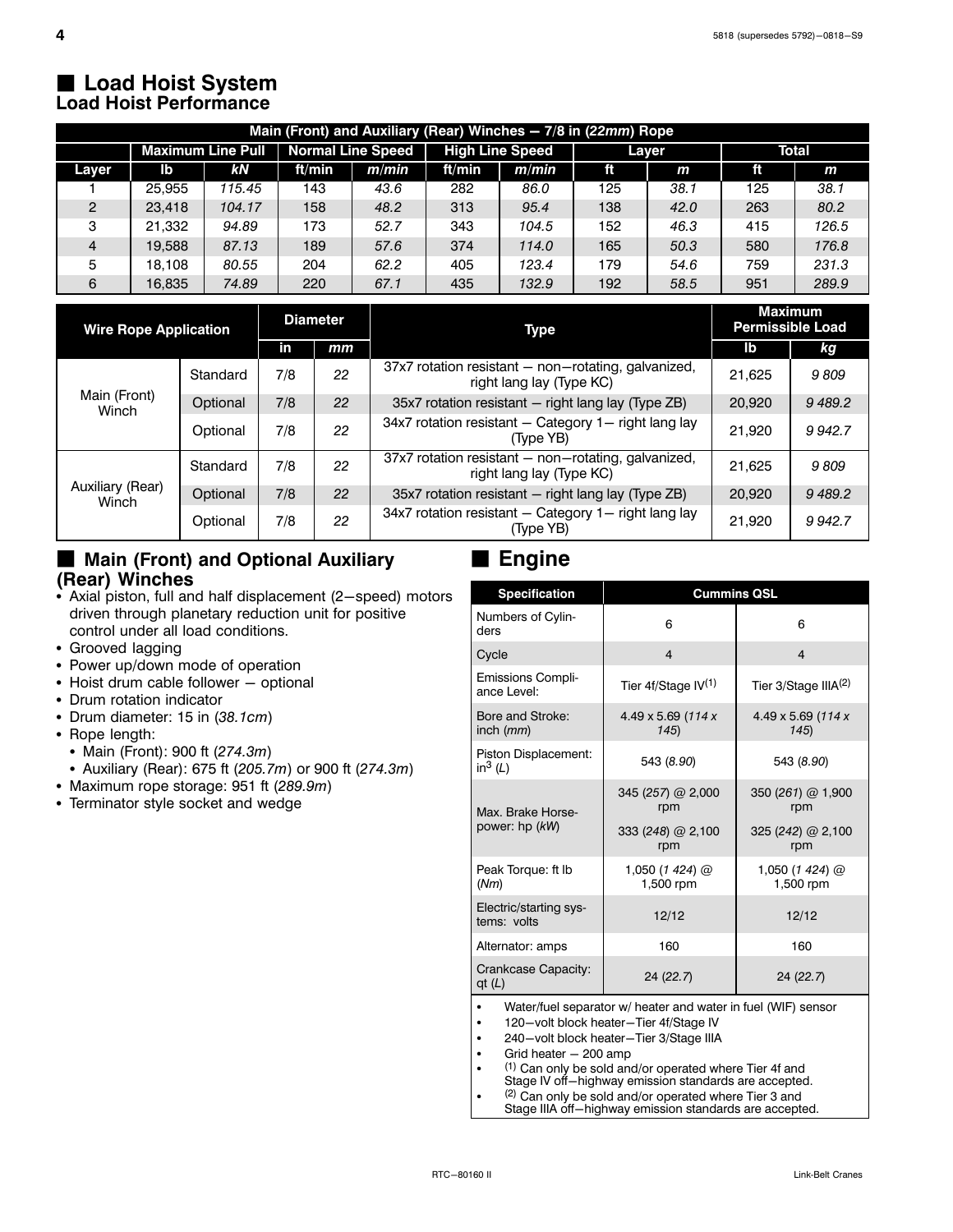## Load Hoist System

### Load Hoist Performance

| Main (Front) and Auxiliary (Rear) Winches — 7/8 in (*22mm*) Rope | | | | | | | | | | |
|---|---|---|---|---|---|---|---|---|---|---|
| | Maximum Line Pull | | Normal Line Speed | | High Line Speed | | Layer | | Total | |
| Layer | lb | *kN* | ft/min | *m/min* | ft/min | *m/min* | ft | *m* | ft | *m* |
| 1 | 25,955 | *115.45* | 143 | *43.6* | 282 | *86.0* | 125 | *38.1* | 125 | *38.1* |
| 2 | 23,418 | *104.17* | 158 | *48.2* | 313 | *95.4* | 138 | *42.0* | 263 | *80.2* |
| 3 | 21,332 | *94.89* | 173 | *52.7* | 343 | *104.5* | 152 | *46.3* | 415 | *126.5* |
| 4 | 19,588 | *87.13* | 189 | *57.6* | 374 | *114.0* | 165 | *50.3* | 580 | *176.8* |
| 5 | 18,108 | *80.55* | 204 | *62.2* | 405 | *123.4* | 179 | *54.6* | 759 | *231.3* |
| 6 | 16,835 | *74.89* | 220 | *67.1* | 435 | *132.9* | 192 | *58.5* | 951 | *289.9* |

| Wire Rope Application | | Diameter | | Type | Maximum Permissible Load | |
|---|---|---|---|---|---|---|
| | | in | *mm* | | lb | *kg* |
| Main (Front) Winch | Standard | 7/8 | *22* | 37x7 rotation resistant – non–rotating, galvanized, right lang lay (Type KC) | 21,625 | *9 809* |
| | Optional | 7/8 | *22* | 35x7 rotation resistant – right lang lay (Type ZB) | 20,920 | *9 489.2* |
| | Optional | 7/8 | *22* | 34x7 rotation resistant – Category 1– right lang lay (Type YB) | 21,920 | *9 942.7* |
| Auxiliary (Rear) Winch | Standard | 7/8 | *22* | 37x7 rotation resistant – non–rotating, galvanized, right lang lay (Type KC) | 21,625 | *9 809* |
| | Optional | 7/8 | *22* | 35x7 rotation resistant – right lang lay (Type ZB) | 20,920 | *9 489.2* |
| | Optional | 7/8 | *22* | 34x7 rotation resistant – Category 1– right lang lay (Type YB) | 21,920 | *9 942.7* |

## Main (Front) and Optional Auxiliary (Rear) Winches

- Axial piston, full and half displacement (2–speed) motors driven through planetary reduction unit for positive control under all load conditions.
- Grooved lagging
- Power up/down mode of operation
- Hoist drum cable follower – optional
- Drum rotation indicator
- Drum diameter: 15 in (*38.1cm*)
- Rope length:
  - Main (Front): 900 ft (*274.3m*)
  - Auxiliary (Rear): 675 ft (*205.7m*) or 900 ft (*274.3m*)
- Maximum rope storage: 951 ft (*289.9m*)
- Terminator style socket and wedge

## Engine

| Specification | Cummins QSL | |
|---|---|---|
| Numbers of Cylinders | 6 | 6 |
| Cycle | 4 | 4 |
| Emissions Compliance Level: | Tier 4f/Stage IV[1] | Tier 3/Stage IIIA[2] |
| Bore and Stroke: inch (*mm*) | 4.49 x 5.69 (*114 x 145*) | 4.49 x 5.69 (*114 x 145*) |
| Piston Displacement: $in^3$ (*L*) | 543 (*8.90*) | 543 (*8.90*) |
| Max. Brake Horsepower: hp (*kW*) | 345 (*257*) @ 2,000 rpm<br>333 (*248*) @ 2,100 rpm | 350 (*261*) @ 1,900 rpm<br>325 (*242*) @ 2,100 rpm |
| Peak Torque: ft lb (*Nm*) | 1,050 (*1 424*) @ 1,500 rpm | 1,050 (*1 424*) @ 1,500 rpm |
| Electric/starting systems: volts | 12/12 | 12/12 |
| Alternator: amps | 160 | 160 |
| Crankcase Capacity: qt (*L*) | 24 (*22.7*) | 24 (*22.7*) |

- Water/fuel separator w/ heater and water in fuel (WIF) sensor
- 120–volt block heater–Tier 4f/Stage IV
- 240–volt block heater–Tier 3/Stage IIIA
- Grid heater – 200 amp
- [1] Can only be sold and/or operated where Tier 4f and Stage IV off–highway emission standards are accepted.
- [2] Can only be sold and/or operated where Tier 3 and Stage IIIA off–highway emission standards are accepted.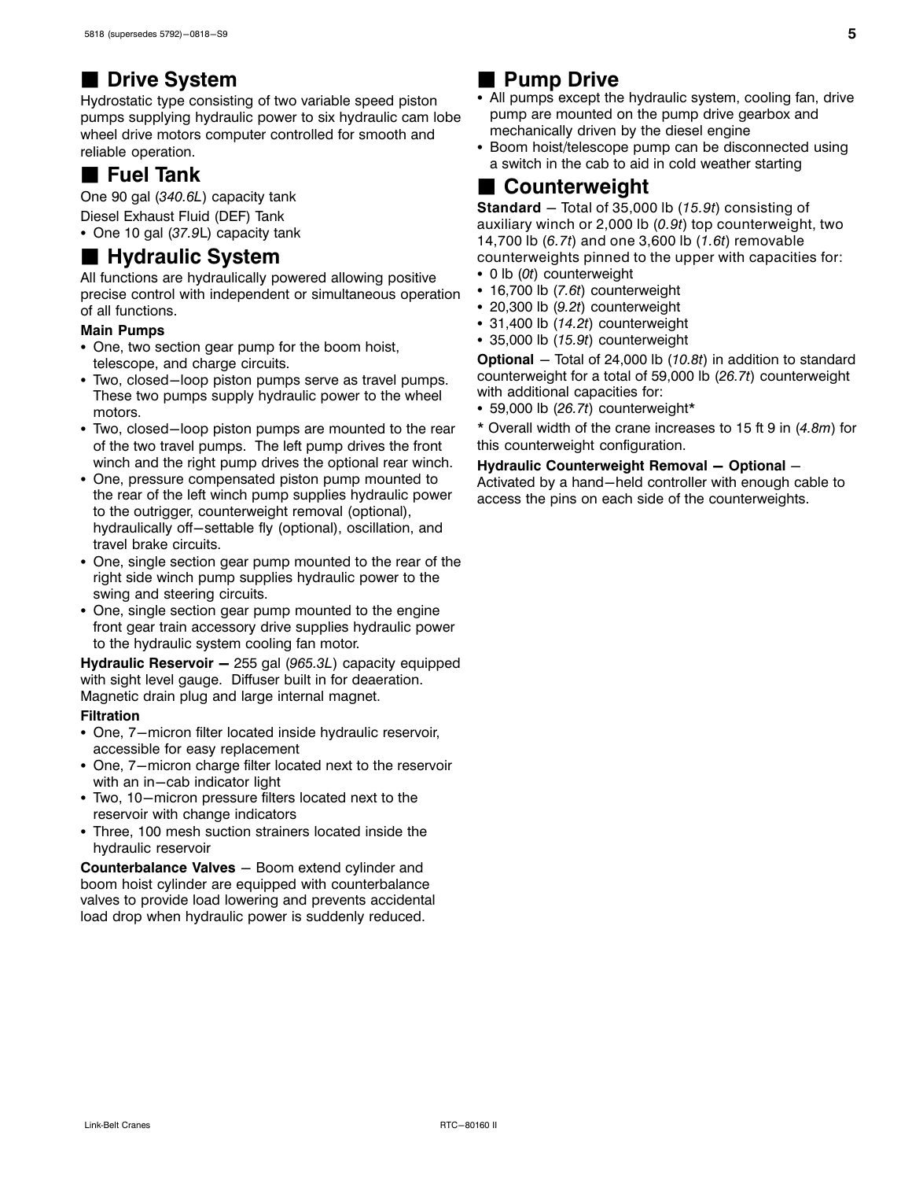## ■ Drive System

Hydrostatic type consisting of two variable speed piston pumps supplying hydraulic power to six hydraulic cam lobe wheel drive motors computer controlled for smooth and reliable operation.

## ■ Fuel Tank

One 90 gal (*340.6L*) capacity tank

Diesel Exhaust Fluid (DEF) Tank

- One 10 gal (*37.9*L) capacity tank

## ■ Hydraulic System

All functions are hydraulically powered allowing positive precise control with independent or simultaneous operation of all functions.

**Main Pumps**

- One, two section gear pump for the boom hoist, telescope, and charge circuits.
- Two, closed−loop piston pumps serve as travel pumps. These two pumps supply hydraulic power to the wheel motors.
- Two, closed−loop piston pumps are mounted to the rear of the two travel pumps. The left pump drives the front winch and the right pump drives the optional rear winch.
- One, pressure compensated piston pump mounted to the rear of the left winch pump supplies hydraulic power to the outrigger, counterweight removal (optional), hydraulically off−settable fly (optional), oscillation, and travel brake circuits.
- One, single section gear pump mounted to the rear of the right side winch pump supplies hydraulic power to the swing and steering circuits.
- One, single section gear pump mounted to the engine front gear train accessory drive supplies hydraulic power to the hydraulic system cooling fan motor.

**Hydraulic Reservoir —** 255 gal (*965.3L*) capacity equipped with sight level gauge. Diffuser built in for deaeration. Magnetic drain plug and large internal magnet.

**Filtration**

- One, 7−micron filter located inside hydraulic reservoir, accessible for easy replacement
- One, 7−micron charge filter located next to the reservoir with an in−cab indicator light
- Two, 10−micron pressure filters located next to the reservoir with change indicators
- Three, 100 mesh suction strainers located inside the hydraulic reservoir

**Counterbalance Valves** – Boom extend cylinder and boom hoist cylinder are equipped with counterbalance valves to provide load lowering and prevents accidental load drop when hydraulic power is suddenly reduced.

## ■ Pump Drive

- All pumps except the hydraulic system, cooling fan, drive pump are mounted on the pump drive gearbox and mechanically driven by the diesel engine
- Boom hoist/telescope pump can be disconnected using a switch in the cab to aid in cold weather starting

## ■ Counterweight

**Standard** – Total of 35,000 lb (*15.9t*) consisting of auxiliary winch or 2,000 lb (*0.9t*) top counterweight, two 14,700 lb (*6.7t*) and one 3,600 lb (*1.6t*) removable counterweights pinned to the upper with capacities for:

- 0 lb (*0t*) counterweight
- 16,700 lb (*7.6t*) counterweight
- 20,300 lb (*9.2t*) counterweight
- 31,400 lb (*14.2t*) counterweight
- 35,000 lb (*15.9t*) counterweight

**Optional** – Total of 24,000 lb (*10.8t*) in addition to standard counterweight for a total of 59,000 lb (*26.7t*) counterweight with additional capacities for:

- 59,000 lb (*26.7t*) counterweight*

* Overall width of the crane increases to 15 ft 9 in (*4.8m*) for this counterweight configuration.

**Hydraulic Counterweight Removal — Optional** – Activated by a hand−held controller with enough cable to access the pins on each side of the counterweights.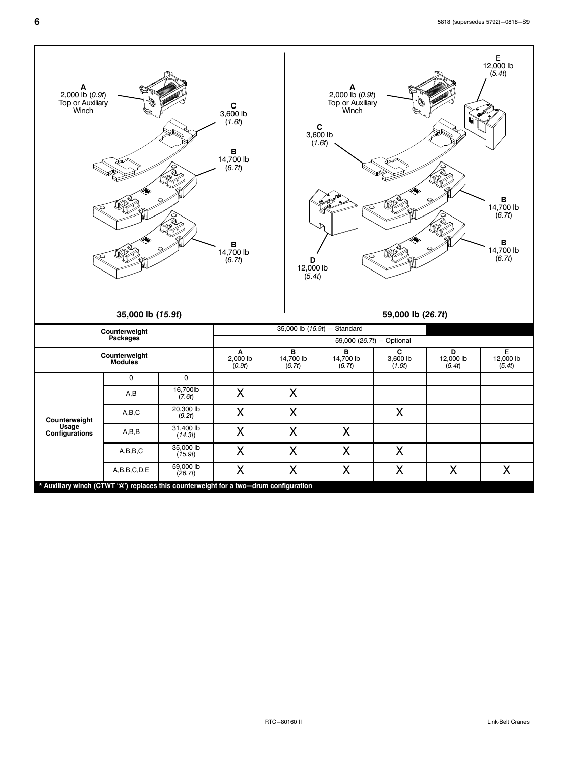**A**
2,000 lb (*0.9t*)
Top or Auxiliary
Winch

**C**
3,600 lb
(*1.6t*)

**B**
14,700 lb
(*6.7t*)

**B**
14,700 lb
(*6.7t*)

**35,000 lb (*15.9t*)**

**E**
12,000 lb
(*5.4t*)

**A**
2,000 lb (*0.9t*)
Top or Auxiliary
Winch

**C**
3,600 lb
(*1.6t*)

**B**
14,700 lb
(*6.7t*)

**B**
14,700 lb
(*6.7t*)

**D**
12,000 lb
(*5.4t*)

**59,000 lb (*26.7t*)**

| Counterweight Packages | | | 35,000 lb (*15.9t*) — Standard | | | | | |
|---|---|---|---|---|---|---|---|---|
| | | | 59,000 (*26.7t*) — Optional | | | | | |
| **Counterweight Modules** | | | **A** 2,000 lb (*0.9t*) | **B** 14,700 lb (*6.7t*) | **B** 14,700 lb (*6.7t*) | **C** 3,600 lb (*1.6t*) | **D** 12,000 lb (*5.4t*) | E 12,000 lb (*5.4t*) |
| **Counterweight Usage Configurations** | 0 | 0 | | | | | | |
| | A,B | 16,700lb (*7.6t*) | X | X | | | | |
| | A,B,C | 20,300 lb (*9.2t*) | X | X | | X | | |
| | A,B,B | 31,400 lb (*14.3t*) | X | X | X | | | |
| | A,B,B,C | 35,000 lb (*15.9t*) | X | X | X | X | | |
| | A,B,B,C,D,E | 59,000 lb (*26.7t*) | X | X | X | X | X | X |

**\* Auxiliary winch (CTWT "A") replaces this counterweight for a two−drum configuration**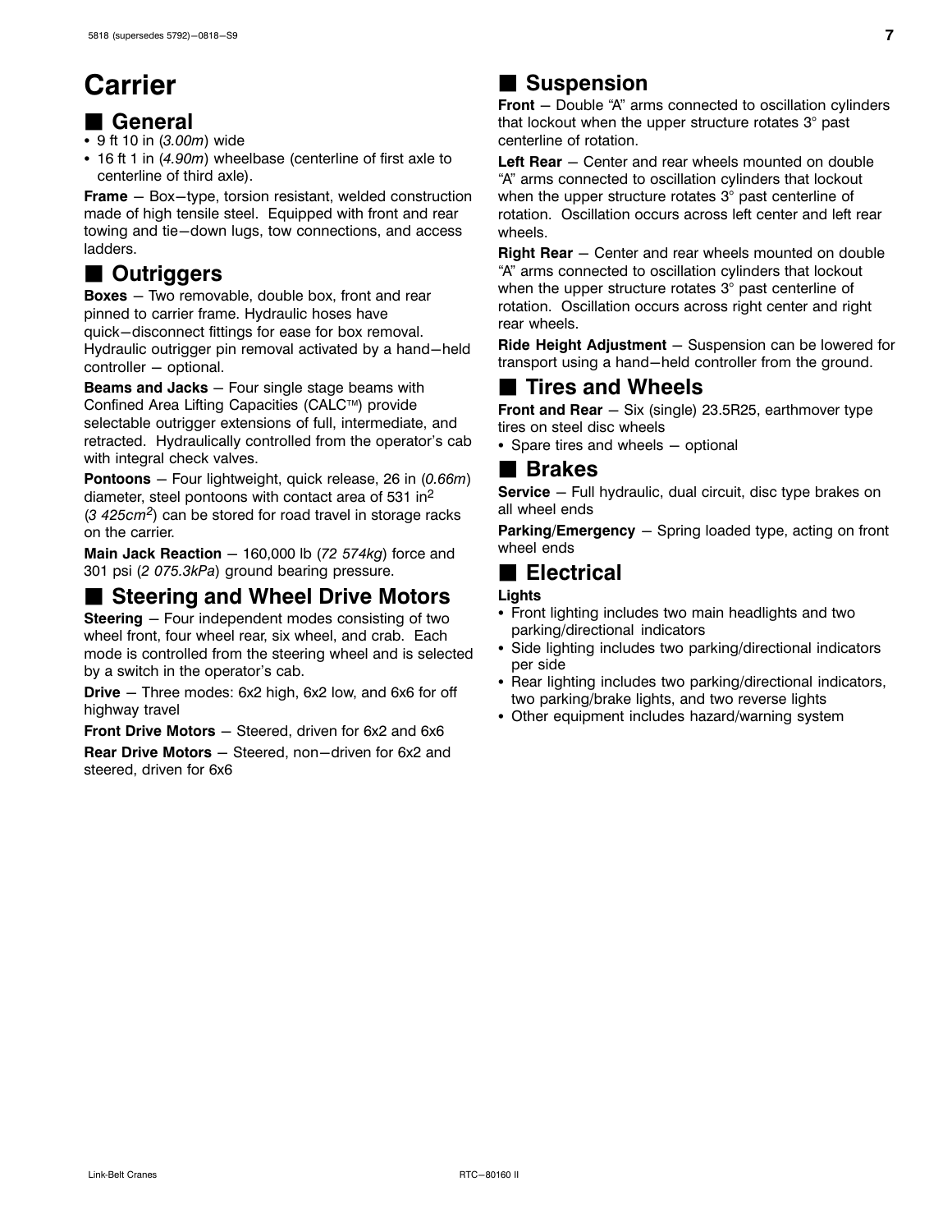# Carrier

## ■ General

- 9 ft 10 in (*3.00m*) wide
- 16 ft 1 in (*4.90m*) wheelbase (centerline of first axle to centerline of third axle).

**Frame** – Box–type, torsion resistant, welded construction made of high tensile steel. Equipped with front and rear towing and tie–down lugs, tow connections, and access ladders.

## ■ Outriggers

**Boxes** – Two removable, double box, front and rear pinned to carrier frame. Hydraulic hoses have quick–disconnect fittings for ease for box removal. Hydraulic outrigger pin removal activated by a hand–held controller – optional.

**Beams and Jacks** – Four single stage beams with Confined Area Lifting Capacities (CALC™) provide selectable outrigger extensions of full, intermediate, and retracted. Hydraulically controlled from the operator's cab with integral check valves.

**Pontoons** – Four lightweight, quick release, 26 in (*0.66m*) diameter, steel pontoons with contact area of 531 $in^2$ (*3 425*$cm^2$) can be stored for road travel in storage racks on the carrier.

**Main Jack Reaction** – 160,000 lb (*72 574kg*) force and 301 psi (*2 075.3kPa*) ground bearing pressure.

## ■ Steering and Wheel Drive Motors

**Steering** – Four independent modes consisting of two wheel front, four wheel rear, six wheel, and crab. Each mode is controlled from the steering wheel and is selected by a switch in the operator's cab.

**Drive** – Three modes: 6x2 high, 6x2 low, and 6x6 for off highway travel

**Front Drive Motors** – Steered, driven for 6x2 and 6x6

**Rear Drive Motors** – Steered, non–driven for 6x2 and steered, driven for 6x6

## ■ Suspension

**Front** – Double "A" arms connected to oscillation cylinders that lockout when the upper structure rotates 3° past centerline of rotation.

**Left Rear** – Center and rear wheels mounted on double "A" arms connected to oscillation cylinders that lockout when the upper structure rotates 3° past centerline of rotation. Oscillation occurs across left center and left rear wheels.

**Right Rear** – Center and rear wheels mounted on double "A" arms connected to oscillation cylinders that lockout when the upper structure rotates 3° past centerline of rotation. Oscillation occurs across right center and right rear wheels.

**Ride Height Adjustment** – Suspension can be lowered for transport using a hand–held controller from the ground.

## ■ Tires and Wheels

**Front and Rear** – Six (single) 23.5R25, earthmover type tires on steel disc wheels

- Spare tires and wheels – optional

## ■ Brakes

**Service** – Full hydraulic, dual circuit, disc type brakes on all wheel ends

**Parking/Emergency** – Spring loaded type, acting on front wheel ends

## ■ Electrical

**Lights**

- Front lighting includes two main headlights and two parking/directional indicators
- Side lighting includes two parking/directional indicators per side
- Rear lighting includes two parking/directional indicators, two parking/brake lights, and two reverse lights
- Other equipment includes hazard/warning system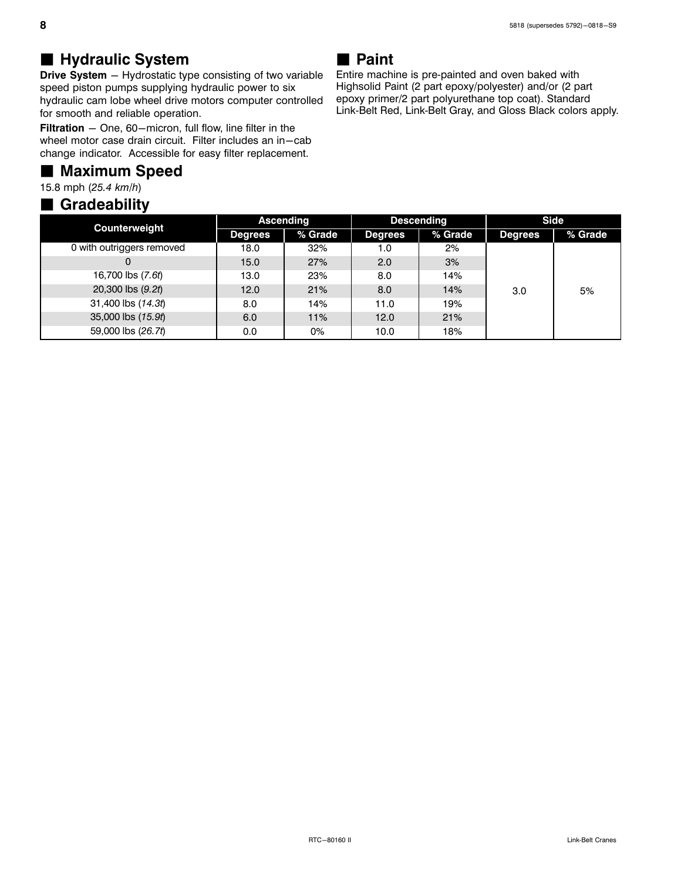## ■ Hydraulic System

**Drive System** — Hydrostatic type consisting of two variable speed piston pumps supplying hydraulic power to six hydraulic cam lobe wheel drive motors computer controlled for smooth and reliable operation.

**Filtration** — One, 60−micron, full flow, line filter in the wheel motor case drain circuit. Filter includes an in−cab change indicator. Accessible for easy filter replacement.

## ■ Maximum Speed

15.8 mph (*25.4 km/h*)

## ■ Gradeability

| Counterweight | Ascending | | Descending | | Side | |
|---|---|---|---|---|---|---|
| | Degrees | % Grade | Degrees | % Grade | Degrees | % Grade |
| 0 with outriggers removed | 18.0 | 32% | 1.0 | 2% | 3.0 | 5% |
| 0 | 15.0 | 27% | 2.0 | 3% | | |
| 16,700 lbs (*7.6t*) | 13.0 | 23% | 8.0 | 14% | | |
| 20,300 lbs (*9.2t*) | 12.0 | 21% | 8.0 | 14% | | |
| 31,400 lbs (*14.3t*) | 8.0 | 14% | 11.0 | 19% | | |
| 35,000 lbs (*15.9t*) | 6.0 | 11% | 12.0 | 21% | | |
| 59,000 lbs (*26.7t*) | 0.0 | 0% | 10.0 | 18% | | |

## ■ Paint

Entire machine is pre-painted and oven baked with Highsolid Paint (2 part epoxy/polyester) and/or (2 part epoxy primer/2 part polyurethane top coat). Standard Link-Belt Red, Link-Belt Gray, and Gloss Black colors apply.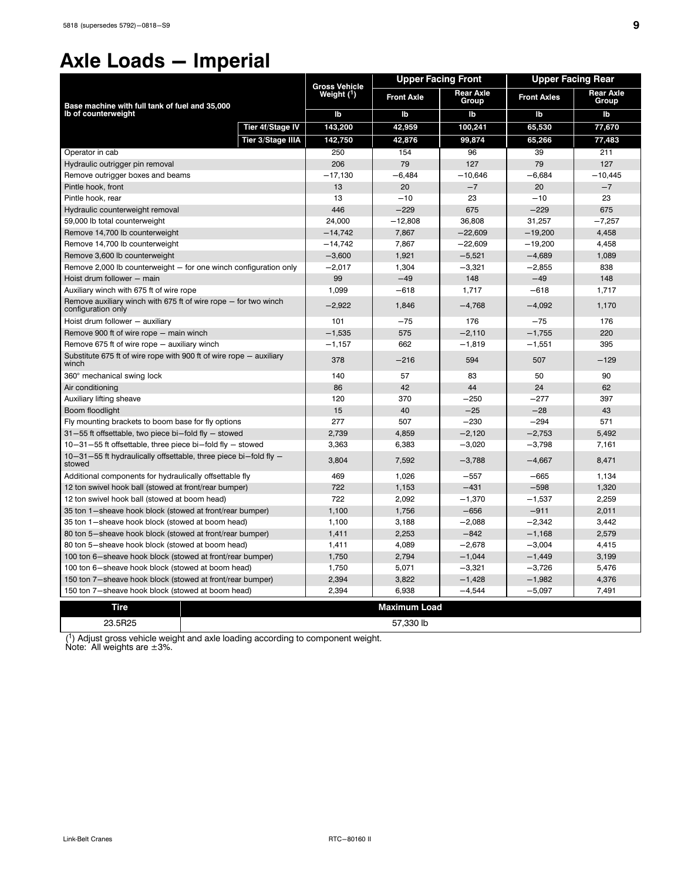# Axle Loads — Imperial

| Base machine with full tank of fuel and 35,000 lb of counterweight | | Gross Vehicle Weight (1) | Upper Facing Front | | Upper Facing Rear | |
|---|---|---|---|---|---|---|
| | | | Front Axle | Rear Axle Group | Front Axles | Rear Axle Group |
| | | lb | lb | lb | lb | lb |
| | Tier 4f/Stage IV | 143,200 | 42,959 | 100,241 | 65,530 | 77,670 |
| | Tier 3/Stage IIIA | 142,750 | 42,876 | 99,874 | 65,266 | 77,483 |
| Operator in cab | | 250 | 154 | 96 | 39 | 211 |
| Hydraulic outrigger pin removal | | 206 | 79 | 127 | 79 | 127 |
| Remove outrigger boxes and beams | | −17,130 | −6,484 | −10,646 | −6,684 | −10,445 |
| Pintle hook, front | | 13 | 20 | −7 | 20 | −7 |
| Pintle hook, rear | | 13 | −10 | 23 | −10 | 23 |
| Hydraulic counterweight removal | | 446 | −229 | 675 | −229 | 675 |
| 59,000 lb total counterweight | | 24,000 | −12,808 | 36,808 | 31,257 | −7,257 |
| Remove 14,700 lb counterweight | | −14,742 | 7,867 | −22,609 | −19,200 | 4,458 |
| Remove 14,700 lb counterweight | | −14,742 | 7,867 | −22,609 | −19,200 | 4,458 |
| Remove 3,600 lb counterweight | | −3,600 | 1,921 | −5,521 | −4,689 | 1,089 |
| Remove 2,000 lb counterweight — for one winch configuration only | | −2,017 | 1,304 | −3,321 | −2,855 | 838 |
| Hoist drum follower — main | | 99 | −49 | 148 | −49 | 148 |
| Auxiliary winch with 675 ft of wire rope | | 1,099 | −618 | 1,717 | −618 | 1,717 |
| Remove auxiliary winch with 675 ft of wire rope — for two winch configuration only | | −2,922 | 1,846 | −4,768 | −4,092 | 1,170 |
| Hoist drum follower — auxiliary | | 101 | −75 | 176 | −75 | 176 |
| Remove 900 ft of wire rope — main winch | | −1,535 | 575 | −2,110 | −1,755 | 220 |
| Remove 675 ft of wire rope — auxiliary winch | | −1,157 | 662 | −1,819 | −1,551 | 395 |
| Substitute 675 ft of wire rope with 900 ft of wire rope — auxiliary winch | | 378 | −216 | 594 | 507 | −129 |
| 360° mechanical swing lock | | 140 | 57 | 83 | 50 | 90 |
| Air conditioning | | 86 | 42 | 44 | 24 | 62 |
| Auxiliary lifting sheave | | 120 | 370 | −250 | −277 | 397 |
| Boom floodlight | | 15 | 40 | −25 | −28 | 43 |
| Fly mounting brackets to boom base for fly options | | 277 | 507 | −230 | −294 | 571 |
| 31—55 ft offsettable, two piece bi—fold fly — stowed | | 2,739 | 4,859 | −2,120 | −2,753 | 5,492 |
| 10—31—55 ft offsettable, three piece bi—fold fly — stowed | | 3,363 | 6,383 | −3,020 | −3,798 | 7,161 |
| 10—31—55 ft hydraulically offsettable, three piece bi—fold fly — stowed | | 3,804 | 7,592 | −3,788 | −4,667 | 8,471 |
| Additional components for hydraulically offsettable fly | | 469 | 1,026 | −557 | −665 | 1,134 |
| 12 ton swivel hook ball (stowed at front/rear bumper) | | 722 | 1,153 | −431 | −598 | 1,320 |
| 12 ton swivel hook ball (stowed at boom head) | | 722 | 2,092 | −1,370 | −1,537 | 2,259 |
| 35 ton 1—sheave hook block (stowed at front/rear bumper) | | 1,100 | 1,756 | −656 | −911 | 2,011 |
| 35 ton 1—sheave hook block (stowed at boom head) | | 1,100 | 3,188 | −2,088 | −2,342 | 3,442 |
| 80 ton 5—sheave hook block (stowed at front/rear bumper) | | 1,411 | 2,253 | −842 | −1,168 | 2,579 |
| 80 ton 5—sheave hook block (stowed at boom head) | | 1,411 | 4,089 | −2,678 | −3,004 | 4,415 |
| 100 ton 6—sheave hook block (stowed at front/rear bumper) | | 1,750 | 2,794 | −1,044 | −1,449 | 3,199 |
| 100 ton 6—sheave hook block (stowed at boom head) | | 1,750 | 5,071 | −3,321 | −3,726 | 5,476 |
| 150 ton 7—sheave hook block (stowed at front/rear bumper) | | 2,394 | 3,822 | −1,428 | −1,982 | 4,376 |
| 150 ton 7—sheave hook block (stowed at boom head) | | 2,394 | 6,938 | −4,544 | −5,097 | 7,491 |

| Tire | Maximum Load |
|---|---|
| 23.5R25 | 57,330 lb |

(1) Adjust gross vehicle weight and axle loading according to component weight.
Note: All weights are ±3%.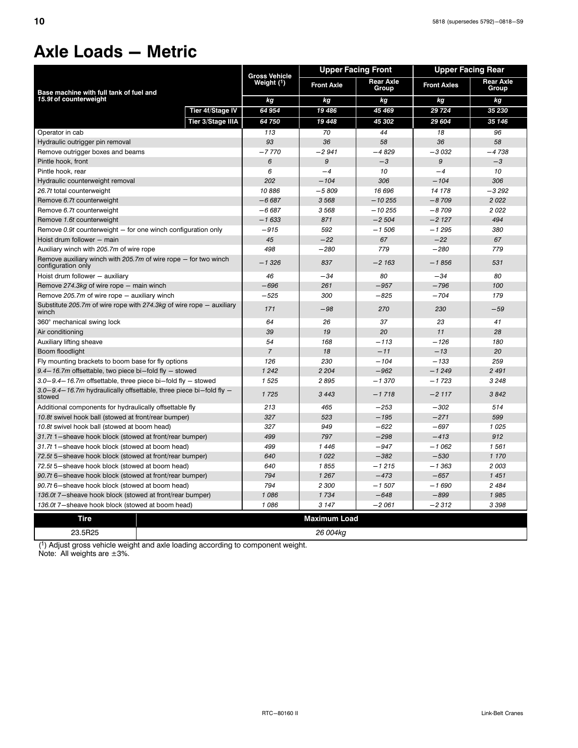# Axle Loads — Metric

| Base machine with full tank of fuel and *15.9t* of counterweight | | Gross Vehicle Weight (1) | Upper Facing Front | | Upper Facing Rear | |
|---|---|---|---|---|---|---|
| | | | Front Axle | Rear Axle Group | Front Axles | Rear Axle Group |
| | | kg | kg | kg | kg | kg |
| | Tier 4f/Stage IV | 64 954 | 19 486 | 45 469 | 29 724 | 35 230 |
| | Tier 3/Stage IIIA | 64 750 | 19 448 | 45 302 | 29 604 | 35 146 |
| Operator in cab | | 113 | 70 | 44 | 18 | 96 |
| Hydraulic outrigger pin removal | | 93 | 36 | 58 | 36 | 58 |
| Remove outrigger boxes and beams | | −7 770 | −2 941 | −4 829 | −3 032 | −4 738 |
| Pintle hook, front | | 6 | 9 | −3 | 9 | −3 |
| Pintle hook, rear | | 6 | −4 | 10 | −4 | 10 |
| Hydraulic counterweight removal | | 202 | −104 | 306 | −104 | 306 |
| *26.7t* total counterweight | | 10 886 | −5 809 | 16 696 | 14 178 | −3 292 |
| Remove *6.7t* counterweight | | −6 687 | 3 568 | −10 255 | −8 709 | 2 022 |
| Remove *6.7t* counterweight | | −6 687 | 3 568 | −10 255 | −8 709 | 2 022 |
| Remove *1.6t* counterweight | | −1 633 | 871 | −2 504 | −2 127 | 494 |
| Remove *0.9t* counterweight — for one winch configuration only | | −915 | 592 | −1 506 | −1 295 | 380 |
| Hoist drum follower — main | | 45 | −22 | 67 | −22 | 67 |
| Auxiliary winch with *205.7m* of wire rope | | 498 | −280 | 779 | −280 | 779 |
| Remove auxiliary winch with *205.7m* of wire rope — for two winch configuration only | | −1 326 | 837 | −2 163 | −1 856 | 531 |
| Hoist drum follower — auxiliary | | 46 | −34 | 80 | −34 | 80 |
| Remove *274.3kg* of wire rope — main winch | | −696 | 261 | −957 | −796 | 100 |
| Remove *205.7m* of wire rope — auxiliary winch | | −525 | 300 | −825 | −704 | 179 |
| Substitute *205.7m* of wire rope with *274.3kg* of wire rope — auxiliary winch | | 171 | −98 | 270 | 230 | −59 |
| 360° mechanical swing lock | | 64 | 26 | 37 | 23 | 41 |
| Air conditioning | | 39 | 19 | 20 | 11 | 28 |
| Auxiliary lifting sheave | | 54 | 168 | −113 | −126 | 180 |
| Boom floodlight | | 7 | 18 | −11 | −13 | 20 |
| Fly mounting brackets to boom base for fly options | | 126 | 230 | −104 | −133 | 259 |
| *9.4—16.7m* offsettable, two piece bi—fold fly — stowed | | 1 242 | 2 204 | −962 | −1 249 | 2 491 |
| *3.0—9.4—16.7m* offsettable, three piece bi—fold fly — stowed | | 1 525 | 2 895 | −1 370 | −1 723 | 3 248 |
| *3.0—9.4—16.7m* hydraulically offsettable, three piece bi—fold fly — stowed | | 1 725 | 3 443 | −1 718 | −2 117 | 3 842 |
| Additional components for hydraulically offsettable fly | | 213 | 465 | −253 | −302 | 514 |
| *10.8t* swivel hook ball (stowed at front/rear bumper) | | 327 | 523 | −195 | −271 | 599 |
| *10.8t* swivel hook ball (stowed at boom head) | | 327 | 949 | −622 | −697 | 1 025 |
| *31.7t* 1—sheave hook block (stowed at front/rear bumper) | | 499 | 797 | −298 | −413 | 912 |
| *31.7t* 1—sheave hook block (stowed at boom head) | | 499 | 1 446 | −947 | −1 062 | 1 561 |
| *72.5t* 5—sheave hook block (stowed at front/rear bumper) | | 640 | 1 022 | −382 | −530 | 1 170 |
| *72.5t* 5—sheave hook block (stowed at boom head) | | 640 | 1 855 | −1 215 | −1 363 | 2 003 |
| *90.7t* 6—sheave hook block (stowed at front/rear bumper) | | 794 | 1 267 | −473 | −657 | 1 451 |
| *90.7t* 6—sheave hook block (stowed at boom head) | | 794 | 2 300 | −1 507 | −1 690 | 2 484 |
| *136.0t* 7—sheave hook block (stowed at front/rear bumper) | | 1 086 | 1 734 | −648 | −899 | 1 985 |
| *136.0t* 7—sheave hook block (stowed at boom head) | | 1 086 | 3 147 | −2 061 | −2 312 | 3 398 |

| Tire | Maximum Load |
|---|---|
| 23.5R25 | *26 004kg* |

(1) Adjust gross vehicle weight and axle loading according to component weight.
Note: All weights are ±3%.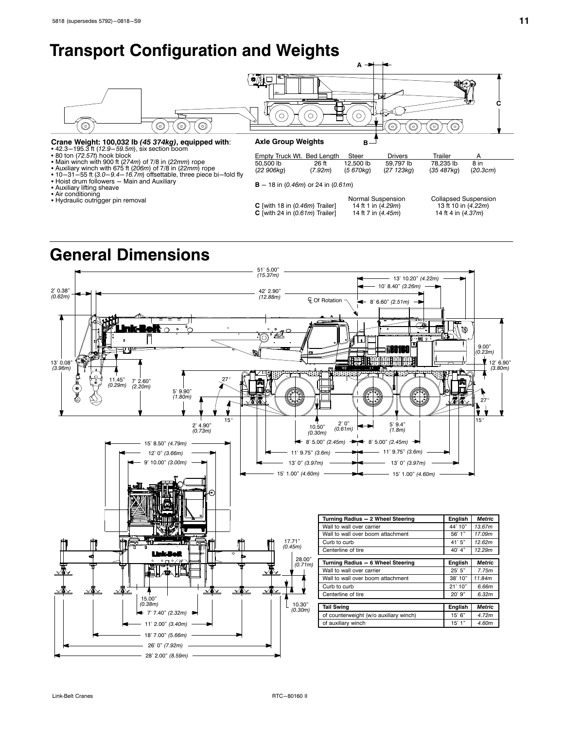# Transport Configuration and Weights

**Crane Weight: 100,032 lb *(45 374kg)*, equipped with**:

- 42.3−195.3 ft (*12.9−59.5m*), six section boom
- 80 ton (*72.57t*) hook block
- Main winch with 900 ft (*274m*) of 7/8 in (*22mm*) rope
- Auxiliary winch with 675 ft (*206m*) of 7/8 in (*22mm*) rope
- 10−31−55 ft (*3.0−9.4−16.7m*) offsettable, three piece bi−fold fly
- Hoist drum followers − Main and Auxiliary
- Auxiliary lifting sheave
- Air conditioning
- Hydraulic outrigger pin removal

**Axle Group Weights**

| Empty Truck Wt. | Bed Length | Steer | Drivers | Trailer | A |
|---|---|---|---|---|---|
| 50,500 lb (*22 906kg*) | 26 ft (*7.92m*) | 12,500 lb (*5 670kg*) | 59,797 lb (*27 123kg*) | 78,235 lb (*35 487kg*) | 8 in (*20.3cm*) |

**B** − 18 in (*0.46m*) or 24 in (*0.61m*)

| | Normal Suspension | Collapsed Suspension |
|---|---|---|
| **C** [with 18 in (*0.46m*) Trailer] | 14 ft 1 in (*4.29m*) | 13 ft 10 in (*4.22m*) |
| **C** [with 24 in (*0.61m*) Trailer] | 14 ft 7 in (*4.45m*) | 14 ft 4 in (*4.37m*) |

# General Dimensions

| Turning Radius − 2 Wheel Steering | English | Metric |
|---|---|---|
| Wall to wall over carrier | 44' 10" | 13.67m |
| Wall to wall over boom attachment | 56' 1" | 17.09m |
| Curb to curb | 41' 5" | 12.62m |
| Centerline of tire | 40' 4" | 12.29m |

| Turning Radius − 6 Wheel Steering | English | Metric |
|---|---|---|
| Wall to wall over carrier | 25' 5" | 7.75m |
| Wall to wall over boom attachment | 38' 10" | 11.84m |
| Curb to curb | 21' 10" | 6.66m |
| Centerline of tire | 20' 9" | 6.32m |

| Tail Swing | English | Metric |
|---|---|---|
| of counterweight (w/o auxiliary winch) | 15' 6" | 4.72m |
| of auxiliary winch | 15' 1" | 4.60m |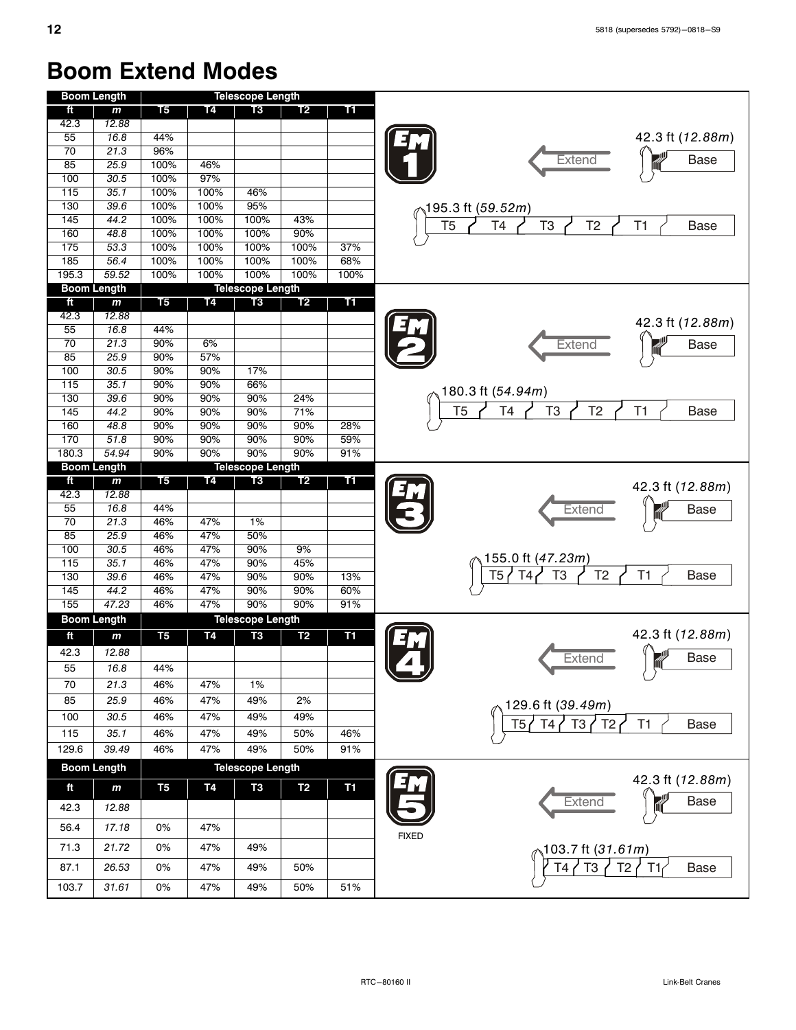# Boom Extend Modes

## EM 1

| Boom Length | | Telescope Length | | | | |
|---|---|---|---|---|---|---|
| ft | m | T5 | T4 | T3 | T2 | T1 |
| 42.3 | 12.88 | | | | | |
| 55 | 16.8 | 44% | | | | |
| 70 | 21.3 | 96% | | | | |
| 85 | 25.9 | 100% | 46% | | | |
| 100 | 30.5 | 100% | 97% | | | |
| 115 | 35.1 | 100% | 100% | 46% | | |
| 130 | 39.6 | 100% | 100% | 95% | | |
| 145 | 44.2 | 100% | 100% | 100% | 43% | |
| 160 | 48.8 | 100% | 100% | 100% | 90% | |
| 175 | 53.3 | 100% | 100% | 100% | 100% | 37% |
| 185 | 56.4 | 100% | 100% | 100% | 100% | 68% |
| 195.3 | 59.52 | 100% | 100% | 100% | 100% | 100% |

42.3 ft (*12.88m*) — Extend — Base

195.3 ft (*59.52m*) — T5 T4 T3 T2 T1 Base

## EM 2

| Boom Length | | Telescope Length | | | | |
|---|---|---|---|---|---|---|
| ft | m | T5 | T4 | T3 | T2 | T1 |
| 42.3 | 12.88 | | | | | |
| 55 | 16.8 | 44% | | | | |
| 70 | 21.3 | 90% | 6% | | | |
| 85 | 25.9 | 90% | 57% | | | |
| 100 | 30.5 | 90% | 90% | 17% | | |
| 115 | 35.1 | 90% | 90% | 66% | | |
| 130 | 39.6 | 90% | 90% | 90% | 24% | |
| 145 | 44.2 | 90% | 90% | 90% | 71% | |
| 160 | 48.8 | 90% | 90% | 90% | 90% | 28% |
| 170 | 51.8 | 90% | 90% | 90% | 90% | 59% |
| 180.3 | 54.94 | 90% | 90% | 90% | 90% | 91% |

42.3 ft (*12.88m*) — Extend — Base

180.3 ft (*54.94m*) — T5 T4 T3 T2 T1 Base

## EM 3

| Boom Length | | Telescope Length | | | | |
|---|---|---|---|---|---|---|
| ft | m | T5 | T4 | T3 | T2 | T1 |
| 42.3 | 12.88 | | | | | |
| 55 | 16.8 | 44% | | | | |
| 70 | 21.3 | 46% | 47% | 1% | | |
| 85 | 25.9 | 46% | 47% | 50% | | |
| 100 | 30.5 | 46% | 47% | 90% | 9% | |
| 115 | 35.1 | 46% | 47% | 90% | 45% | |
| 130 | 39.6 | 46% | 47% | 90% | 90% | 13% |
| 145 | 44.2 | 46% | 47% | 90% | 90% | 60% |
| 155 | 47.23 | 46% | 47% | 90% | 90% | 91% |

42.3 ft (*12.88m*) — Extend — Base

155.0 ft (*47.23m*) — T5 T4 T3 T2 T1 Base

## EM 4

| Boom Length | | Telescope Length | | | | |
|---|---|---|---|---|---|---|
| ft | m | T5 | T4 | T3 | T2 | T1 |
| 42.3 | 12.88 | | | | | |
| 55 | 16.8 | 44% | | | | |
| 70 | 21.3 | 46% | 47% | 1% | | |
| 85 | 25.9 | 46% | 47% | 49% | 2% | |
| 100 | 30.5 | 46% | 47% | 49% | 49% | |
| 115 | 35.1 | 46% | 47% | 49% | 50% | 46% |
| 129.6 | 39.49 | 46% | 47% | 49% | 50% | 91% |

42.3 ft (*12.88m*) — Extend — Base

129.6 ft (*39.49m*) — T5 T4 T3 T2 T1 Base

## EM 5 (FIXED)

| Boom Length | | Telescope Length | | | | |
|---|---|---|---|---|---|---|
| ft | m | T5 | T4 | T3 | T2 | T1 |
| 42.3 | 12.88 | | | | | |
| 56.4 | 17.18 | 0% | 47% | | | |
| 71.3 | 21.72 | 0% | 47% | 49% | | |
| 87.1 | 26.53 | 0% | 47% | 49% | 50% | |
| 103.7 | 31.61 | 0% | 47% | 49% | 50% | 51% |

42.3 ft (*12.88m*) — Extend — Base

103.7 ft (*31.61m*) — T4 T3 T2 T1 Base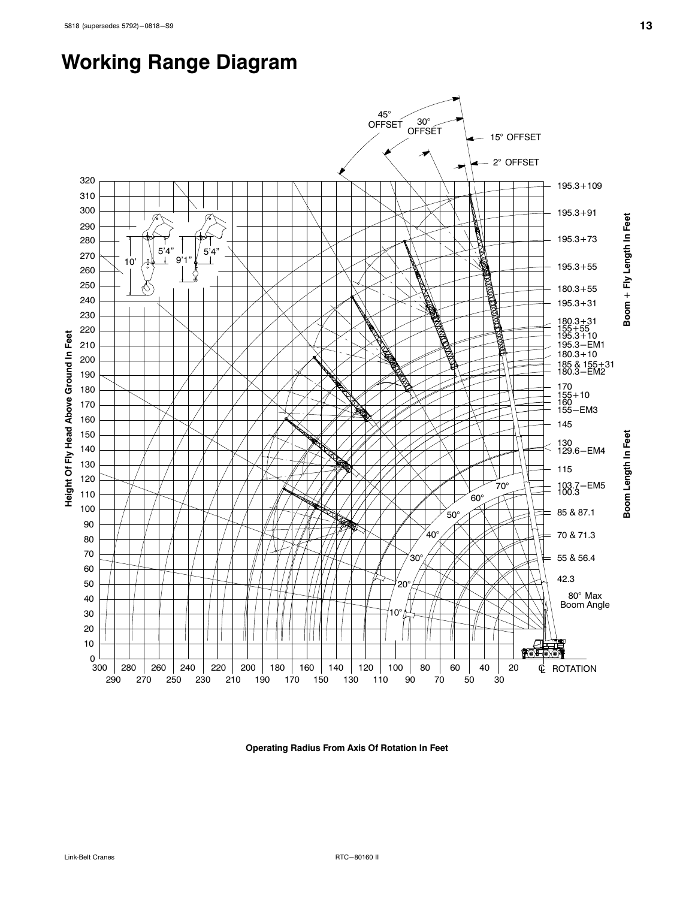# Working Range Diagram

45° OFFSET

30° OFFSET

15° OFFSET

2° OFFSET

Height Of Fly Head Above Ground In Feet

Boom + Fly Length In Feet

195.3+109
195.3+91
195.3+73
195.3+55
180.3+55
195.3+31
180.3+31
155+55
195.3+10
195.3−EM1
180.3+10
185 & 155+31
180.3−EM2

Boom Length In Feet

170
155+10
160
155−EM3
145
130
129.6−EM4
115
103.7−EM5
100.3
85 & 87.1
70 & 71.3
55 & 56.4
42.3

80° Max Boom Angle

10’ 5’4” 9’1” 5’4”

70° 60° 50° 40° 30° 20° 10°

℄ ROTATION

**Operating Radius From Axis Of Rotation In Feet**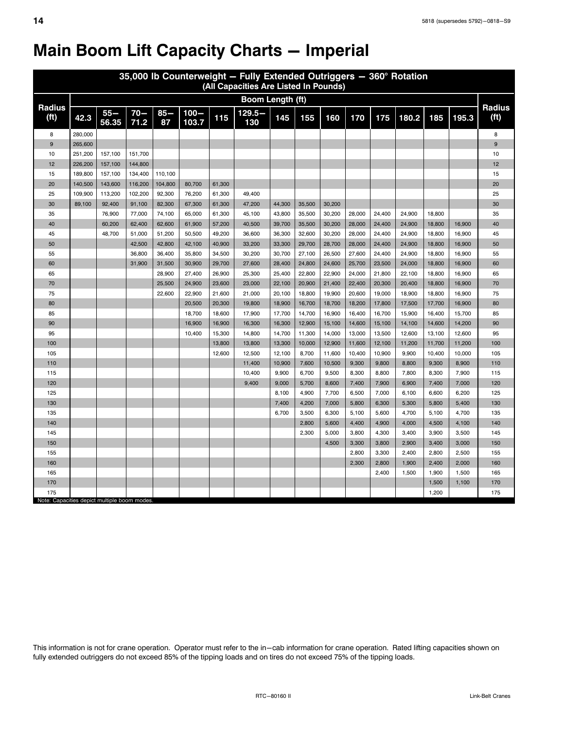# Main Boom Lift Capacity Charts — Imperial

| 35,000 lb Counterweight — Fully Extended Outriggers — 360° Rotation (All Capacities Are Listed In Pounds) | | | | | | | | | | | | | | | | |
|---|---|---|---|---|---|---|---|---|---|---|---|---|---|---|---|---|
| Radius (ft) | Boom Length (ft) | | | | | | | | | | | | | | | Radius (ft) |
| | 42.3 | 55—56.35 | 70—71.2 | 85—87 | 100—103.7 | 115 | 129.5—130 | 145 | 155 | 160 | 170 | 175 | 180.2 | 185 | 195.3 | |
| 8 | 280,000 | | | | | | | | | | | | | | | 8 |
| 9 | 265,600 | | | | | | | | | | | | | | | 9 |
| 10 | 251,200 | 157,100 | 151,700 | | | | | | | | | | | | | 10 |
| 12 | 226,200 | 157,100 | 144,800 | | | | | | | | | | | | | 12 |
| 15 | 189,800 | 157,100 | 134,400 | 110,100 | | | | | | | | | | | | 15 |
| 20 | 140,500 | 143,600 | 116,200 | 104,800 | 80,700 | 61,300 | | | | | | | | | | 20 |
| 25 | 109,900 | 113,200 | 102,200 | 92,300 | 76,200 | 61,300 | 49,400 | | | | | | | | | 25 |
| 30 | 89,100 | 92,400 | 91,100 | 82,300 | 67,300 | 61,300 | 47,200 | 44,300 | 35,500 | 30,200 | | | | | | 30 |
| 35 | | 76,900 | 77,000 | 74,100 | 65,000 | 61,300 | 45,100 | 43,800 | 35,500 | 30,200 | 28,000 | 24,400 | 24,900 | 18,800 | | 35 |
| 40 | | 60,200 | 62,400 | 62,600 | 61,900 | 57,200 | 40,500 | 39,700 | 35,500 | 30,200 | 28,000 | 24,400 | 24,900 | 18,800 | 16,900 | 40 |
| 45 | | 48,700 | 51,000 | 51,200 | 50,500 | 49,200 | 36,600 | 36,300 | 32,600 | 30,200 | 28,000 | 24,400 | 24,900 | 18,800 | 16,900 | 45 |
| 50 | | | 42,500 | 42,800 | 42,100 | 40,900 | 33,200 | 33,300 | 29,700 | 28,700 | 28,000 | 24,400 | 24,900 | 18,800 | 16,900 | 50 |
| 55 | | | 36,800 | 36,400 | 35,800 | 34,500 | 30,200 | 30,700 | 27,100 | 26,500 | 27,600 | 24,400 | 24,900 | 18,800 | 16,900 | 55 |
| 60 | | | 31,900 | 31,500 | 30,900 | 29,700 | 27,600 | 28,400 | 24,800 | 24,600 | 25,700 | 23,500 | 24,000 | 18,800 | 16,900 | 60 |
| 65 | | | | 28,900 | 27,400 | 26,900 | 25,300 | 25,400 | 22,800 | 22,900 | 24,000 | 21,800 | 22,100 | 18,800 | 16,900 | 65 |
| 70 | | | | 25,500 | 24,900 | 23,600 | 23,000 | 22,100 | 20,900 | 21,400 | 22,400 | 20,300 | 20,400 | 18,800 | 16,900 | 70 |
| 75 | | | | 22,600 | 22,900 | 21,600 | 21,000 | 20,100 | 18,800 | 19,900 | 20,600 | 19,000 | 18,900 | 18,800 | 16,900 | 75 |
| 80 | | | | | 20,500 | 20,300 | 19,800 | 18,900 | 16,700 | 18,700 | 18,200 | 17,800 | 17,500 | 17,700 | 16,900 | 80 |
| 85 | | | | | 18,700 | 18,600 | 17,900 | 17,700 | 14,700 | 16,900 | 16,400 | 16,700 | 15,900 | 16,400 | 15,700 | 85 |
| 90 | | | | | 16,900 | 16,900 | 16,300 | 16,300 | 12,900 | 15,100 | 14,600 | 15,100 | 14,100 | 14,600 | 14,200 | 90 |
| 95 | | | | | 10,400 | 15,300 | 14,800 | 14,700 | 11,300 | 14,000 | 13,000 | 13,500 | 12,600 | 13,100 | 12,600 | 95 |
| 100 | | | | | | 13,800 | 13,800 | 13,300 | 10,000 | 12,900 | 11,600 | 12,100 | 11,200 | 11,700 | 11,200 | 100 |
| 105 | | | | | | 12,600 | 12,500 | 12,100 | 8,700 | 11,600 | 10,400 | 10,900 | 9,900 | 10,400 | 10,000 | 105 |
| 110 | | | | | | | 11,400 | 10,900 | 7,600 | 10,500 | 9,300 | 9,800 | 8,800 | 9,300 | 8,900 | 110 |
| 115 | | | | | | | 10,400 | 9,900 | 6,700 | 9,500 | 8,300 | 8,800 | 7,800 | 8,300 | 7,900 | 115 |
| 120 | | | | | | | 9,400 | 9,000 | 5,700 | 8,600 | 7,400 | 7,900 | 6,900 | 7,400 | 7,000 | 120 |
| 125 | | | | | | | | 8,100 | 4,900 | 7,700 | 6,500 | 7,000 | 6,100 | 6,600 | 6,200 | 125 |
| 130 | | | | | | | | 7,400 | 4,200 | 7,000 | 5,800 | 6,300 | 5,300 | 5,800 | 5,400 | 130 |
| 135 | | | | | | | | 6,700 | 3,500 | 6,300 | 5,100 | 5,600 | 4,700 | 5,100 | 4,700 | 135 |
| 140 | | | | | | | | | 2,800 | 5,600 | 4,400 | 4,900 | 4,000 | 4,500 | 4,100 | 140 |
| 145 | | | | | | | | | 2,300 | 5,000 | 3,800 | 4,300 | 3,400 | 3,900 | 3,500 | 145 |
| 150 | | | | | | | | | | 4,500 | 3,300 | 3,800 | 2,900 | 3,400 | 3,000 | 150 |
| 155 | | | | | | | | | | | 2,800 | 3,300 | 2,400 | 2,800 | 2,500 | 155 |
| 160 | | | | | | | | | | | 2,300 | 2,800 | 1,900 | 2,400 | 2,000 | 160 |
| 165 | | | | | | | | | | | | 2,400 | 1,500 | 1,900 | 1,500 | 165 |
| 170 | | | | | | | | | | | | | | 1,500 | 1,100 | 170 |
| 175 | | | | | | | | | | | | | | 1,200 | | 175 |

Note: Capacities depict multiple boom modes.

This information is not for crane operation. Operator must refer to the in—cab information for crane operation. Rated lifting capacities shown on fully extended outriggers do not exceed 85% of the tipping loads and on tires do not exceed 75% of the tipping loads.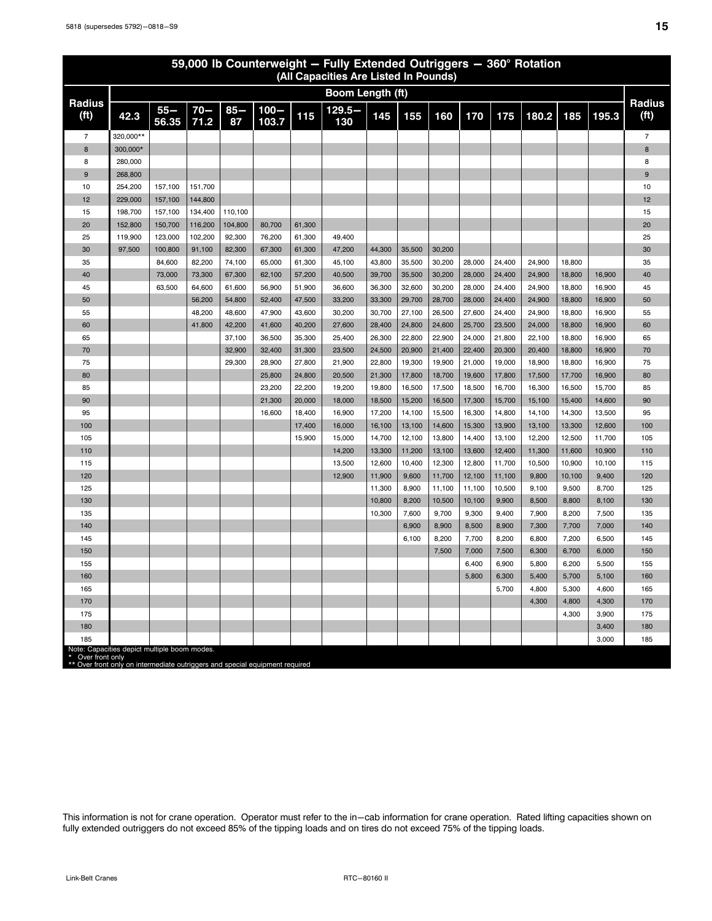## 59,000 lb Counterweight — Fully Extended Outriggers — 360° Rotation
### (All Capacities Are Listed In Pounds)

| Radius (ft) | Boom Length (ft) | | | | | | | | | | | | | | | Radius (ft) |
|---|---|---|---|---|---|---|---|---|---|---|---|---|---|---|---|---|
| | 42.3 | 55–56.35 | 70–71.2 | 85–87 | 100–103.7 | 115 | 129.5–130 | 145 | 155 | 160 | 170 | 175 | 180.2 | 185 | 195.3 | |
| 7 | 320,000** | | | | | | | | | | | | | | | 7 |
| 8 | 300,000* | | | | | | | | | | | | | | | 8 |
| 8 | 280,000 | | | | | | | | | | | | | | | 8 |
| 9 | 268,800 | | | | | | | | | | | | | | | 9 |
| 10 | 254,200 | 157,100 | 151,700 | | | | | | | | | | | | | 10 |
| 12 | 229,000 | 157,100 | 144,800 | | | | | | | | | | | | | 12 |
| 15 | 198,700 | 157,100 | 134,400 | 110,100 | | | | | | | | | | | | 15 |
| 20 | 152,800 | 150,700 | 116,200 | 104,800 | 80,700 | 61,300 | | | | | | | | | | 20 |
| 25 | 119,900 | 123,000 | 102,200 | 92,300 | 76,200 | 61,300 | 49,400 | | | | | | | | | 25 |
| 30 | 97,500 | 100,800 | 91,100 | 82,300 | 67,300 | 61,300 | 47,200 | 44,300 | 35,500 | 30,200 | | | | | | 30 |
| 35 | | 84,600 | 82,200 | 74,100 | 65,000 | 61,300 | 45,100 | 43,800 | 35,500 | 30,200 | 28,000 | 24,400 | 24,900 | 18,800 | | 35 |
| 40 | | 73,000 | 73,300 | 67,300 | 62,100 | 57,200 | 40,500 | 39,700 | 35,500 | 30,200 | 28,000 | 24,400 | 24,900 | 18,800 | 16,900 | 40 |
| 45 | | 63,500 | 64,600 | 61,600 | 56,900 | 51,900 | 36,600 | 36,300 | 32,600 | 30,200 | 28,000 | 24,400 | 24,900 | 18,800 | 16,900 | 45 |
| 50 | | | 56,200 | 54,800 | 52,400 | 47,500 | 33,200 | 33,300 | 29,700 | 28,700 | 28,000 | 24,400 | 24,900 | 18,800 | 16,900 | 50 |
| 55 | | | 48,200 | 48,600 | 47,900 | 43,600 | 30,200 | 30,700 | 27,100 | 26,500 | 27,600 | 24,400 | 24,900 | 18,800 | 16,900 | 55 |
| 60 | | | 41,800 | 42,200 | 41,600 | 40,200 | 27,600 | 28,400 | 24,800 | 24,600 | 25,700 | 23,500 | 24,000 | 18,800 | 16,900 | 60 |
| 65 | | | | 37,100 | 36,500 | 35,300 | 25,400 | 26,300 | 22,800 | 22,900 | 24,000 | 21,800 | 22,100 | 18,800 | 16,900 | 65 |
| 70 | | | | 32,900 | 32,400 | 31,300 | 23,500 | 24,500 | 20,900 | 21,400 | 22,400 | 20,300 | 20,400 | 18,800 | 16,900 | 70 |
| 75 | | | | 29,300 | 28,900 | 27,800 | 21,900 | 22,800 | 19,300 | 19,900 | 21,000 | 19,000 | 18,900 | 18,800 | 16,900 | 75 |
| 80 | | | | | 25,800 | 24,800 | 20,500 | 21,300 | 17,800 | 18,700 | 19,600 | 17,800 | 17,500 | 17,700 | 16,900 | 80 |
| 85 | | | | | 23,200 | 22,200 | 19,200 | 19,800 | 16,500 | 17,500 | 18,500 | 16,700 | 16,300 | 16,500 | 15,700 | 85 |
| 90 | | | | | 21,300 | 20,000 | 18,000 | 18,500 | 15,200 | 16,500 | 17,300 | 15,700 | 15,100 | 15,400 | 14,600 | 90 |
| 95 | | | | | 16,600 | 18,400 | 16,900 | 17,200 | 14,100 | 15,500 | 16,300 | 14,800 | 14,100 | 14,300 | 13,500 | 95 |
| 100 | | | | | | 17,400 | 16,000 | 16,100 | 13,100 | 14,600 | 15,300 | 13,900 | 13,100 | 13,300 | 12,600 | 100 |
| 105 | | | | | | 15,900 | 15,000 | 14,700 | 12,100 | 13,800 | 14,400 | 13,100 | 12,200 | 12,500 | 11,700 | 105 |
| 110 | | | | | | | 14,200 | 13,300 | 11,200 | 13,100 | 13,600 | 12,400 | 11,300 | 11,600 | 10,900 | 110 |
| 115 | | | | | | | 13,500 | 12,600 | 10,400 | 12,300 | 12,800 | 11,700 | 10,500 | 10,900 | 10,100 | 115 |
| 120 | | | | | | | 12,900 | 11,900 | 9,600 | 11,700 | 12,100 | 11,100 | 9,800 | 10,100 | 9,400 | 120 |
| 125 | | | | | | | | 11,300 | 8,900 | 11,100 | 11,100 | 10,500 | 9,100 | 9,500 | 8,700 | 125 |
| 130 | | | | | | | | 10,800 | 8,200 | 10,500 | 10,100 | 9,900 | 8,500 | 8,800 | 8,100 | 130 |
| 135 | | | | | | | | 10,300 | 7,600 | 9,700 | 9,300 | 9,400 | 7,900 | 8,200 | 7,500 | 135 |
| 140 | | | | | | | | | 6,900 | 8,900 | 8,500 | 8,900 | 7,300 | 7,700 | 7,000 | 140 |
| 145 | | | | | | | | | 6,100 | 8,200 | 7,700 | 8,200 | 6,800 | 7,200 | 6,500 | 145 |
| 150 | | | | | | | | | | 7,500 | 7,000 | 7,500 | 6,300 | 6,700 | 6,000 | 150 |
| 155 | | | | | | | | | | | 6,400 | 6,900 | 5,800 | 6,200 | 5,500 | 155 |
| 160 | | | | | | | | | | | 5,800 | 6,300 | 5,400 | 5,700 | 5,100 | 160 |
| 165 | | | | | | | | | | | | 5,700 | 4,800 | 5,300 | 4,600 | 165 |
| 170 | | | | | | | | | | | | | 4,300 | 4,800 | 4,300 | 170 |
| 175 | | | | | | | | | | | | | | 4,300 | 3,900 | 175 |
| 180 | | | | | | | | | | | | | | | 3,400 | 180 |
| 185 | | | | | | | | | | | | | | | 3,000 | 185 |

Note: Capacities depict multiple boom modes.
\* Over front only
\*\* Over front only on intermediate outriggers and special equipment required

This information is not for crane operation. Operator must refer to the in–cab information for crane operation. Rated lifting capacities shown on fully extended outriggers do not exceed 85% of the tipping loads and on tires do not exceed 75% of the tipping loads.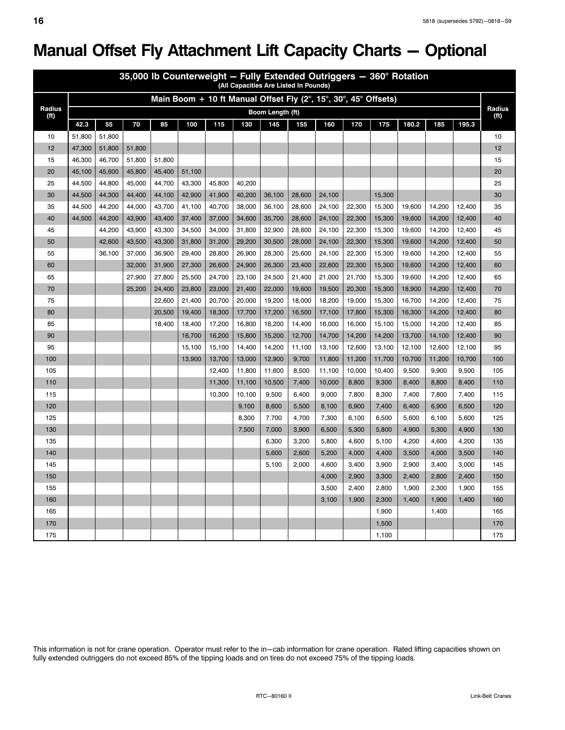# Manual Offset Fly Attachment Lift Capacity Charts — Optional

| 35,000 lb Counterweight — Fully Extended Outriggers — 360° Rotation (All Capacities Are Listed In Pounds) | | | | | | | | | | | | | | | | |
|---|---|---|---|---|---|---|---|---|---|---|---|---|---|---|---|---|
| Radius (ft) | Main Boom + 10 ft Manual Offset Fly (2°, 15°, 30°, 45° Offsets) | | | | | | | | | | | | | | | Radius (ft) |
| | Boom Length (ft) | | | | | | | | | | | | | | | |
| | 42.3 | 55 | 70 | 85 | 100 | 115 | 130 | 145 | 155 | 160 | 170 | 175 | 180.2 | 185 | 195.3 | |
| 10 | 51,800 | 51,800 | | | | | | | | | | | | | | 10 |
| 12 | 47,300 | 51,800 | 51,800 | | | | | | | | | | | | | 12 |
| 15 | 46,300 | 46,700 | 51,800 | 51,800 | | | | | | | | | | | | 15 |
| 20 | 45,100 | 45,600 | 45,800 | 45,400 | 51,100 | | | | | | | | | | | 20 |
| 25 | 44,500 | 44,800 | 45,000 | 44,700 | 43,300 | 45,800 | 40,200 | | | | | | | | | 25 |
| 30 | 44,500 | 44,300 | 44,400 | 44,100 | 42,900 | 41,900 | 40,200 | 36,100 | 28,600 | 24,100 | | 15,300 | | | | 30 |
| 35 | 44,500 | 44,200 | 44,000 | 43,700 | 41,100 | 40,700 | 38,000 | 36,100 | 28,600 | 24,100 | 22,300 | 15,300 | 19,600 | 14,200 | 12,400 | 35 |
| 40 | 44,500 | 44,200 | 43,900 | 43,400 | 37,400 | 37,000 | 34,600 | 35,700 | 28,600 | 24,100 | 22,300 | 15,300 | 19,600 | 14,200 | 12,400 | 40 |
| 45 | | 44,200 | 43,900 | 43,300 | 34,500 | 34,000 | 31,800 | 32,900 | 28,600 | 24,100 | 22,300 | 15,300 | 19,600 | 14,200 | 12,400 | 45 |
| 50 | | 42,600 | 43,500 | 43,300 | 31,800 | 31,200 | 29,200 | 30,500 | 28,000 | 24,100 | 22,300 | 15,300 | 19,600 | 14,200 | 12,400 | 50 |
| 55 | | 36,100 | 37,000 | 36,900 | 29,400 | 28,800 | 26,900 | 28,300 | 25,600 | 24,100 | 22,300 | 15,300 | 19,600 | 14,200 | 12,400 | 55 |
| 60 | | | 32,000 | 31,900 | 27,300 | 26,600 | 24,900 | 26,300 | 23,400 | 22,600 | 22,300 | 15,300 | 19,600 | 14,200 | 12,400 | 60 |
| 65 | | | 27,900 | 27,800 | 25,500 | 24,700 | 23,100 | 24,500 | 21,400 | 21,000 | 21,700 | 15,300 | 19,600 | 14,200 | 12,400 | 65 |
| 70 | | | 25,200 | 24,400 | 23,800 | 23,000 | 21,400 | 22,000 | 19,600 | 19,500 | 20,300 | 15,300 | 18,900 | 14,200 | 12,400 | 70 |
| 75 | | | | 22,600 | 21,400 | 20,700 | 20,000 | 19,200 | 18,000 | 18,200 | 19,000 | 15,300 | 16,700 | 14,200 | 12,400 | 75 |
| 80 | | | | 20,500 | 19,400 | 18,300 | 17,700 | 17,200 | 16,500 | 17,100 | 17,800 | 15,300 | 16,300 | 14,200 | 12,400 | 80 |
| 85 | | | | 18,400 | 18,400 | 17,200 | 16,800 | 16,200 | 14,400 | 16,000 | 16,000 | 15,100 | 15,000 | 14,200 | 12,400 | 85 |
| 90 | | | | | 16,700 | 16,200 | 15,800 | 15,200 | 12,700 | 14,700 | 14,200 | 14,200 | 13,700 | 14,100 | 12,400 | 90 |
| 95 | | | | | 15,100 | 15,100 | 14,400 | 14,200 | 11,100 | 13,100 | 12,600 | 13,100 | 12,100 | 12,600 | 12,100 | 95 |
| 100 | | | | | 13,900 | 13,700 | 13,000 | 12,900 | 9,700 | 11,800 | 11,200 | 11,700 | 10,700 | 11,200 | 10,700 | 100 |
| 105 | | | | | | 12,400 | 11,800 | 11,600 | 8,500 | 11,100 | 10,000 | 10,400 | 9,500 | 9,900 | 9,500 | 105 |
| 110 | | | | | | 11,300 | 11,100 | 10,500 | 7,400 | 10,000 | 8,800 | 9,300 | 8,400 | 8,800 | 8,400 | 110 |
| 115 | | | | | | 10,300 | 10,100 | 9,500 | 6,400 | 9,000 | 7,800 | 8,300 | 7,400 | 7,800 | 7,400 | 115 |
| 120 | | | | | | | 9,100 | 8,600 | 5,500 | 8,100 | 6,900 | 7,400 | 6,400 | 6,900 | 6,500 | 120 |
| 125 | | | | | | | 8,300 | 7,700 | 4,700 | 7,300 | 6,100 | 6,500 | 5,600 | 6,100 | 5,600 | 125 |
| 130 | | | | | | | 7,500 | 7,000 | 3,900 | 6,500 | 5,300 | 5,800 | 4,900 | 5,300 | 4,900 | 130 |
| 135 | | | | | | | | 6,300 | 3,200 | 5,800 | 4,600 | 5,100 | 4,200 | 4,600 | 4,200 | 135 |
| 140 | | | | | | | | 5,600 | 2,600 | 5,200 | 4,000 | 4,400 | 3,500 | 4,000 | 3,500 | 140 |
| 145 | | | | | | | | 5,100 | 2,000 | 4,600 | 3,400 | 3,900 | 2,900 | 3,400 | 3,000 | 145 |
| 150 | | | | | | | | | | 4,000 | 2,900 | 3,300 | 2,400 | 2,800 | 2,400 | 150 |
| 155 | | | | | | | | | | 3,500 | 2,400 | 2,800 | 1,900 | 2,300 | 1,900 | 155 |
| 160 | | | | | | | | | | 3,100 | 1,900 | 2,300 | 1,400 | 1,900 | 1,400 | 160 |
| 165 | | | | | | | | | | | | 1,900 | | 1,400 | | 165 |
| 170 | | | | | | | | | | | | 1,500 | | | | 170 |
| 175 | | | | | | | | | | | | 1,100 | | | | 175 |

This information is not for crane operation. Operator must refer to the in−cab information for crane operation. Rated lifting capacities shown on fully extended outriggers do not exceed 85% of the tipping loads and on tires do not exceed 75% of the tipping loads.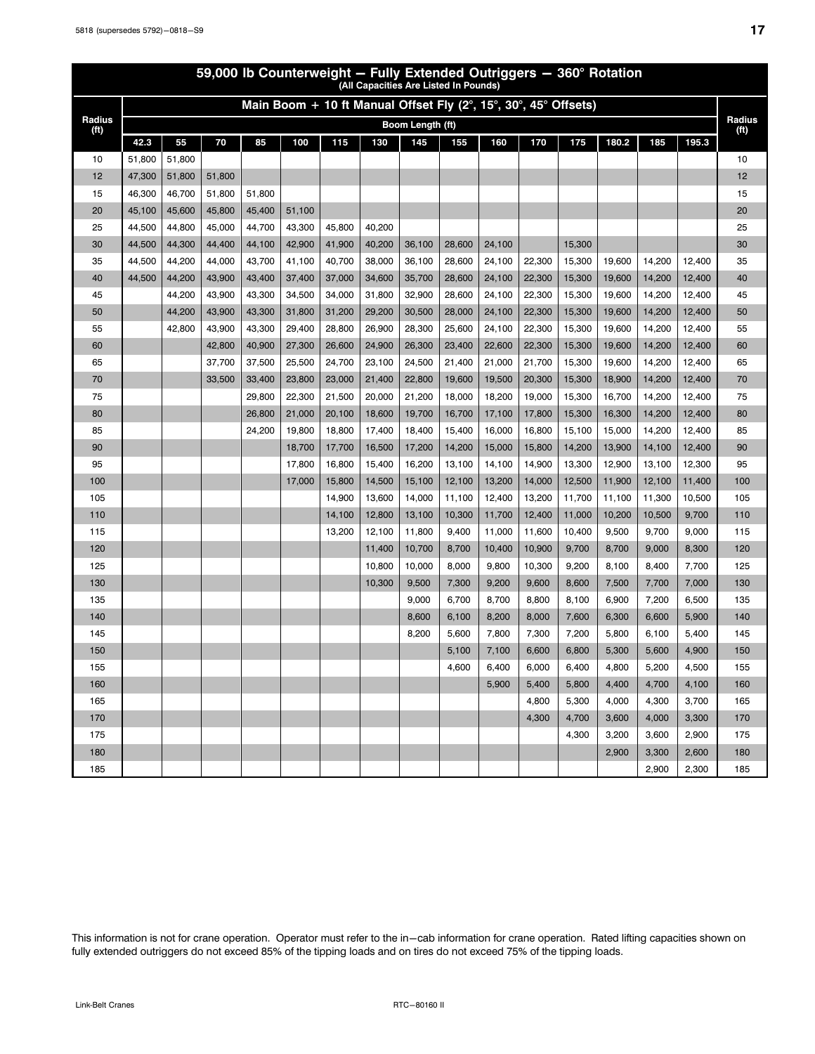## 59,000 lb Counterweight — Fully Extended Outriggers — 360° Rotation

(All Capacities Are Listed In Pounds)

| Radius (ft) | Main Boom + 10 ft Manual Offset Fly (2°, 15°, 30°, 45° Offsets) | | | | | | | | | | | | | | | Radius (ft) |
|---|---|---|---|---|---|---|---|---|---|---|---|---|---|---|---|---|
| | Boom Length (ft) | | | | | | | | | | | | | | | |
| | 42.3 | 55 | 70 | 85 | 100 | 115 | 130 | 145 | 155 | 160 | 170 | 175 | 180.2 | 185 | 195.3 | |
| 10 | 51,800 | 51,800 | | | | | | | | | | | | | | 10 |
| 12 | 47,300 | 51,800 | 51,800 | | | | | | | | | | | | | 12 |
| 15 | 46,300 | 46,700 | 51,800 | 51,800 | | | | | | | | | | | | 15 |
| 20 | 45,100 | 45,600 | 45,800 | 45,400 | 51,100 | | | | | | | | | | | 20 |
| 25 | 44,500 | 44,800 | 45,000 | 44,700 | 43,300 | 45,800 | 40,200 | | | | | | | | | 25 |
| 30 | 44,500 | 44,300 | 44,400 | 44,100 | 42,900 | 41,900 | 40,200 | 36,100 | 28,600 | 24,100 | | 15,300 | | | | 30 |
| 35 | 44,500 | 44,200 | 44,000 | 43,700 | 41,100 | 40,700 | 38,000 | 36,100 | 28,600 | 24,100 | 22,300 | 15,300 | 19,600 | 14,200 | 12,400 | 35 |
| 40 | 44,500 | 44,200 | 43,900 | 43,400 | 37,400 | 37,000 | 34,600 | 35,700 | 28,600 | 24,100 | 22,300 | 15,300 | 19,600 | 14,200 | 12,400 | 40 |
| 45 | | 44,200 | 43,900 | 43,300 | 34,500 | 34,000 | 31,800 | 32,900 | 28,600 | 24,100 | 22,300 | 15,300 | 19,600 | 14,200 | 12,400 | 45 |
| 50 | | 44,200 | 43,900 | 43,300 | 31,800 | 31,200 | 29,200 | 30,500 | 28,000 | 24,100 | 22,300 | 15,300 | 19,600 | 14,200 | 12,400 | 50 |
| 55 | | 42,800 | 43,900 | 43,300 | 29,400 | 28,800 | 26,900 | 28,300 | 25,600 | 24,100 | 22,300 | 15,300 | 19,600 | 14,200 | 12,400 | 55 |
| 60 | | | 42,800 | 40,900 | 27,300 | 26,600 | 24,900 | 26,300 | 23,400 | 22,600 | 22,300 | 15,300 | 19,600 | 14,200 | 12,400 | 60 |
| 65 | | | 37,700 | 37,500 | 25,500 | 24,700 | 23,100 | 24,500 | 21,400 | 21,000 | 21,700 | 15,300 | 19,600 | 14,200 | 12,400 | 65 |
| 70 | | | 33,500 | 33,400 | 23,800 | 23,000 | 21,400 | 22,800 | 19,600 | 19,500 | 20,300 | 15,300 | 18,900 | 14,200 | 12,400 | 70 |
| 75 | | | | 29,800 | 22,300 | 21,500 | 20,000 | 21,200 | 18,000 | 18,200 | 19,000 | 15,300 | 16,700 | 14,200 | 12,400 | 75 |
| 80 | | | | 26,800 | 21,000 | 20,100 | 18,600 | 19,700 | 16,700 | 17,100 | 17,800 | 15,300 | 16,300 | 14,200 | 12,400 | 80 |
| 85 | | | | 24,200 | 19,800 | 18,800 | 17,400 | 18,400 | 15,400 | 16,000 | 16,800 | 15,100 | 15,000 | 14,200 | 12,400 | 85 |
| 90 | | | | | 18,700 | 17,700 | 16,500 | 17,200 | 14,200 | 15,000 | 15,800 | 14,200 | 13,900 | 14,100 | 12,400 | 90 |
| 95 | | | | | 17,800 | 16,800 | 15,400 | 16,200 | 13,100 | 14,100 | 14,900 | 13,300 | 12,900 | 13,100 | 12,300 | 95 |
| 100 | | | | | 17,000 | 15,800 | 14,500 | 15,100 | 12,100 | 13,200 | 14,000 | 12,500 | 11,900 | 12,100 | 11,400 | 100 |
| 105 | | | | | | 14,900 | 13,600 | 14,000 | 11,100 | 12,400 | 13,200 | 11,700 | 11,100 | 11,300 | 10,500 | 105 |
| 110 | | | | | | 14,100 | 12,800 | 13,100 | 10,300 | 11,700 | 12,400 | 11,000 | 10,200 | 10,500 | 9,700 | 110 |
| 115 | | | | | | 13,200 | 12,100 | 11,800 | 9,400 | 11,000 | 11,600 | 10,400 | 9,500 | 9,700 | 9,000 | 115 |
| 120 | | | | | | | 11,400 | 10,700 | 8,700 | 10,400 | 10,900 | 9,700 | 8,700 | 9,000 | 8,300 | 120 |
| 125 | | | | | | | 10,800 | 10,000 | 8,000 | 9,800 | 10,300 | 9,200 | 8,100 | 8,400 | 7,700 | 125 |
| 130 | | | | | | | 10,300 | 9,500 | 7,300 | 9,200 | 9,600 | 8,600 | 7,500 | 7,700 | 7,000 | 130 |
| 135 | | | | | | | | 9,000 | 6,700 | 8,700 | 8,800 | 8,100 | 6,900 | 7,200 | 6,500 | 135 |
| 140 | | | | | | | | 8,600 | 6,100 | 8,200 | 8,000 | 7,600 | 6,300 | 6,600 | 5,900 | 140 |
| 145 | | | | | | | | 8,200 | 5,600 | 7,800 | 7,300 | 7,200 | 5,800 | 6,100 | 5,400 | 145 |
| 150 | | | | | | | | | 5,100 | 7,100 | 6,600 | 6,800 | 5,300 | 5,600 | 4,900 | 150 |
| 155 | | | | | | | | | 4,600 | 6,400 | 6,000 | 6,400 | 4,800 | 5,200 | 4,500 | 155 |
| 160 | | | | | | | | | | 5,900 | 5,400 | 5,800 | 4,400 | 4,700 | 4,100 | 160 |
| 165 | | | | | | | | | | | 4,800 | 5,300 | 4,000 | 4,300 | 3,700 | 165 |
| 170 | | | | | | | | | | | 4,300 | 4,700 | 3,600 | 4,000 | 3,300 | 170 |
| 175 | | | | | | | | | | | | 4,300 | 3,200 | 3,600 | 2,900 | 175 |
| 180 | | | | | | | | | | | | | 2,900 | 3,300 | 2,600 | 180 |
| 185 | | | | | | | | | | | | | | 2,900 | 2,300 | 185 |

This information is not for crane operation. Operator must refer to the in−cab information for crane operation. Rated lifting capacities shown on fully extended outriggers do not exceed 85% of the tipping loads and on tires do not exceed 75% of the tipping loads.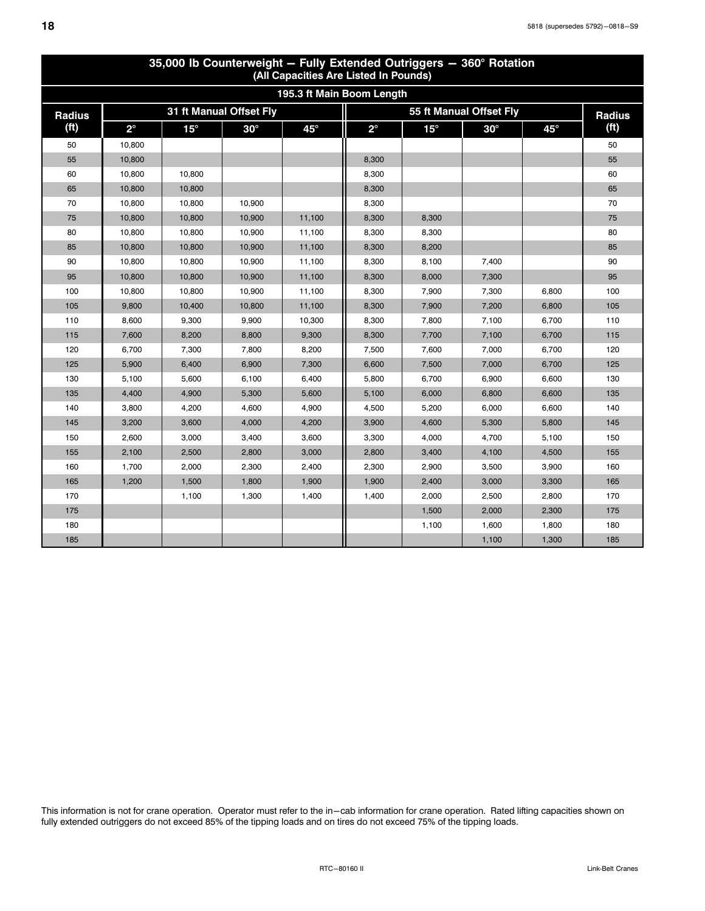## 35,000 lb Counterweight — Fully Extended Outriggers — 360° Rotation

(All Capacities Are Listed In Pounds)

| 195.3 ft Main Boom Length | | | | | | | | | |
|---|---|---|---|---|---|---|---|---|---|
| Radius (ft) | 31 ft Manual Offset Fly | | | | 55 ft Manual Offset Fly | | | | Radius (ft) |
| | 2° | 15° | 30° | 45° | 2° | 15° | 30° | 45° | |
| 50 | 10,800 | | | | | | | | 50 |
| 55 | 10,800 | | | | 8,300 | | | | 55 |
| 60 | 10,800 | 10,800 | | | 8,300 | | | | 60 |
| 65 | 10,800 | 10,800 | | | 8,300 | | | | 65 |
| 70 | 10,800 | 10,800 | 10,900 | | 8,300 | | | | 70 |
| 75 | 10,800 | 10,800 | 10,900 | 11,100 | 8,300 | 8,300 | | | 75 |
| 80 | 10,800 | 10,800 | 10,900 | 11,100 | 8,300 | 8,300 | | | 80 |
| 85 | 10,800 | 10,800 | 10,900 | 11,100 | 8,300 | 8,200 | | | 85 |
| 90 | 10,800 | 10,800 | 10,900 | 11,100 | 8,300 | 8,100 | 7,400 | | 90 |
| 95 | 10,800 | 10,800 | 10,900 | 11,100 | 8,300 | 8,000 | 7,300 | | 95 |
| 100 | 10,800 | 10,800 | 10,900 | 11,100 | 8,300 | 7,900 | 7,300 | 6,800 | 100 |
| 105 | 9,800 | 10,400 | 10,800 | 11,100 | 8,300 | 7,900 | 7,200 | 6,800 | 105 |
| 110 | 8,600 | 9,300 | 9,900 | 10,300 | 8,300 | 7,800 | 7,100 | 6,700 | 110 |
| 115 | 7,600 | 8,200 | 8,800 | 9,300 | 8,300 | 7,700 | 7,100 | 6,700 | 115 |
| 120 | 6,700 | 7,300 | 7,800 | 8,200 | 7,500 | 7,600 | 7,000 | 6,700 | 120 |
| 125 | 5,900 | 6,400 | 6,900 | 7,300 | 6,600 | 7,500 | 7,000 | 6,700 | 125 |
| 130 | 5,100 | 5,600 | 6,100 | 6,400 | 5,800 | 6,700 | 6,900 | 6,600 | 130 |
| 135 | 4,400 | 4,900 | 5,300 | 5,600 | 5,100 | 6,000 | 6,800 | 6,600 | 135 |
| 140 | 3,800 | 4,200 | 4,600 | 4,900 | 4,500 | 5,200 | 6,000 | 6,600 | 140 |
| 145 | 3,200 | 3,600 | 4,000 | 4,200 | 3,900 | 4,600 | 5,300 | 5,800 | 145 |
| 150 | 2,600 | 3,000 | 3,400 | 3,600 | 3,300 | 4,000 | 4,700 | 5,100 | 150 |
| 155 | 2,100 | 2,500 | 2,800 | 3,000 | 2,800 | 3,400 | 4,100 | 4,500 | 155 |
| 160 | 1,700 | 2,000 | 2,300 | 2,400 | 2,300 | 2,900 | 3,500 | 3,900 | 160 |
| 165 | 1,200 | 1,500 | 1,800 | 1,900 | 1,900 | 2,400 | 3,000 | 3,300 | 165 |
| 170 | | 1,100 | 1,300 | 1,400 | 1,400 | 2,000 | 2,500 | 2,800 | 170 |
| 175 | | | | | | 1,500 | 2,000 | 2,300 | 175 |
| 180 | | | | | | 1,100 | 1,600 | 1,800 | 180 |
| 185 | | | | | | | 1,100 | 1,300 | 185 |

This information is not for crane operation. Operator must refer to the in−cab information for crane operation. Rated lifting capacities shown on fully extended outriggers do not exceed 85% of the tipping loads and on tires do not exceed 75% of the tipping loads.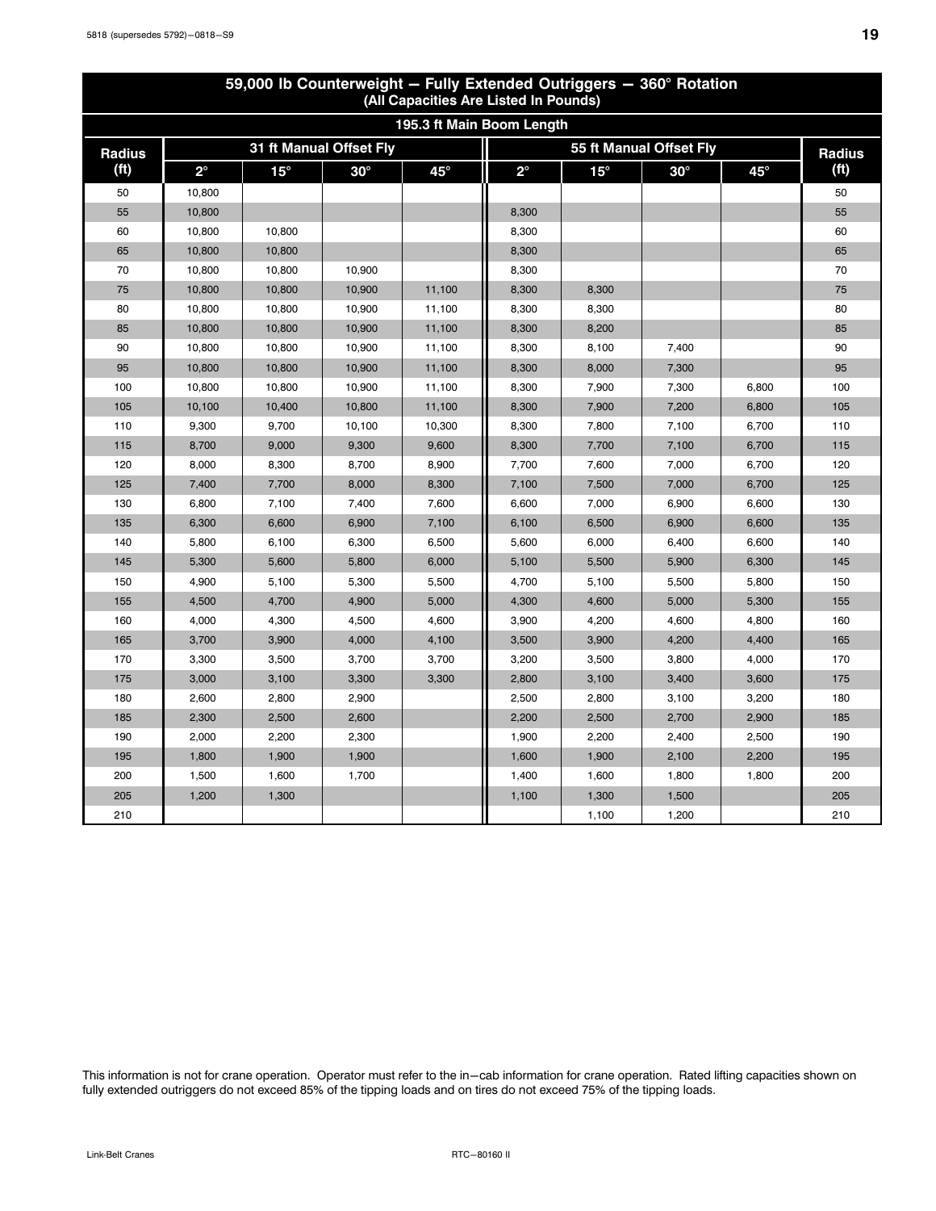## 59,000 lb Counterweight — Fully Extended Outriggers — 360° Rotation
(All Capacities Are Listed In Pounds)

| 195.3 ft Main Boom Length | | | | | | | | | |
|---|---|---|---|---|---|---|---|---|---|
| Radius (ft) | 31 ft Manual Offset Fly | | | | 55 ft Manual Offset Fly | | | | Radius (ft) |
| | 2° | 15° | 30° | 45° | 2° | 15° | 30° | 45° | |
| 50 | 10,800 | | | | | | | | 50 |
| 55 | 10,800 | | | | 8,300 | | | | 55 |
| 60 | 10,800 | 10,800 | | | 8,300 | | | | 60 |
| 65 | 10,800 | 10,800 | | | 8,300 | | | | 65 |
| 70 | 10,800 | 10,800 | 10,900 | | 8,300 | | | | 70 |
| 75 | 10,800 | 10,800 | 10,900 | 11,100 | 8,300 | 8,300 | | | 75 |
| 80 | 10,800 | 10,800 | 10,900 | 11,100 | 8,300 | 8,300 | | | 80 |
| 85 | 10,800 | 10,800 | 10,900 | 11,100 | 8,300 | 8,200 | | | 85 |
| 90 | 10,800 | 10,800 | 10,900 | 11,100 | 8,300 | 8,100 | 7,400 | | 90 |
| 95 | 10,800 | 10,800 | 10,900 | 11,100 | 8,300 | 8,000 | 7,300 | | 95 |
| 100 | 10,800 | 10,800 | 10,900 | 11,100 | 8,300 | 7,900 | 7,300 | 6,800 | 100 |
| 105 | 10,100 | 10,400 | 10,800 | 11,100 | 8,300 | 7,900 | 7,200 | 6,800 | 105 |
| 110 | 9,300 | 9,700 | 10,100 | 10,300 | 8,300 | 7,800 | 7,100 | 6,700 | 110 |
| 115 | 8,700 | 9,000 | 9,300 | 9,600 | 8,300 | 7,700 | 7,100 | 6,700 | 115 |
| 120 | 8,000 | 8,300 | 8,700 | 8,900 | 7,700 | 7,600 | 7,000 | 6,700 | 120 |
| 125 | 7,400 | 7,700 | 8,000 | 8,300 | 7,100 | 7,500 | 7,000 | 6,700 | 125 |
| 130 | 6,800 | 7,100 | 7,400 | 7,600 | 6,600 | 7,000 | 6,900 | 6,600 | 130 |
| 135 | 6,300 | 6,600 | 6,900 | 7,100 | 6,100 | 6,500 | 6,900 | 6,600 | 135 |
| 140 | 5,800 | 6,100 | 6,300 | 6,500 | 5,600 | 6,000 | 6,400 | 6,600 | 140 |
| 145 | 5,300 | 5,600 | 5,800 | 6,000 | 5,100 | 5,500 | 5,900 | 6,300 | 145 |
| 150 | 4,900 | 5,100 | 5,300 | 5,500 | 4,700 | 5,100 | 5,500 | 5,800 | 150 |
| 155 | 4,500 | 4,700 | 4,900 | 5,000 | 4,300 | 4,600 | 5,000 | 5,300 | 155 |
| 160 | 4,000 | 4,300 | 4,500 | 4,600 | 3,900 | 4,200 | 4,600 | 4,800 | 160 |
| 165 | 3,700 | 3,900 | 4,000 | 4,100 | 3,500 | 3,900 | 4,200 | 4,400 | 165 |
| 170 | 3,300 | 3,500 | 3,700 | 3,700 | 3,200 | 3,500 | 3,800 | 4,000 | 170 |
| 175 | 3,000 | 3,100 | 3,300 | 3,300 | 2,800 | 3,100 | 3,400 | 3,600 | 175 |
| 180 | 2,600 | 2,800 | 2,900 | | 2,500 | 2,800 | 3,100 | 3,200 | 180 |
| 185 | 2,300 | 2,500 | 2,600 | | 2,200 | 2,500 | 2,700 | 2,900 | 185 |
| 190 | 2,000 | 2,200 | 2,300 | | 1,900 | 2,200 | 2,400 | 2,500 | 190 |
| 195 | 1,800 | 1,900 | 1,900 | | 1,600 | 1,900 | 2,100 | 2,200 | 195 |
| 200 | 1,500 | 1,600 | 1,700 | | 1,400 | 1,600 | 1,800 | 1,800 | 200 |
| 205 | 1,200 | 1,300 | | | 1,100 | 1,300 | 1,500 | | 205 |
| 210 | | | | | | 1,100 | 1,200 | | 210 |

This information is not for crane operation. Operator must refer to the in−cab information for crane operation. Rated lifting capacities shown on fully extended outriggers do not exceed 85% of the tipping loads and on tires do not exceed 75% of the tipping loads.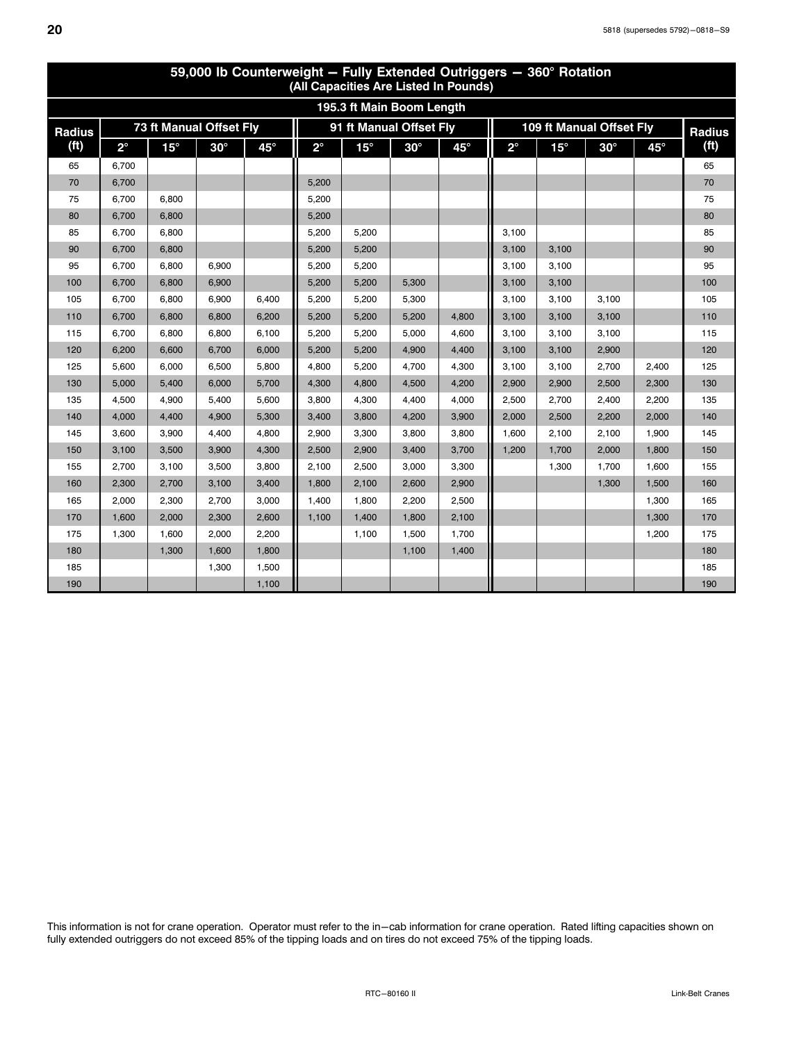## 59,000 lb Counterweight — Fully Extended Outriggers — 360° Rotation
(All Capacities Are Listed In Pounds)

| 195.3 ft Main Boom Length | | | | | | | | | | | | | |
|---|---|---|---|---|---|---|---|---|---|---|---|---|---|
| Radius | 73 ft Manual Offset Fly | | | | 91 ft Manual Offset Fly | | | | 109 ft Manual Offset Fly | | | | Radius |
| (ft) | 2° | 15° | 30° | 45° | 2° | 15° | 30° | 45° | 2° | 15° | 30° | 45° | (ft) |
| 65 | 6,700 | | | | | | | | | | | | 65 |
| 70 | 6,700 | | | | 5,200 | | | | | | | | 70 |
| 75 | 6,700 | 6,800 | | | 5,200 | | | | | | | | 75 |
| 80 | 6,700 | 6,800 | | | 5,200 | | | | | | | | 80 |
| 85 | 6,700 | 6,800 | | | 5,200 | 5,200 | | | 3,100 | | | | 85 |
| 90 | 6,700 | 6,800 | | | 5,200 | 5,200 | | | 3,100 | 3,100 | | | 90 |
| 95 | 6,700 | 6,800 | 6,900 | | 5,200 | 5,200 | | | 3,100 | 3,100 | | | 95 |
| 100 | 6,700 | 6,800 | 6,900 | | 5,200 | 5,200 | 5,300 | | 3,100 | 3,100 | | | 100 |
| 105 | 6,700 | 6,800 | 6,900 | 6,400 | 5,200 | 5,200 | 5,300 | | 3,100 | 3,100 | 3,100 | | 105 |
| 110 | 6,700 | 6,800 | 6,800 | 6,200 | 5,200 | 5,200 | 5,200 | 4,800 | 3,100 | 3,100 | 3,100 | | 110 |
| 115 | 6,700 | 6,800 | 6,800 | 6,100 | 5,200 | 5,200 | 5,000 | 4,600 | 3,100 | 3,100 | 3,100 | | 115 |
| 120 | 6,200 | 6,600 | 6,700 | 6,000 | 5,200 | 5,200 | 4,900 | 4,400 | 3,100 | 3,100 | 2,900 | | 120 |
| 125 | 5,600 | 6,000 | 6,500 | 5,800 | 4,800 | 5,200 | 4,700 | 4,300 | 3,100 | 3,100 | 2,700 | 2,400 | 125 |
| 130 | 5,000 | 5,400 | 6,000 | 5,700 | 4,300 | 4,800 | 4,500 | 4,200 | 2,900 | 2,900 | 2,500 | 2,300 | 130 |
| 135 | 4,500 | 4,900 | 5,400 | 5,600 | 3,800 | 4,300 | 4,400 | 4,000 | 2,500 | 2,700 | 2,400 | 2,200 | 135 |
| 140 | 4,000 | 4,400 | 4,900 | 5,300 | 3,400 | 3,800 | 4,200 | 3,900 | 2,000 | 2,500 | 2,200 | 2,000 | 140 |
| 145 | 3,600 | 3,900 | 4,400 | 4,800 | 2,900 | 3,300 | 3,800 | 3,800 | 1,600 | 2,100 | 2,100 | 1,900 | 145 |
| 150 | 3,100 | 3,500 | 3,900 | 4,300 | 2,500 | 2,900 | 3,400 | 3,700 | 1,200 | 1,700 | 2,000 | 1,800 | 150 |
| 155 | 2,700 | 3,100 | 3,500 | 3,800 | 2,100 | 2,500 | 3,000 | 3,300 | | 1,300 | 1,700 | 1,600 | 155 |
| 160 | 2,300 | 2,700 | 3,100 | 3,400 | 1,800 | 2,100 | 2,600 | 2,900 | | | 1,300 | 1,500 | 160 |
| 165 | 2,000 | 2,300 | 2,700 | 3,000 | 1,400 | 1,800 | 2,200 | 2,500 | | | | 1,300 | 165 |
| 170 | 1,600 | 2,000 | 2,300 | 2,600 | 1,100 | 1,400 | 1,800 | 2,100 | | | | 1,300 | 170 |
| 175 | 1,300 | 1,600 | 2,000 | 2,200 | | 1,100 | 1,500 | 1,700 | | | | 1,200 | 175 |
| 180 | | 1,300 | 1,600 | 1,800 | | | 1,100 | 1,400 | | | | | 180 |
| 185 | | | 1,300 | 1,500 | | | | | | | | | 185 |
| 190 | | | | 1,100 | | | | | | | | | 190 |

This information is not for crane operation. Operator must refer to the in–cab information for crane operation. Rated lifting capacities shown on fully extended outriggers do not exceed 85% of the tipping loads and on tires do not exceed 75% of the tipping loads.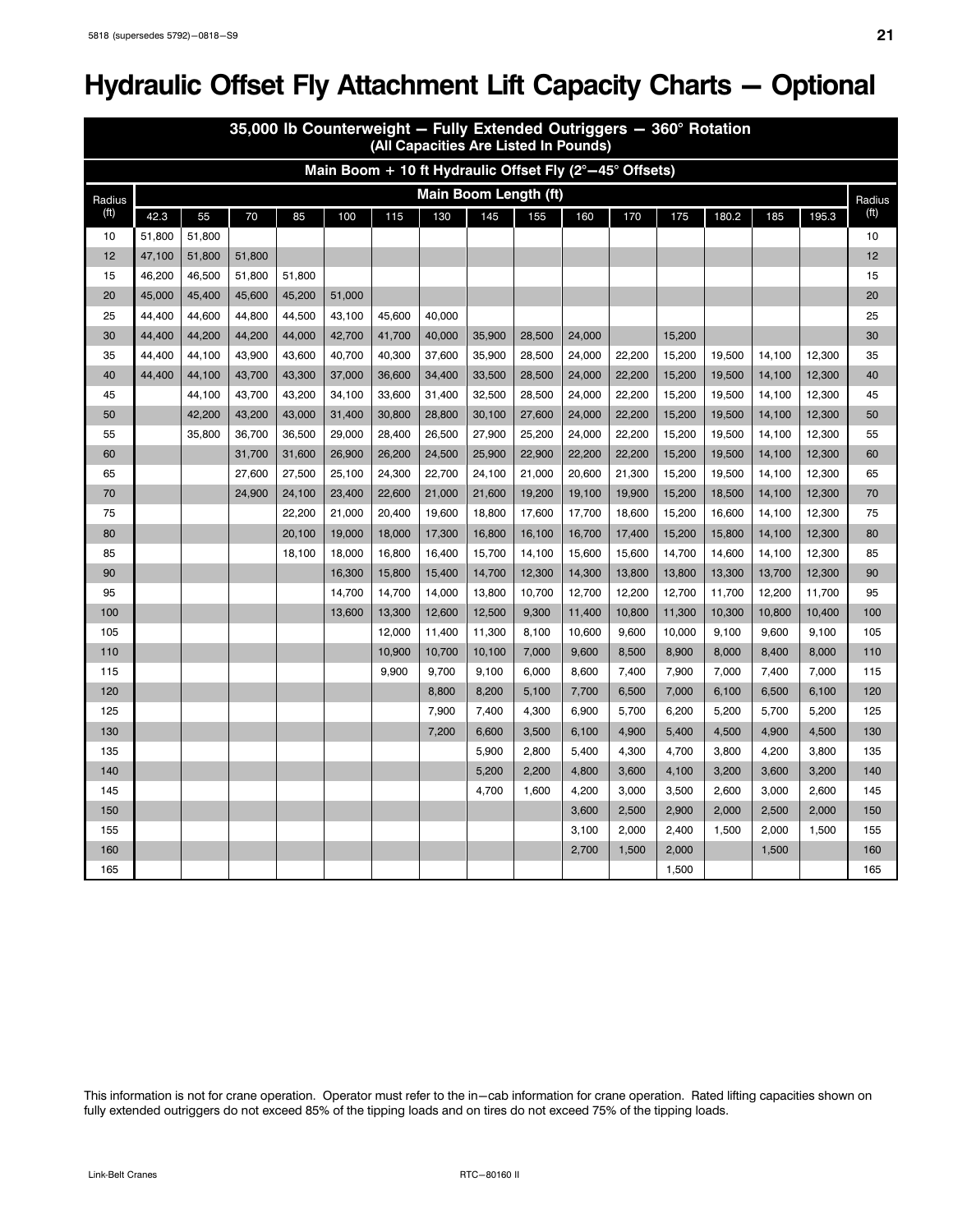# Hydraulic Offset Fly Attachment Lift Capacity Charts — Optional

| 35,000 lb Counterweight — Fully Extended Outriggers — 360° Rotation (All Capacities Are Listed In Pounds) | | | | | | | | | | | | | | | | |
|---|---|---|---|---|---|---|---|---|---|---|---|---|---|---|---|---|
| Main Boom + 10 ft Hydraulic Offset Fly (2°–45° Offsets) | | | | | | | | | | | | | | | | |
| Radius (ft) | Main Boom Length (ft) | | | | | | | | | | | | | | | Radius (ft) |
| | 42.3 | 55 | 70 | 85 | 100 | 115 | 130 | 145 | 155 | 160 | 170 | 175 | 180.2 | 185 | 195.3 | |
| 10 | 51,800 | 51,800 | | | | | | | | | | | | | | 10 |
| 12 | 47,100 | 51,800 | 51,800 | | | | | | | | | | | | | 12 |
| 15 | 46,200 | 46,500 | 51,800 | 51,800 | | | | | | | | | | | | 15 |
| 20 | 45,000 | 45,400 | 45,600 | 45,200 | 51,000 | | | | | | | | | | | 20 |
| 25 | 44,400 | 44,600 | 44,800 | 44,500 | 43,100 | 45,600 | 40,000 | | | | | | | | | 25 |
| 30 | 44,400 | 44,200 | 44,200 | 44,000 | 42,700 | 41,700 | 40,000 | 35,900 | 28,500 | 24,000 | | 15,200 | | | | 30 |
| 35 | 44,400 | 44,100 | 43,900 | 43,600 | 40,700 | 40,300 | 37,600 | 35,900 | 28,500 | 24,000 | 22,200 | 15,200 | 19,500 | 14,100 | 12,300 | 35 |
| 40 | 44,400 | 44,100 | 43,700 | 43,300 | 37,000 | 36,600 | 34,400 | 33,500 | 28,500 | 24,000 | 22,200 | 15,200 | 19,500 | 14,100 | 12,300 | 40 |
| 45 | | 44,100 | 43,700 | 43,200 | 34,100 | 33,600 | 31,400 | 32,500 | 28,500 | 24,000 | 22,200 | 15,200 | 19,500 | 14,100 | 12,300 | 45 |
| 50 | | 42,200 | 43,200 | 43,000 | 31,400 | 30,800 | 28,800 | 30,100 | 27,600 | 24,000 | 22,200 | 15,200 | 19,500 | 14,100 | 12,300 | 50 |
| 55 | | 35,800 | 36,700 | 36,500 | 29,000 | 28,400 | 26,500 | 27,900 | 25,200 | 24,000 | 22,200 | 15,200 | 19,500 | 14,100 | 12,300 | 55 |
| 60 | | | 31,700 | 31,600 | 26,900 | 26,200 | 24,500 | 25,900 | 22,900 | 22,200 | 22,200 | 15,200 | 19,500 | 14,100 | 12,300 | 60 |
| 65 | | | 27,600 | 27,500 | 25,100 | 24,300 | 22,700 | 24,100 | 21,000 | 20,600 | 21,300 | 15,200 | 19,500 | 14,100 | 12,300 | 65 |
| 70 | | | 24,900 | 24,100 | 23,400 | 22,600 | 21,000 | 21,600 | 19,200 | 19,100 | 19,900 | 15,200 | 18,500 | 14,100 | 12,300 | 70 |
| 75 | | | | 22,200 | 21,000 | 20,400 | 19,600 | 18,800 | 17,600 | 17,700 | 18,600 | 15,200 | 16,600 | 14,100 | 12,300 | 75 |
| 80 | | | | 20,100 | 19,000 | 18,000 | 17,300 | 16,800 | 16,100 | 16,700 | 17,400 | 15,200 | 15,800 | 14,100 | 12,300 | 80 |
| 85 | | | | 18,100 | 18,000 | 16,800 | 16,400 | 15,700 | 14,100 | 15,600 | 15,600 | 14,700 | 14,600 | 14,100 | 12,300 | 85 |
| 90 | | | | | 16,300 | 15,800 | 15,400 | 14,700 | 12,300 | 14,300 | 13,800 | 13,800 | 13,300 | 13,700 | 12,300 | 90 |
| 95 | | | | | 14,700 | 14,700 | 14,000 | 13,800 | 10,700 | 12,700 | 12,200 | 12,700 | 11,700 | 12,200 | 11,700 | 95 |
| 100 | | | | | 13,600 | 13,300 | 12,600 | 12,500 | 9,300 | 11,400 | 10,800 | 11,300 | 10,300 | 10,800 | 10,400 | 100 |
| 105 | | | | | | 12,000 | 11,400 | 11,300 | 8,100 | 10,600 | 9,600 | 10,000 | 9,100 | 9,600 | 9,100 | 105 |
| 110 | | | | | | 10,900 | 10,700 | 10,100 | 7,000 | 9,600 | 8,500 | 8,900 | 8,000 | 8,400 | 8,000 | 110 |
| 115 | | | | | | 9,900 | 9,700 | 9,100 | 6,000 | 8,600 | 7,400 | 7,900 | 7,000 | 7,400 | 7,000 | 115 |
| 120 | | | | | | | 8,800 | 8,200 | 5,100 | 7,700 | 6,500 | 7,000 | 6,100 | 6,500 | 6,100 | 120 |
| 125 | | | | | | | 7,900 | 7,400 | 4,300 | 6,900 | 5,700 | 6,200 | 5,200 | 5,700 | 5,200 | 125 |
| 130 | | | | | | | 7,200 | 6,600 | 3,500 | 6,100 | 4,900 | 5,400 | 4,500 | 4,900 | 4,500 | 130 |
| 135 | | | | | | | | 5,900 | 2,800 | 5,400 | 4,300 | 4,700 | 3,800 | 4,200 | 3,800 | 135 |
| 140 | | | | | | | | 5,200 | 2,200 | 4,800 | 3,600 | 4,100 | 3,200 | 3,600 | 3,200 | 140 |
| 145 | | | | | | | | 4,700 | 1,600 | 4,200 | 3,000 | 3,500 | 2,600 | 3,000 | 2,600 | 145 |
| 150 | | | | | | | | | | 3,600 | 2,500 | 2,900 | 2,000 | 2,500 | 2,000 | 150 |
| 155 | | | | | | | | | | 3,100 | 2,000 | 2,400 | 1,500 | 2,000 | 1,500 | 155 |
| 160 | | | | | | | | | | 2,700 | 1,500 | 2,000 | | 1,500 | | 160 |
| 165 | | | | | | | | | | | | 1,500 | | | | 165 |

This information is not for crane operation. Operator must refer to the in–cab information for crane operation. Rated lifting capacities shown on fully extended outriggers do not exceed 85% of the tipping loads and on tires do not exceed 75% of the tipping loads.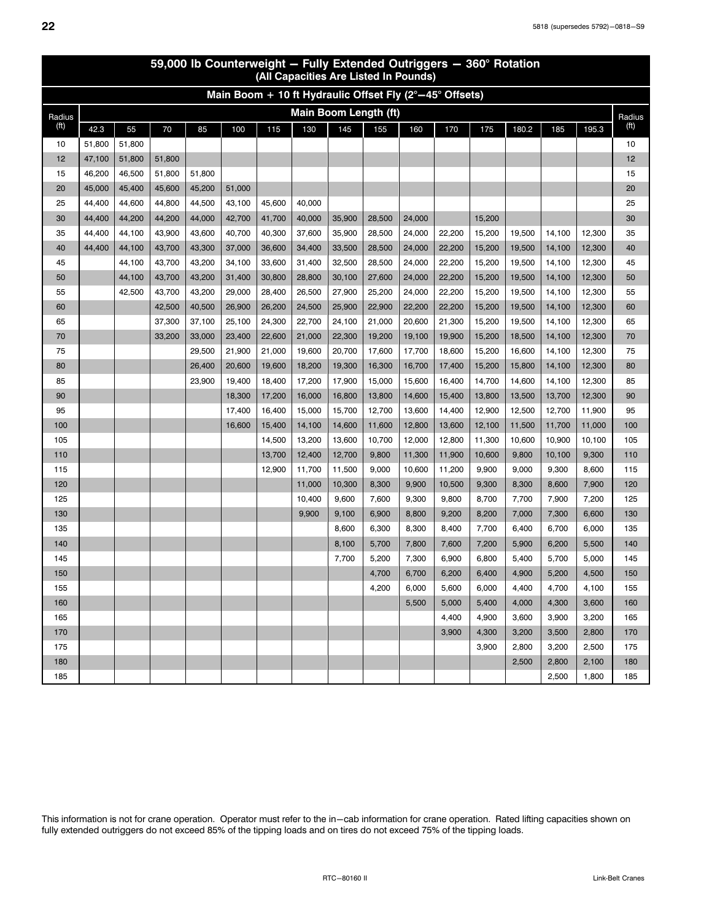## 59,000 lb Counterweight — Fully Extended Outriggers — 360° Rotation
(All Capacities Are Listed In Pounds)

### Main Boom + 10 ft Hydraulic Offset Fly (2°—45° Offsets)

| Radius (ft) | Main Boom Length (ft) | | | | | | | | | | | | | | | Radius (ft) |
|---|---|---|---|---|---|---|---|---|---|---|---|---|---|---|---|---|
| | 42.3 | 55 | 70 | 85 | 100 | 115 | 130 | 145 | 155 | 160 | 170 | 175 | 180.2 | 185 | 195.3 | |
| 10 | 51,800 | 51,800 | | | | | | | | | | | | | | 10 |
| 12 | 47,100 | 51,800 | 51,800 | | | | | | | | | | | | | 12 |
| 15 | 46,200 | 46,500 | 51,800 | 51,800 | | | | | | | | | | | | 15 |
| 20 | 45,000 | 45,400 | 45,600 | 45,200 | 51,000 | | | | | | | | | | | 20 |
| 25 | 44,400 | 44,600 | 44,800 | 44,500 | 43,100 | 45,600 | 40,000 | | | | | | | | | 25 |
| 30 | 44,400 | 44,200 | 44,200 | 44,000 | 42,700 | 41,700 | 40,000 | 35,900 | 28,500 | 24,000 | | 15,200 | | | | 30 |
| 35 | 44,400 | 44,100 | 43,900 | 43,600 | 40,700 | 40,300 | 37,600 | 35,900 | 28,500 | 24,000 | 22,200 | 15,200 | 19,500 | 14,100 | 12,300 | 35 |
| 40 | 44,400 | 44,100 | 43,700 | 43,300 | 37,000 | 36,600 | 34,400 | 33,500 | 28,500 | 24,000 | 22,200 | 15,200 | 19,500 | 14,100 | 12,300 | 40 |
| 45 | | 44,100 | 43,700 | 43,200 | 34,100 | 33,600 | 31,400 | 32,500 | 28,500 | 24,000 | 22,200 | 15,200 | 19,500 | 14,100 | 12,300 | 45 |
| 50 | | 44,100 | 43,700 | 43,200 | 31,400 | 30,800 | 28,800 | 30,100 | 27,600 | 24,000 | 22,200 | 15,200 | 19,500 | 14,100 | 12,300 | 50 |
| 55 | | 42,500 | 43,700 | 43,200 | 29,000 | 28,400 | 26,500 | 27,900 | 25,200 | 24,000 | 22,200 | 15,200 | 19,500 | 14,100 | 12,300 | 55 |
| 60 | | | 42,500 | 40,500 | 26,900 | 26,200 | 24,500 | 25,900 | 22,900 | 22,200 | 22,200 | 15,200 | 19,500 | 14,100 | 12,300 | 60 |
| 65 | | | 37,300 | 37,100 | 25,100 | 24,300 | 22,700 | 24,100 | 21,000 | 20,600 | 21,300 | 15,200 | 19,500 | 14,100 | 12,300 | 65 |
| 70 | | | 33,200 | 33,000 | 23,400 | 22,600 | 21,000 | 22,300 | 19,200 | 19,100 | 19,900 | 15,200 | 18,500 | 14,100 | 12,300 | 70 |
| 75 | | | | 29,500 | 21,900 | 21,000 | 19,600 | 20,700 | 17,600 | 17,700 | 18,600 | 15,200 | 16,600 | 14,100 | 12,300 | 75 |
| 80 | | | | 26,400 | 20,600 | 19,600 | 18,200 | 19,300 | 16,300 | 16,700 | 17,400 | 15,200 | 15,800 | 14,100 | 12,300 | 80 |
| 85 | | | | 23,900 | 19,400 | 18,400 | 17,200 | 17,900 | 15,000 | 15,600 | 16,400 | 14,700 | 14,600 | 14,100 | 12,300 | 85 |
| 90 | | | | | 18,300 | 17,200 | 16,000 | 16,800 | 13,800 | 14,600 | 15,400 | 13,800 | 13,500 | 13,700 | 12,300 | 90 |
| 95 | | | | | 17,400 | 16,400 | 15,000 | 15,700 | 12,700 | 13,600 | 14,400 | 12,900 | 12,500 | 12,700 | 11,900 | 95 |
| 100 | | | | | 16,600 | 15,400 | 14,100 | 14,600 | 11,600 | 12,800 | 13,600 | 12,100 | 11,500 | 11,700 | 11,000 | 100 |
| 105 | | | | | | 14,500 | 13,200 | 13,600 | 10,700 | 12,000 | 12,800 | 11,300 | 10,600 | 10,900 | 10,100 | 105 |
| 110 | | | | | | 13,700 | 12,400 | 12,700 | 9,800 | 11,300 | 11,900 | 10,600 | 9,800 | 10,100 | 9,300 | 110 |
| 115 | | | | | | 12,900 | 11,700 | 11,500 | 9,000 | 10,600 | 11,200 | 9,900 | 9,000 | 9,300 | 8,600 | 115 |
| 120 | | | | | | | 11,000 | 10,300 | 8,300 | 9,900 | 10,500 | 9,300 | 8,300 | 8,600 | 7,900 | 120 |
| 125 | | | | | | | 10,400 | 9,600 | 7,600 | 9,300 | 9,800 | 8,700 | 7,700 | 7,900 | 7,200 | 125 |
| 130 | | | | | | | 9,900 | 9,100 | 6,900 | 8,800 | 9,200 | 8,200 | 7,000 | 7,300 | 6,600 | 130 |
| 135 | | | | | | | | 8,600 | 6,300 | 8,300 | 8,400 | 7,700 | 6,400 | 6,700 | 6,000 | 135 |
| 140 | | | | | | | | 8,100 | 5,700 | 7,800 | 7,600 | 7,200 | 5,900 | 6,200 | 5,500 | 140 |
| 145 | | | | | | | | 7,700 | 5,200 | 7,300 | 6,900 | 6,800 | 5,400 | 5,700 | 5,000 | 145 |
| 150 | | | | | | | | | 4,700 | 6,700 | 6,200 | 6,400 | 4,900 | 5,200 | 4,500 | 150 |
| 155 | | | | | | | | | 4,200 | 6,000 | 5,600 | 6,000 | 4,400 | 4,700 | 4,100 | 155 |
| 160 | | | | | | | | | | 5,500 | 5,000 | 5,400 | 4,000 | 4,300 | 3,600 | 160 |
| 165 | | | | | | | | | | | 4,400 | 4,900 | 3,600 | 3,900 | 3,200 | 165 |
| 170 | | | | | | | | | | | 3,900 | 4,300 | 3,200 | 3,500 | 2,800 | 170 |
| 175 | | | | | | | | | | | | 3,900 | 2,800 | 3,200 | 2,500 | 175 |
| 180 | | | | | | | | | | | | | 2,500 | 2,800 | 2,100 | 180 |
| 185 | | | | | | | | | | | | | | 2,500 | 1,800 | 185 |

This information is not for crane operation. Operator must refer to the in—cab information for crane operation. Rated lifting capacities shown on fully extended outriggers do not exceed 85% of the tipping loads and on tires do not exceed 75% of the tipping loads.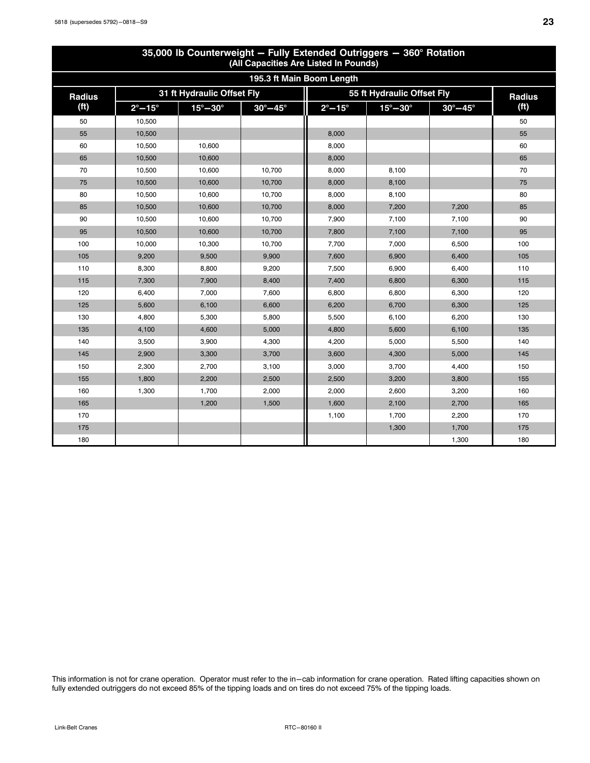## 35,000 lb Counterweight — Fully Extended Outriggers — 360° Rotation
(All Capacities Are Listed In Pounds)

| 195.3 ft Main Boom Length | | | | | | | |
|---|---|---|---|---|---|---|---|
| Radius (ft) | 31 ft Hydraulic Offset Fly | | | 55 ft Hydraulic Offset Fly | | | Radius (ft) |
| | 2°—15° | 15°—30° | 30°—45° | 2°—15° | 15°—30° | 30°—45° | |
| 50 | 10,500 | | | | | | 50 |
| 55 | 10,500 | | | 8,000 | | | 55 |
| 60 | 10,500 | 10,600 | | 8,000 | | | 60 |
| 65 | 10,500 | 10,600 | | 8,000 | | | 65 |
| 70 | 10,500 | 10,600 | 10,700 | 8,000 | 8,100 | | 70 |
| 75 | 10,500 | 10,600 | 10,700 | 8,000 | 8,100 | | 75 |
| 80 | 10,500 | 10,600 | 10,700 | 8,000 | 8,100 | | 80 |
| 85 | 10,500 | 10,600 | 10,700 | 8,000 | 7,200 | 7,200 | 85 |
| 90 | 10,500 | 10,600 | 10,700 | 7,900 | 7,100 | 7,100 | 90 |
| 95 | 10,500 | 10,600 | 10,700 | 7,800 | 7,100 | 7,100 | 95 |
| 100 | 10,000 | 10,300 | 10,700 | 7,700 | 7,000 | 6,500 | 100 |
| 105 | 9,200 | 9,500 | 9,900 | 7,600 | 6,900 | 6,400 | 105 |
| 110 | 8,300 | 8,800 | 9,200 | 7,500 | 6,900 | 6,400 | 110 |
| 115 | 7,300 | 7,900 | 8,400 | 7,400 | 6,800 | 6,300 | 115 |
| 120 | 6,400 | 7,000 | 7,600 | 6,800 | 6,800 | 6,300 | 120 |
| 125 | 5,600 | 6,100 | 6,600 | 6,200 | 6,700 | 6,300 | 125 |
| 130 | 4,800 | 5,300 | 5,800 | 5,500 | 6,100 | 6,200 | 130 |
| 135 | 4,100 | 4,600 | 5,000 | 4,800 | 5,600 | 6,100 | 135 |
| 140 | 3,500 | 3,900 | 4,300 | 4,200 | 5,000 | 5,500 | 140 |
| 145 | 2,900 | 3,300 | 3,700 | 3,600 | 4,300 | 5,000 | 145 |
| 150 | 2,300 | 2,700 | 3,100 | 3,000 | 3,700 | 4,400 | 150 |
| 155 | 1,800 | 2,200 | 2,500 | 2,500 | 3,200 | 3,800 | 155 |
| 160 | 1,300 | 1,700 | 2,000 | 2,000 | 2,600 | 3,200 | 160 |
| 165 | | 1,200 | 1,500 | 1,600 | 2,100 | 2,700 | 165 |
| 170 | | | | 1,100 | 1,700 | 2,200 | 170 |
| 175 | | | | | 1,300 | 1,700 | 175 |
| 180 | | | | | | 1,300 | 180 |

This information is not for crane operation. Operator must refer to the in—cab information for crane operation. Rated lifting capacities shown on fully extended outriggers do not exceed 85% of the tipping loads and on tires do not exceed 75% of the tipping loads.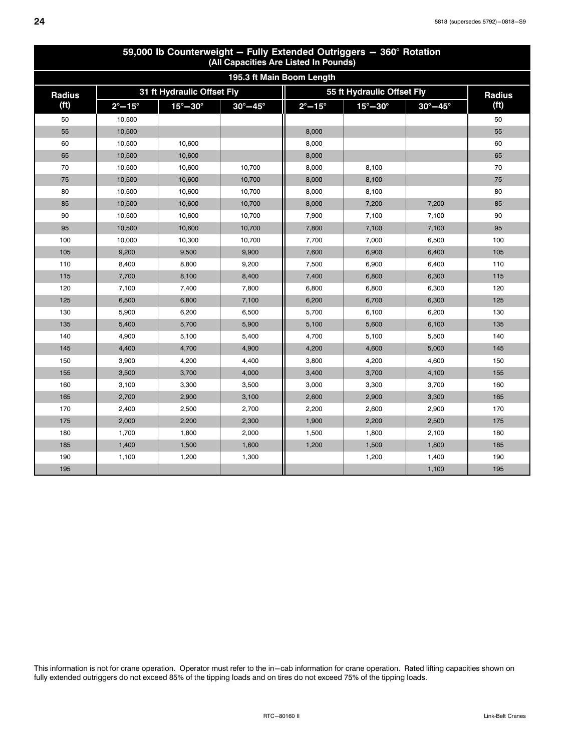## 59,000 lb Counterweight — Fully Extended Outriggers — 360° Rotation
(All Capacities Are Listed In Pounds)

| 195.3 ft Main Boom Length | | | | | | | |
|---|---|---|---|---|---|---|---|
| Radius (ft) | 31 ft Hydraulic Offset Fly | | | 55 ft Hydraulic Offset Fly | | | Radius (ft) |
| | 2°—15° | 15°—30° | 30°—45° | 2°—15° | 15°—30° | 30°—45° | |
| 50 | 10,500 | | | | | | 50 |
| 55 | 10,500 | | | 8,000 | | | 55 |
| 60 | 10,500 | 10,600 | | 8,000 | | | 60 |
| 65 | 10,500 | 10,600 | | 8,000 | | | 65 |
| 70 | 10,500 | 10,600 | 10,700 | 8,000 | 8,100 | | 70 |
| 75 | 10,500 | 10,600 | 10,700 | 8,000 | 8,100 | | 75 |
| 80 | 10,500 | 10,600 | 10,700 | 8,000 | 8,100 | | 80 |
| 85 | 10,500 | 10,600 | 10,700 | 8,000 | 7,200 | 7,200 | 85 |
| 90 | 10,500 | 10,600 | 10,700 | 7,900 | 7,100 | 7,100 | 90 |
| 95 | 10,500 | 10,600 | 10,700 | 7,800 | 7,100 | 7,100 | 95 |
| 100 | 10,000 | 10,300 | 10,700 | 7,700 | 7,000 | 6,500 | 100 |
| 105 | 9,200 | 9,500 | 9,900 | 7,600 | 6,900 | 6,400 | 105 |
| 110 | 8,400 | 8,800 | 9,200 | 7,500 | 6,900 | 6,400 | 110 |
| 115 | 7,700 | 8,100 | 8,400 | 7,400 | 6,800 | 6,300 | 115 |
| 120 | 7,100 | 7,400 | 7,800 | 6,800 | 6,800 | 6,300 | 120 |
| 125 | 6,500 | 6,800 | 7,100 | 6,200 | 6,700 | 6,300 | 125 |
| 130 | 5,900 | 6,200 | 6,500 | 5,700 | 6,100 | 6,200 | 130 |
| 135 | 5,400 | 5,700 | 5,900 | 5,100 | 5,600 | 6,100 | 135 |
| 140 | 4,900 | 5,100 | 5,400 | 4,700 | 5,100 | 5,500 | 140 |
| 145 | 4,400 | 4,700 | 4,900 | 4,200 | 4,600 | 5,000 | 145 |
| 150 | 3,900 | 4,200 | 4,400 | 3,800 | 4,200 | 4,600 | 150 |
| 155 | 3,500 | 3,700 | 4,000 | 3,400 | 3,700 | 4,100 | 155 |
| 160 | 3,100 | 3,300 | 3,500 | 3,000 | 3,300 | 3,700 | 160 |
| 165 | 2,700 | 2,900 | 3,100 | 2,600 | 2,900 | 3,300 | 165 |
| 170 | 2,400 | 2,500 | 2,700 | 2,200 | 2,600 | 2,900 | 170 |
| 175 | 2,000 | 2,200 | 2,300 | 1,900 | 2,200 | 2,500 | 175 |
| 180 | 1,700 | 1,800 | 2,000 | 1,500 | 1,800 | 2,100 | 180 |
| 185 | 1,400 | 1,500 | 1,600 | 1,200 | 1,500 | 1,800 | 185 |
| 190 | 1,100 | 1,200 | 1,300 | | 1,200 | 1,400 | 190 |
| 195 | | | | | | 1,100 | 195 |

This information is not for crane operation. Operator must refer to the in—cab information for crane operation. Rated lifting capacities shown on fully extended outriggers do not exceed 85% of the tipping loads and on tires do not exceed 75% of the tipping loads.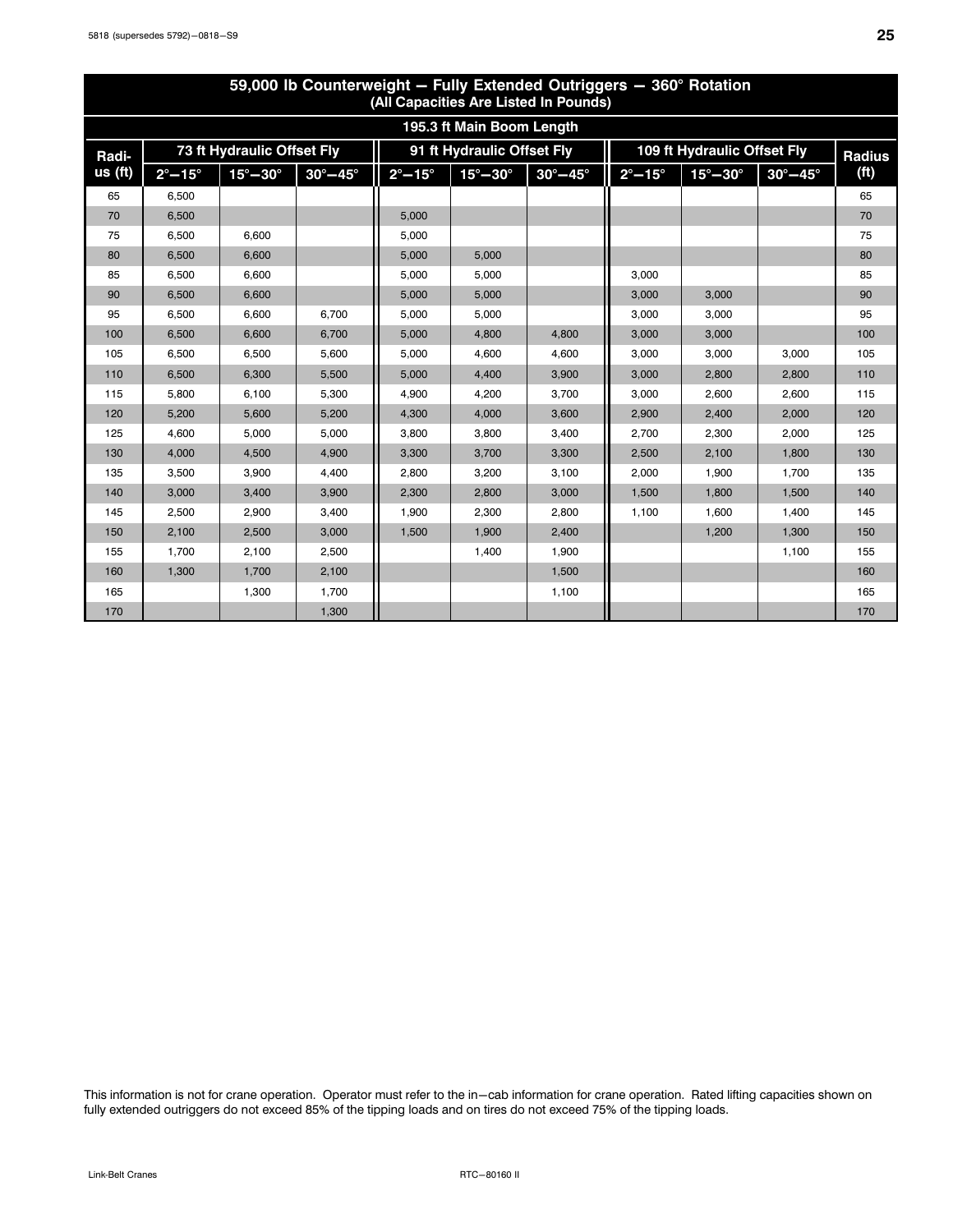## 59,000 lb Counterweight — Fully Extended Outriggers — 360° Rotation
(All Capacities Are Listed In Pounds)

| Radius (ft) | 195.3 ft Main Boom Length | | | | | | | | | Radius (ft) |
|---|---|---|---|---|---|---|---|---|---|---|
| | 73 ft Hydraulic Offset Fly | | | 91 ft Hydraulic Offset Fly | | | 109 ft Hydraulic Offset Fly | | | |
| | 2°—15° | 15°—30° | 30°—45° | 2°—15° | 15°—30° | 30°—45° | 2°—15° | 15°—30° | 30°—45° | |
| 65 | 6,500 | | | | | | | | | 65 |
| 70 | 6,500 | | | 5,000 | | | | | | 70 |
| 75 | 6,500 | 6,600 | | 5,000 | | | | | | 75 |
| 80 | 6,500 | 6,600 | | 5,000 | 5,000 | | | | | 80 |
| 85 | 6,500 | 6,600 | | 5,000 | 5,000 | | 3,000 | | | 85 |
| 90 | 6,500 | 6,600 | | 5,000 | 5,000 | | 3,000 | 3,000 | | 90 |
| 95 | 6,500 | 6,600 | 6,700 | 5,000 | 5,000 | | 3,000 | 3,000 | | 95 |
| 100 | 6,500 | 6,600 | 6,700 | 5,000 | 4,800 | 4,800 | 3,000 | 3,000 | | 100 |
| 105 | 6,500 | 6,500 | 5,600 | 5,000 | 4,600 | 4,600 | 3,000 | 3,000 | 3,000 | 105 |
| 110 | 6,500 | 6,300 | 5,500 | 5,000 | 4,400 | 3,900 | 3,000 | 2,800 | 2,800 | 110 |
| 115 | 5,800 | 6,100 | 5,300 | 4,900 | 4,200 | 3,700 | 3,000 | 2,600 | 2,600 | 115 |
| 120 | 5,200 | 5,600 | 5,200 | 4,300 | 4,000 | 3,600 | 2,900 | 2,400 | 2,000 | 120 |
| 125 | 4,600 | 5,000 | 5,000 | 3,800 | 3,800 | 3,400 | 2,700 | 2,300 | 2,000 | 125 |
| 130 | 4,000 | 4,500 | 4,900 | 3,300 | 3,700 | 3,300 | 2,500 | 2,100 | 1,800 | 130 |
| 135 | 3,500 | 3,900 | 4,400 | 2,800 | 3,200 | 3,100 | 2,000 | 1,900 | 1,700 | 135 |
| 140 | 3,000 | 3,400 | 3,900 | 2,300 | 2,800 | 3,000 | 1,500 | 1,800 | 1,500 | 140 |
| 145 | 2,500 | 2,900 | 3,400 | 1,900 | 2,300 | 2,800 | 1,100 | 1,600 | 1,400 | 145 |
| 150 | 2,100 | 2,500 | 3,000 | 1,500 | 1,900 | 2,400 | | 1,200 | 1,300 | 150 |
| 155 | 1,700 | 2,100 | 2,500 | | 1,400 | 1,900 | | | 1,100 | 155 |
| 160 | 1,300 | 1,700 | 2,100 | | | 1,500 | | | | 160 |
| 165 | | 1,300 | 1,700 | | | 1,100 | | | | 165 |
| 170 | | | 1,300 | | | | | | | 170 |

This information is not for crane operation. Operator must refer to the in—cab information for crane operation. Rated lifting capacities shown on fully extended outriggers do not exceed 85% of the tipping loads and on tires do not exceed 75% of the tipping loads.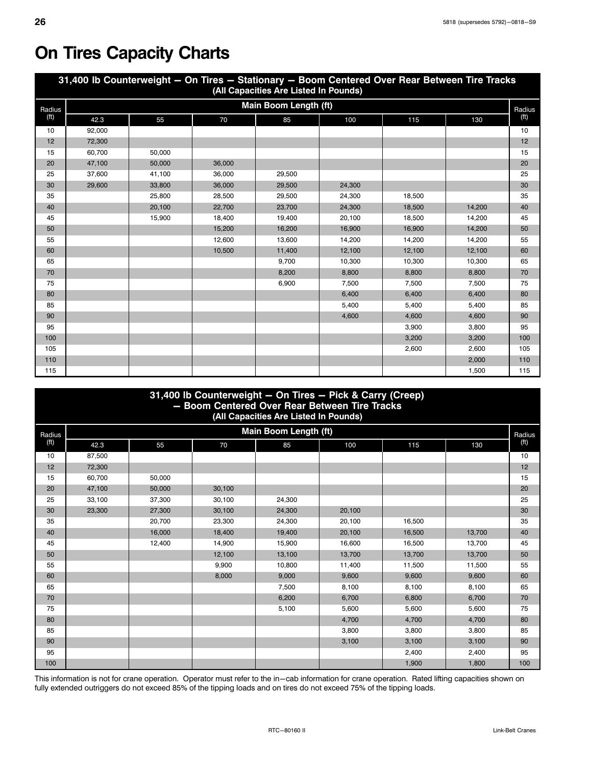# On Tires Capacity Charts

| 31,400 lb Counterweight — On Tires — Stationary — Boom Centered Over Rear Between Tire Tracks (All Capacities Are Listed In Pounds) | | | | | | | | |
|---|---|---|---|---|---|---|---|---|
| Radius (ft) | Main Boom Length (ft) | | | | | | | Radius (ft) |
| | 42.3 | 55 | 70 | 85 | 100 | 115 | 130 | |
| 10 | 92,000 | | | | | | | 10 |
| 12 | 72,300 | | | | | | | 12 |
| 15 | 60,700 | 50,000 | | | | | | 15 |
| 20 | 47,100 | 50,000 | 36,000 | | | | | 20 |
| 25 | 37,600 | 41,100 | 36,000 | 29,500 | | | | 25 |
| 30 | 29,600 | 33,800 | 36,000 | 29,500 | 24,300 | | | 30 |
| 35 | | 25,800 | 28,500 | 29,500 | 24,300 | 18,500 | | 35 |
| 40 | | 20,100 | 22,700 | 23,700 | 24,300 | 18,500 | 14,200 | 40 |
| 45 | | 15,900 | 18,400 | 19,400 | 20,100 | 18,500 | 14,200 | 45 |
| 50 | | | 15,200 | 16,200 | 16,900 | 16,900 | 14,200 | 50 |
| 55 | | | 12,600 | 13,600 | 14,200 | 14,200 | 14,200 | 55 |
| 60 | | | 10,500 | 11,400 | 12,100 | 12,100 | 12,100 | 60 |
| 65 | | | | 9,700 | 10,300 | 10,300 | 10,300 | 65 |
| 70 | | | | 8,200 | 8,800 | 8,800 | 8,800 | 70 |
| 75 | | | | 6,900 | 7,500 | 7,500 | 7,500 | 75 |
| 80 | | | | | 6,400 | 6,400 | 6,400 | 80 |
| 85 | | | | | 5,400 | 5,400 | 5,400 | 85 |
| 90 | | | | | 4,600 | 4,600 | 4,600 | 90 |
| 95 | | | | | | 3,900 | 3,800 | 95 |
| 100 | | | | | | 3,200 | 3,200 | 100 |
| 105 | | | | | | 2,600 | 2,600 | 105 |
| 110 | | | | | | | 2,000 | 110 |
| 115 | | | | | | | 1,500 | 115 |

| 31,400 lb Counterweight — On Tires — Pick & Carry (Creep) — Boom Centered Over Rear Between Tire Tracks (All Capacities Are Listed In Pounds) | | | | | | | | |
|---|---|---|---|---|---|---|---|---|
| Radius (ft) | Main Boom Length (ft) | | | | | | | Radius (ft) |
| | 42.3 | 55 | 70 | 85 | 100 | 115 | 130 | |
| 10 | 87,500 | | | | | | | 10 |
| 12 | 72,300 | | | | | | | 12 |
| 15 | 60,700 | 50,000 | | | | | | 15 |
| 20 | 47,100 | 50,000 | 30,100 | | | | | 20 |
| 25 | 33,100 | 37,300 | 30,100 | 24,300 | | | | 25 |
| 30 | 23,300 | 27,300 | 30,100 | 24,300 | 20,100 | | | 30 |
| 35 | | 20,700 | 23,300 | 24,300 | 20,100 | 16,500 | | 35 |
| 40 | | 16,000 | 18,400 | 19,400 | 20,100 | 16,500 | 13,700 | 40 |
| 45 | | 12,400 | 14,900 | 15,900 | 16,600 | 16,500 | 13,700 | 45 |
| 50 | | | 12,100 | 13,100 | 13,700 | 13,700 | 13,700 | 50 |
| 55 | | | 9,900 | 10,800 | 11,400 | 11,500 | 11,500 | 55 |
| 60 | | | 8,000 | 9,000 | 9,600 | 9,600 | 9,600 | 60 |
| 65 | | | | 7,500 | 8,100 | 8,100 | 8,100 | 65 |
| 70 | | | | 6,200 | 6,700 | 6,800 | 6,700 | 70 |
| 75 | | | | 5,100 | 5,600 | 5,600 | 5,600 | 75 |
| 80 | | | | | 4,700 | 4,700 | 4,700 | 80 |
| 85 | | | | | 3,800 | 3,800 | 3,800 | 85 |
| 90 | | | | | 3,100 | 3,100 | 3,100 | 90 |
| 95 | | | | | | 2,400 | 2,400 | 95 |
| 100 | | | | | | 1,900 | 1,800 | 100 |

This information is not for crane operation. Operator must refer to the in−cab information for crane operation. Rated lifting capacities shown on fully extended outriggers do not exceed 85% of the tipping loads and on tires do not exceed 75% of the tipping loads.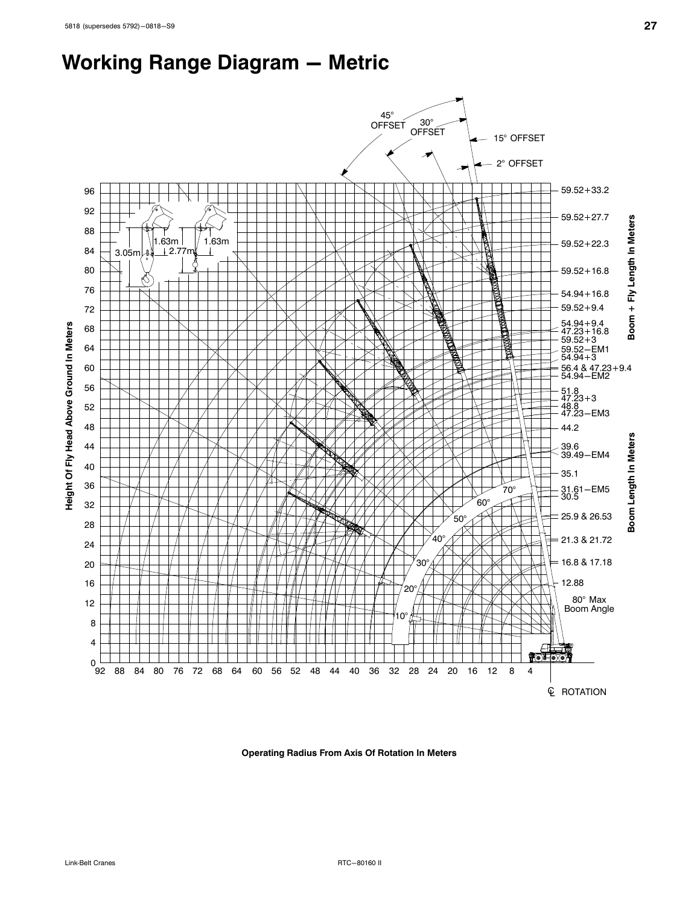# Working Range Diagram — Metric

45° OFFSET

30° OFFSET

15° OFFSET

2° OFFSET

Boom + Fly Length In Meters

59.52+33.2

59.52+27.7

59.52+22.3

59.52+16.8

54.94+16.8

59.52+9.4

54.94+9.4

47.23+16.8

59.52+3

59.52−EM1

54.94+3

56.4 & 47.23+9.4

54.94−EM2

Boom Length In Meters

51.8

47.23+3

48.8

47.23−EM3

44.2

39.6

39.49−EM4

35.1

31.61−EM5

30.5

25.9 & 26.53

21.3 & 21.72

16.8 & 17.18

12.88

80° Max Boom Angle

1.63m

1.63m

3.05m

2.77m

Height Of Fly Head Above Ground In Meters

70°

60°

50°

40°

30°

20°

10°

℄ ROTATION

Operating Radius From Axis Of Rotation In Meters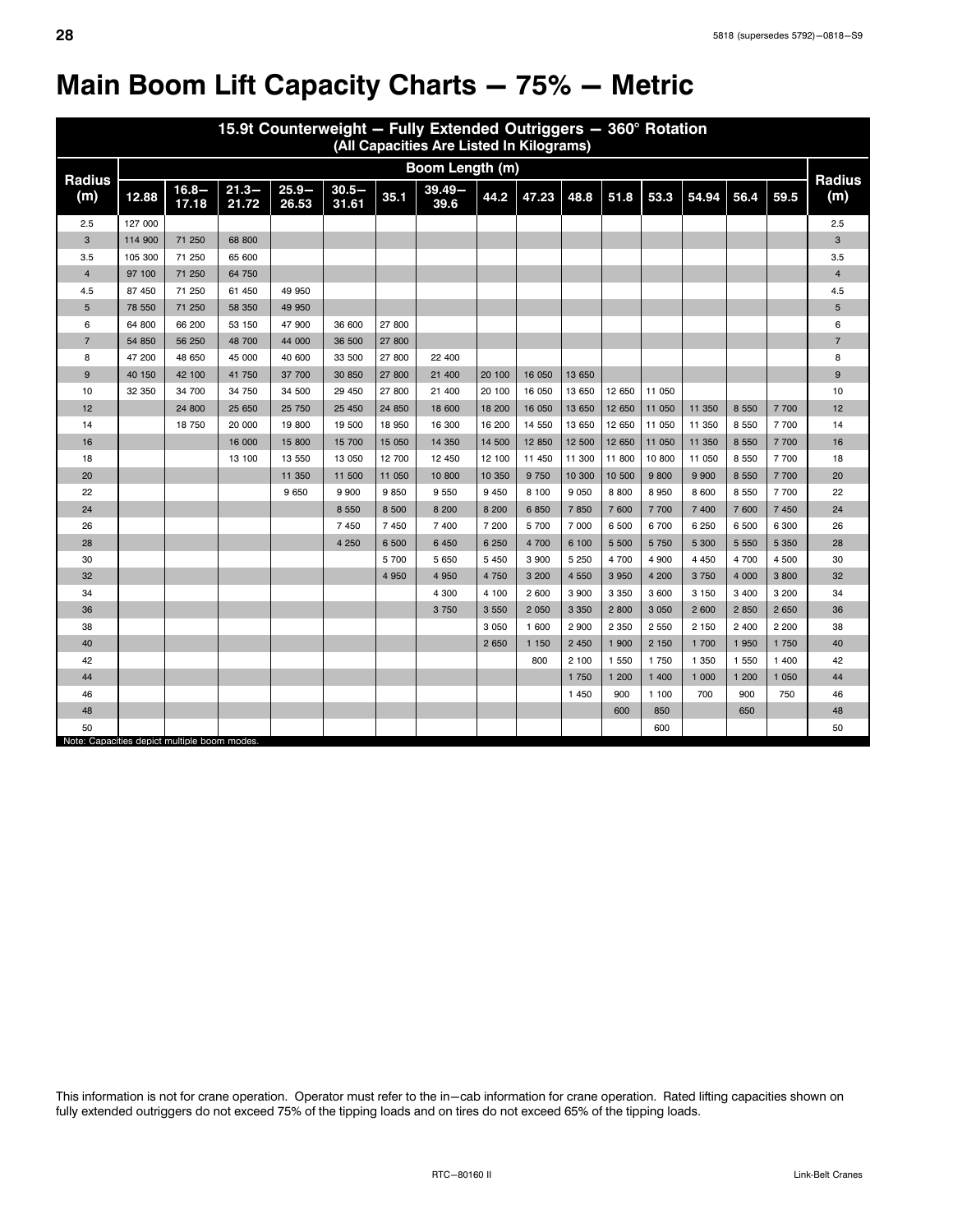# Main Boom Lift Capacity Charts — 75% — Metric

| 15.9t Counterweight — Fully Extended Outriggers — 360° Rotation (All Capacities Are Listed In Kilograms) | | | | | | | | | | | | | | | | |
|---|---|---|---|---|---|---|---|---|---|---|---|---|---|---|---|---|
| Radius (m) | Boom Length (m) | | | | | | | | | | | | | | | Radius (m) |
| | 12.88 | 16.8–17.18 | 21.3–21.72 | 25.9–26.53 | 30.5–31.61 | 35.1 | 39.49–39.6 | 44.2 | 47.23 | 48.8 | 51.8 | 53.3 | 54.94 | 56.4 | 59.5 | |
| 2.5 | 127 000 | | | | | | | | | | | | | | | 2.5 |
| 3 | 114 900 | 71 250 | 68 800 | | | | | | | | | | | | | 3 |
| 3.5 | 105 300 | 71 250 | 65 600 | | | | | | | | | | | | | 3.5 |
| 4 | 97 100 | 71 250 | 64 750 | | | | | | | | | | | | | 4 |
| 4.5 | 87 450 | 71 250 | 61 450 | 49 950 | | | | | | | | | | | | 4.5 |
| 5 | 78 550 | 71 250 | 58 350 | 49 950 | | | | | | | | | | | | 5 |
| 6 | 64 800 | 66 200 | 53 150 | 47 900 | 36 600 | 27 800 | | | | | | | | | | 6 |
| 7 | 54 850 | 56 250 | 48 700 | 44 000 | 36 500 | 27 800 | | | | | | | | | | 7 |
| 8 | 47 200 | 48 650 | 45 000 | 40 600 | 33 500 | 27 800 | 22 400 | | | | | | | | | 8 |
| 9 | 40 150 | 42 100 | 41 750 | 37 700 | 30 850 | 27 800 | 21 400 | 20 100 | 16 050 | 13 650 | | | | | | 9 |
| 10 | 32 350 | 34 700 | 34 750 | 34 500 | 29 450 | 27 800 | 21 400 | 20 100 | 16 050 | 13 650 | 12 650 | 11 050 | | | | 10 |
| 12 | | 24 800 | 25 650 | 25 750 | 25 450 | 24 850 | 18 600 | 18 200 | 16 050 | 13 650 | 12 650 | 11 050 | 11 350 | 8 550 | 7 700 | 12 |
| 14 | | 18 750 | 20 000 | 19 800 | 19 500 | 18 950 | 16 300 | 16 200 | 14 550 | 13 650 | 12 650 | 11 050 | 11 350 | 8 550 | 7 700 | 14 |
| 16 | | | 16 000 | 15 800 | 15 700 | 15 050 | 14 350 | 14 500 | 12 850 | 12 500 | 12 650 | 11 050 | 11 350 | 8 550 | 7 700 | 16 |
| 18 | | | 13 100 | 13 550 | 13 050 | 12 700 | 12 450 | 12 100 | 11 450 | 11 300 | 11 800 | 10 800 | 11 050 | 8 550 | 7 700 | 18 |
| 20 | | | | 11 350 | 11 500 | 11 050 | 10 800 | 10 350 | 9 750 | 10 300 | 10 500 | 9 800 | 9 900 | 8 550 | 7 700 | 20 |
| 22 | | | | 9 650 | 9 900 | 9 850 | 9 550 | 9 450 | 8 100 | 9 050 | 8 800 | 8 950 | 8 600 | 8 550 | 7 700 | 22 |
| 24 | | | | | 8 550 | 8 500 | 8 200 | 8 200 | 6 850 | 7 850 | 7 600 | 7 700 | 7 400 | 7 600 | 7 450 | 24 |
| 26 | | | | | 7 450 | 7 450 | 7 400 | 7 200 | 5 700 | 7 000 | 6 500 | 6 700 | 6 250 | 6 500 | 6 300 | 26 |
| 28 | | | | | 4 250 | 6 500 | 6 450 | 6 250 | 4 700 | 6 100 | 5 500 | 5 750 | 5 300 | 5 550 | 5 350 | 28 |
| 30 | | | | | | 5 700 | 5 650 | 5 450 | 3 900 | 5 250 | 4 700 | 4 900 | 4 450 | 4 700 | 4 500 | 30 |
| 32 | | | | | | 4 950 | 4 950 | 4 750 | 3 200 | 4 550 | 3 950 | 4 200 | 3 750 | 4 000 | 3 800 | 32 |
| 34 | | | | | | | 4 300 | 4 100 | 2 600 | 3 900 | 3 350 | 3 600 | 3 150 | 3 400 | 3 200 | 34 |
| 36 | | | | | | | 3 750 | 3 550 | 2 050 | 3 350 | 2 800 | 3 050 | 2 600 | 2 850 | 2 650 | 36 |
| 38 | | | | | | | | 3 050 | 1 600 | 2 900 | 2 350 | 2 550 | 2 150 | 2 400 | 2 200 | 38 |
| 40 | | | | | | | | 2 650 | 1 150 | 2 450 | 1 900 | 2 150 | 1 700 | 1 950 | 1 750 | 40 |
| 42 | | | | | | | | | 800 | 2 100 | 1 550 | 1 750 | 1 350 | 1 550 | 1 400 | 42 |
| 44 | | | | | | | | | | 1 750 | 1 200 | 1 400 | 1 000 | 1 200 | 1 050 | 44 |
| 46 | | | | | | | | | | 1 450 | 900 | 1 100 | 700 | 900 | 750 | 46 |
| 48 | | | | | | | | | | | 600 | 850 | | 650 | | 48 |
| 50 | | | | | | | | | | | | 600 | | | | 50 |

Note: Capacities depict multiple boom modes.

This information is not for crane operation. Operator must refer to the in–cab information for crane operation. Rated lifting capacities shown on fully extended outriggers do not exceed 75% of the tipping loads and on tires do not exceed 65% of the tipping loads.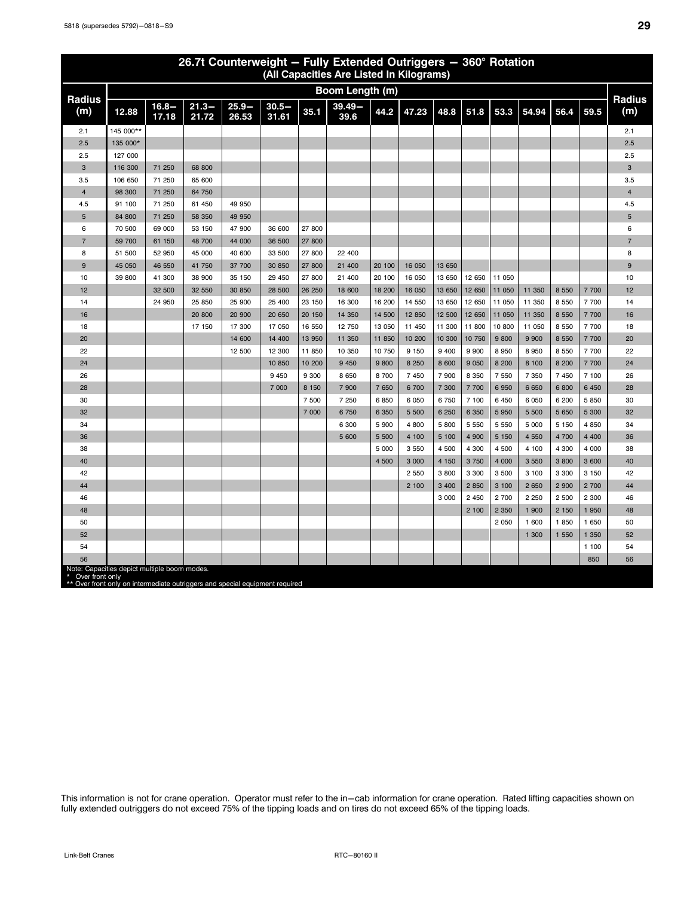## 26.7t Counterweight — Fully Extended Outriggers — 360° Rotation
### (All Capacities Are Listed In Kilograms)

| Radius (m) | Boom Length (m) | | | | | | | | | | | | | | | Radius (m) |
|---|---|---|---|---|---|---|---|---|---|---|---|---|---|---|---|---|
| | 12.88 | 16.8–17.18 | 21.3–21.72 | 25.9–26.53 | 30.5–31.61 | 35.1 | 39.49–39.6 | 44.2 | 47.23 | 48.8 | 51.8 | 53.3 | 54.94 | 56.4 | 59.5 | |
| 2.1 | 145 000** | | | | | | | | | | | | | | | 2.1 |
| 2.5 | 135 000* | | | | | | | | | | | | | | | 2.5 |
| 2.5 | 127 000 | | | | | | | | | | | | | | | 2.5 |
| 3 | 116 300 | 71 250 | 68 800 | | | | | | | | | | | | | 3 |
| 3.5 | 106 650 | 71 250 | 65 600 | | | | | | | | | | | | | 3.5 |
| 4 | 98 300 | 71 250 | 64 750 | | | | | | | | | | | | | 4 |
| 4.5 | 91 100 | 71 250 | 61 450 | 49 950 | | | | | | | | | | | | 4.5 |
| 5 | 84 800 | 71 250 | 58 350 | 49 950 | | | | | | | | | | | | 5 |
| 6 | 70 500 | 69 000 | 53 150 | 47 900 | 36 600 | 27 800 | | | | | | | | | | 6 |
| 7 | 59 700 | 61 150 | 48 700 | 44 000 | 36 500 | 27 800 | | | | | | | | | | 7 |
| 8 | 51 500 | 52 950 | 45 000 | 40 600 | 33 500 | 27 800 | 22 400 | | | | | | | | | 8 |
| 9 | 45 050 | 46 550 | 41 750 | 37 700 | 30 850 | 27 800 | 21 400 | 20 100 | 16 050 | 13 650 | | | | | | 9 |
| 10 | 39 800 | 41 300 | 38 900 | 35 150 | 29 450 | 27 800 | 21 400 | 20 100 | 16 050 | 13 650 | 12 650 | 11 050 | | | | 10 |
| 12 | | 32 500 | 32 550 | 30 850 | 28 500 | 26 250 | 18 600 | 18 200 | 16 050 | 13 650 | 12 650 | 11 050 | 11 350 | 8 550 | 7 700 | 12 |
| 14 | | 24 950 | 25 850 | 25 900 | 25 400 | 23 150 | 16 300 | 16 200 | 14 550 | 13 650 | 12 650 | 11 050 | 11 350 | 8 550 | 7 700 | 14 |
| 16 | | | 20 800 | 20 900 | 20 650 | 20 150 | 14 350 | 14 500 | 12 850 | 12 500 | 12 650 | 11 050 | 11 350 | 8 550 | 7 700 | 16 |
| 18 | | | 17 150 | 17 300 | 17 050 | 16 550 | 12 750 | 13 050 | 11 450 | 11 300 | 11 800 | 10 800 | 11 050 | 8 550 | 7 700 | 18 |
| 20 | | | | 14 600 | 14 400 | 13 950 | 11 350 | 11 850 | 10 200 | 10 300 | 10 750 | 9 800 | 9 900 | 8 550 | 7 700 | 20 |
| 22 | | | | 12 500 | 12 300 | 11 850 | 10 350 | 10 750 | 9 150 | 9 400 | 9 900 | 8 950 | 8 950 | 8 550 | 7 700 | 22 |
| 24 | | | | | 10 850 | 10 200 | 9 450 | 9 800 | 8 250 | 8 600 | 9 050 | 8 200 | 8 100 | 8 200 | 7 700 | 24 |
| 26 | | | | | 9 450 | 9 300 | 8 650 | 8 700 | 7 450 | 7 900 | 8 350 | 7 550 | 7 350 | 7 450 | 7 100 | 26 |
| 28 | | | | | 7 000 | 8 150 | 7 900 | 7 650 | 6 700 | 7 300 | 7 700 | 6 950 | 6 650 | 6 800 | 6 450 | 28 |
| 30 | | | | | | 7 500 | 7 250 | 6 850 | 6 050 | 6 750 | 7 100 | 6 450 | 6 050 | 6 200 | 5 850 | 30 |
| 32 | | | | | | 7 000 | 6 750 | 6 350 | 5 500 | 6 250 | 6 350 | 5 950 | 5 500 | 5 650 | 5 300 | 32 |
| 34 | | | | | | | 6 300 | 5 900 | 4 800 | 5 800 | 5 550 | 5 550 | 5 000 | 5 150 | 4 850 | 34 |
| 36 | | | | | | | 5 600 | 5 500 | 4 100 | 5 100 | 4 900 | 5 150 | 4 550 | 4 700 | 4 400 | 36 |
| 38 | | | | | | | | 5 000 | 3 550 | 4 500 | 4 300 | 4 500 | 4 100 | 4 300 | 4 000 | 38 |
| 40 | | | | | | | | 4 500 | 3 000 | 4 150 | 3 750 | 4 000 | 3 550 | 3 800 | 3 600 | 40 |
| 42 | | | | | | | | | 2 550 | 3 800 | 3 300 | 3 500 | 3 100 | 3 300 | 3 150 | 42 |
| 44 | | | | | | | | | 2 100 | 3 400 | 2 850 | 3 100 | 2 650 | 2 900 | 2 700 | 44 |
| 46 | | | | | | | | | | 3 000 | 2 450 | 2 700 | 2 250 | 2 500 | 2 300 | 46 |
| 48 | | | | | | | | | | | 2 100 | 2 350 | 1 900 | 2 150 | 1 950 | 48 |
| 50 | | | | | | | | | | | | 2 050 | 1 600 | 1 850 | 1 650 | 50 |
| 52 | | | | | | | | | | | | | 1 300 | 1 550 | 1 350 | 52 |
| 54 | | | | | | | | | | | | | | | 1 100 | 54 |
| 56 | | | | | | | | | | | | | | | 850 | 56 |

Note: Capacities depict multiple boom modes.
* Over front only
** Over front only on intermediate outriggers and special equipment required

This information is not for crane operation. Operator must refer to the in–cab information for crane operation. Rated lifting capacities shown on fully extended outriggers do not exceed 75% of the tipping loads and on tires do not exceed 65% of the tipping loads.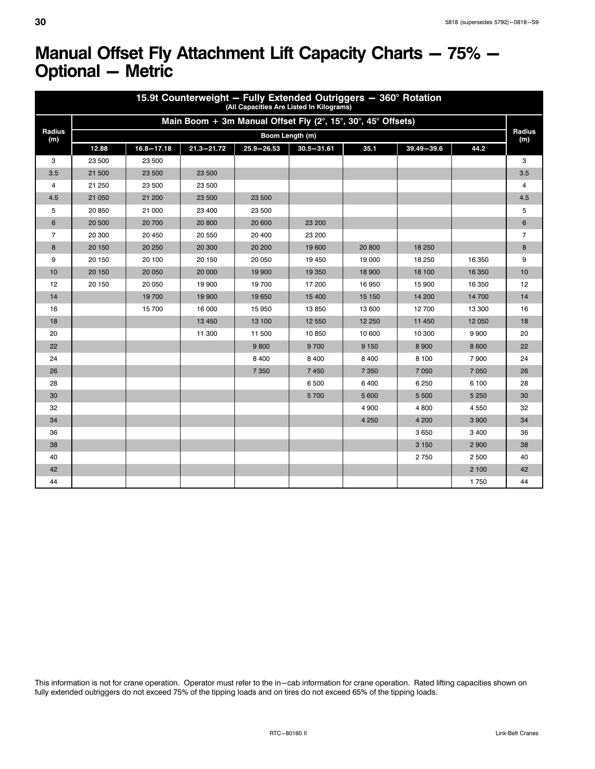# Manual Offset Fly Attachment Lift Capacity Charts — 75% — Optional — Metric

| 15.9t Counterweight — Fully Extended Outriggers — 360° Rotation (All Capacities Are Listed In Kilograms) | | | | | | | | | |
|---|---|---|---|---|---|---|---|---|---|
| Radius (m) | Main Boom + 3m Manual Offset Fly (2°, 15°, 30°, 45° Offsets) | | | | | | | | Radius (m) |
| | Boom Length (m) | | | | | | | | |
| | 12.88 | 16.8—17.18 | 21.3—21.72 | 25.9—26.53 | 30.5—31.61 | 35.1 | 39.49—39.6 | 44.2 | |
| 3 | 23 500 | 23 500 | | | | | | | 3 |
| 3.5 | 21 500 | 23 500 | 23 500 | | | | | | 3.5 |
| 4 | 21 250 | 23 500 | 23 500 | | | | | | 4 |
| 4.5 | 21 050 | 21 200 | 23 500 | 23 500 | | | | | 4.5 |
| 5 | 20 850 | 21 000 | 23 400 | 23 500 | | | | | 5 |
| 6 | 20 500 | 20 700 | 20 800 | 20 600 | 23 200 | | | | 6 |
| 7 | 20 300 | 20 450 | 20 550 | 20 400 | 23 200 | | | | 7 |
| 8 | 20 150 | 20 250 | 20 300 | 20 200 | 19 600 | 20 800 | 18 250 | | 8 |
| 9 | 20 150 | 20 100 | 20 150 | 20 050 | 19 450 | 19 000 | 18 250 | 16 350 | 9 |
| 10 | 20 150 | 20 050 | 20 000 | 19 900 | 19 350 | 18 900 | 18 100 | 16 350 | 10 |
| 12 | 20 150 | 20 050 | 19 900 | 19 700 | 17 200 | 16 950 | 15 900 | 16 350 | 12 |
| 14 | | 19 700 | 19 900 | 19 650 | 15 400 | 15 150 | 14 200 | 14 700 | 14 |
| 16 | | 15 700 | 16 000 | 15 950 | 13 850 | 13 600 | 12 700 | 13 300 | 16 |
| 18 | | | 13 450 | 13 100 | 12 550 | 12 250 | 11 450 | 12 050 | 18 |
| 20 | | | 11 300 | 11 500 | 10 850 | 10 600 | 10 300 | 9 900 | 20 |
| 22 | | | | 9 800 | 9 700 | 9 150 | 8 900 | 8 600 | 22 |
| 24 | | | | 8 400 | 8 400 | 8 400 | 8 100 | 7 900 | 24 |
| 26 | | | | 7 350 | 7 450 | 7 350 | 7 050 | 7 050 | 26 |
| 28 | | | | | 6 500 | 6 400 | 6 250 | 6 100 | 28 |
| 30 | | | | | 5 700 | 5 600 | 5 500 | 5 250 | 30 |
| 32 | | | | | | 4 900 | 4 800 | 4 550 | 32 |
| 34 | | | | | | 4 250 | 4 200 | 3 900 | 34 |
| 36 | | | | | | | 3 650 | 3 400 | 36 |
| 38 | | | | | | | 3 150 | 2 900 | 38 |
| 40 | | | | | | | 2 750 | 2 500 | 40 |
| 42 | | | | | | | | 2 100 | 42 |
| 44 | | | | | | | | 1 750 | 44 |

This information is not for crane operation. Operator must refer to the in—cab information for crane operation. Rated lifting capacities shown on fully extended outriggers do not exceed 75% of the tipping loads and on tires do not exceed 65% of the tipping loads.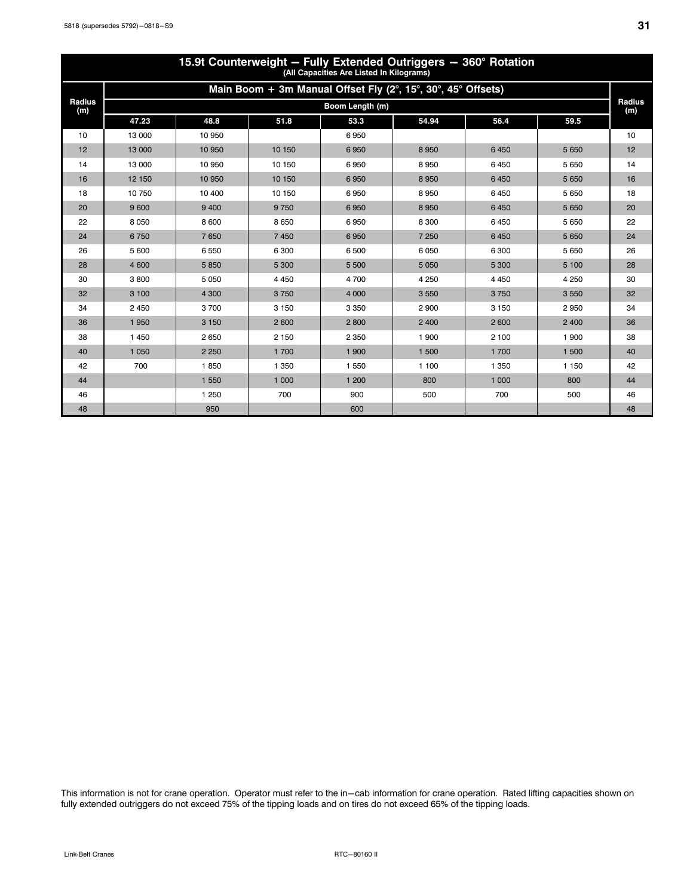| 15.9t Counterweight — Fully Extended Outriggers — 360° Rotation (All Capacities Are Listed In Kilograms) | | | | | | | | |
|---|---|---|---|---|---|---|---|---|
| Radius (m) | Main Boom + 3m Manual Offset Fly (2°, 15°, 30°, 45° Offsets) | | | | | | | Radius (m) |
| | Boom Length (m) | | | | | | | |
| | 47.23 | 48.8 | 51.8 | 53.3 | 54.94 | 56.4 | 59.5 | |
| 10 | 13 000 | 10 950 | | 6 950 | | | | 10 |
| 12 | 13 000 | 10 950 | 10 150 | 6 950 | 8 950 | 6 450 | 5 650 | 12 |
| 14 | 13 000 | 10 950 | 10 150 | 6 950 | 8 950 | 6 450 | 5 650 | 14 |
| 16 | 12 150 | 10 950 | 10 150 | 6 950 | 8 950 | 6 450 | 5 650 | 16 |
| 18 | 10 750 | 10 400 | 10 150 | 6 950 | 8 950 | 6 450 | 5 650 | 18 |
| 20 | 9 600 | 9 400 | 9 750 | 6 950 | 8 950 | 6 450 | 5 650 | 20 |
| 22 | 8 050 | 8 600 | 8 650 | 6 950 | 8 300 | 6 450 | 5 650 | 22 |
| 24 | 6 750 | 7 650 | 7 450 | 6 950 | 7 250 | 6 450 | 5 650 | 24 |
| 26 | 5 600 | 6 550 | 6 300 | 6 500 | 6 050 | 6 300 | 5 650 | 26 |
| 28 | 4 600 | 5 850 | 5 300 | 5 500 | 5 050 | 5 300 | 5 100 | 28 |
| 30 | 3 800 | 5 050 | 4 450 | 4 700 | 4 250 | 4 450 | 4 250 | 30 |
| 32 | 3 100 | 4 300 | 3 750 | 4 000 | 3 550 | 3 750 | 3 550 | 32 |
| 34 | 2 450 | 3 700 | 3 150 | 3 350 | 2 900 | 3 150 | 2 950 | 34 |
| 36 | 1 950 | 3 150 | 2 600 | 2 800 | 2 400 | 2 600 | 2 400 | 36 |
| 38 | 1 450 | 2 650 | 2 150 | 2 350 | 1 900 | 2 100 | 1 900 | 38 |
| 40 | 1 050 | 2 250 | 1 700 | 1 900 | 1 500 | 1 700 | 1 500 | 40 |
| 42 | 700 | 1 850 | 1 350 | 1 550 | 1 100 | 1 350 | 1 150 | 42 |
| 44 | | 1 550 | 1 000 | 1 200 | 800 | 1 000 | 800 | 44 |
| 46 | | 1 250 | 700 | 900 | 500 | 700 | 500 | 46 |
| 48 | | 950 | | 600 | | | | 48 |

This information is not for crane operation. Operator must refer to the in−cab information for crane operation. Rated lifting capacities shown on fully extended outriggers do not exceed 75% of the tipping loads and on tires do not exceed 65% of the tipping loads.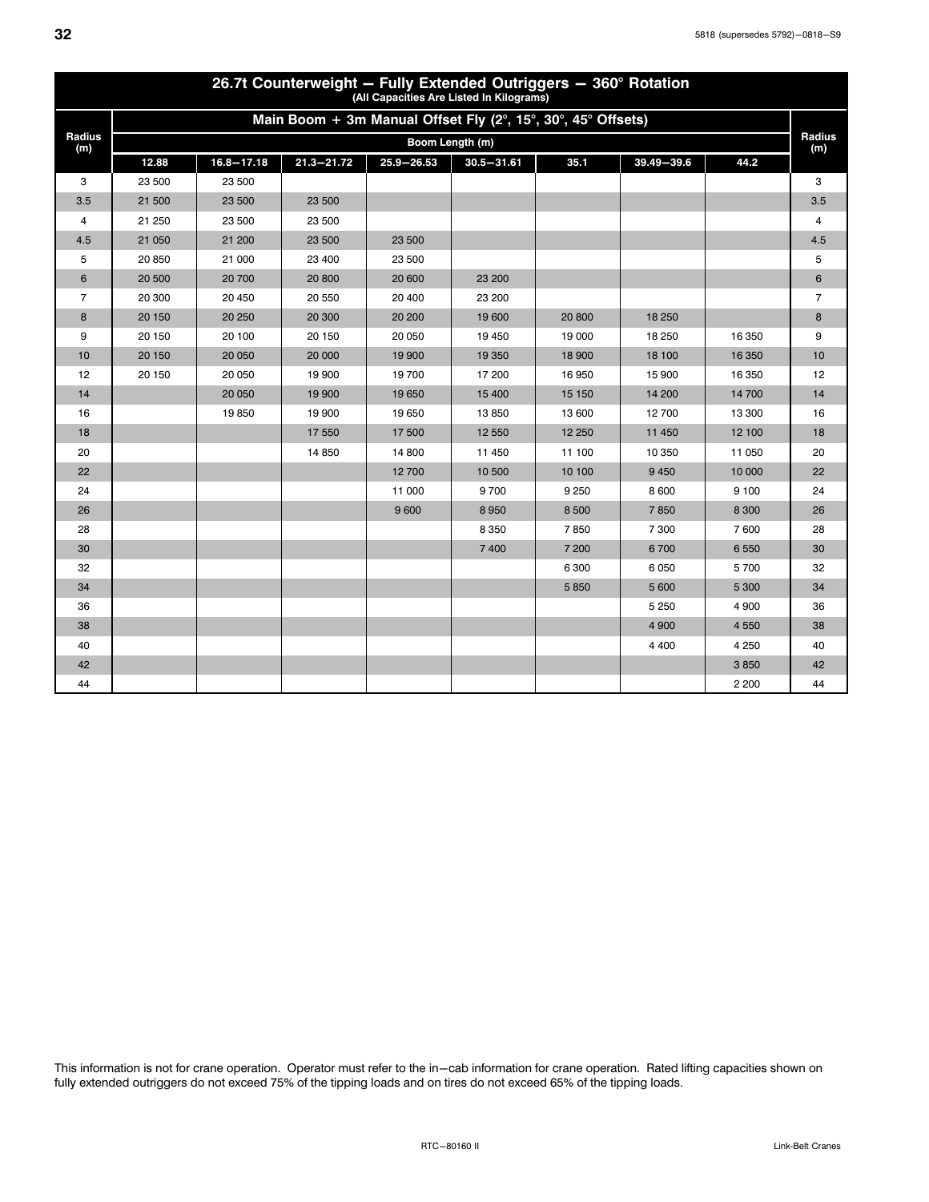## 26.7t Counterweight — Fully Extended Outriggers — 360° Rotation

(All Capacities Are Listed In Kilograms)

| Radius (m) | Main Boom + 3m Manual Offset Fly (2°, 15°, 30°, 45° Offsets) | | | | | | | | Radius (m) |
|---|---|---|---|---|---|---|---|---|---|
| | Boom Length (m) | | | | | | | | |
| | 12.88 | 16.8—17.18 | 21.3—21.72 | 25.9—26.53 | 30.5—31.61 | 35.1 | 39.49—39.6 | 44.2 | |
| 3 | 23 500 | 23 500 | | | | | | | 3 |
| 3.5 | 21 500 | 23 500 | 23 500 | | | | | | 3.5 |
| 4 | 21 250 | 23 500 | 23 500 | | | | | | 4 |
| 4.5 | 21 050 | 21 200 | 23 500 | 23 500 | | | | | 4.5 |
| 5 | 20 850 | 21 000 | 23 400 | 23 500 | | | | | 5 |
| 6 | 20 500 | 20 700 | 20 800 | 20 600 | 23 200 | | | | 6 |
| 7 | 20 300 | 20 450 | 20 550 | 20 400 | 23 200 | | | | 7 |
| 8 | 20 150 | 20 250 | 20 300 | 20 200 | 19 600 | 20 800 | 18 250 | | 8 |
| 9 | 20 150 | 20 100 | 20 150 | 20 050 | 19 450 | 19 000 | 18 250 | 16 350 | 9 |
| 10 | 20 150 | 20 050 | 20 000 | 19 900 | 19 350 | 18 900 | 18 100 | 16 350 | 10 |
| 12 | 20 150 | 20 050 | 19 900 | 19 700 | 17 200 | 16 950 | 15 900 | 16 350 | 12 |
| 14 | | 20 050 | 19 900 | 19 650 | 15 400 | 15 150 | 14 200 | 14 700 | 14 |
| 16 | | 19 850 | 19 900 | 19 650 | 13 850 | 13 600 | 12 700 | 13 300 | 16 |
| 18 | | | 17 550 | 17 500 | 12 550 | 12 250 | 11 450 | 12 100 | 18 |
| 20 | | | 14 850 | 14 800 | 11 450 | 11 100 | 10 350 | 11 050 | 20 |
| 22 | | | | 12 700 | 10 500 | 10 100 | 9 450 | 10 000 | 22 |
| 24 | | | | 11 000 | 9 700 | 9 250 | 8 600 | 9 100 | 24 |
| 26 | | | | 9 600 | 8 950 | 8 500 | 7 850 | 8 300 | 26 |
| 28 | | | | | 8 350 | 7 850 | 7 300 | 7 600 | 28 |
| 30 | | | | | 7 400 | 7 200 | 6 700 | 6 550 | 30 |
| 32 | | | | | | 6 300 | 6 050 | 5 700 | 32 |
| 34 | | | | | | 5 850 | 5 600 | 5 300 | 34 |
| 36 | | | | | | | 5 250 | 4 900 | 36 |
| 38 | | | | | | | 4 900 | 4 550 | 38 |
| 40 | | | | | | | 4 400 | 4 250 | 40 |
| 42 | | | | | | | | 3 850 | 42 |
| 44 | | | | | | | | 2 200 | 44 |

This information is not for crane operation. Operator must refer to the in—cab information for crane operation. Rated lifting capacities shown on fully extended outriggers do not exceed 75% of the tipping loads and on tires do not exceed 65% of the tipping loads.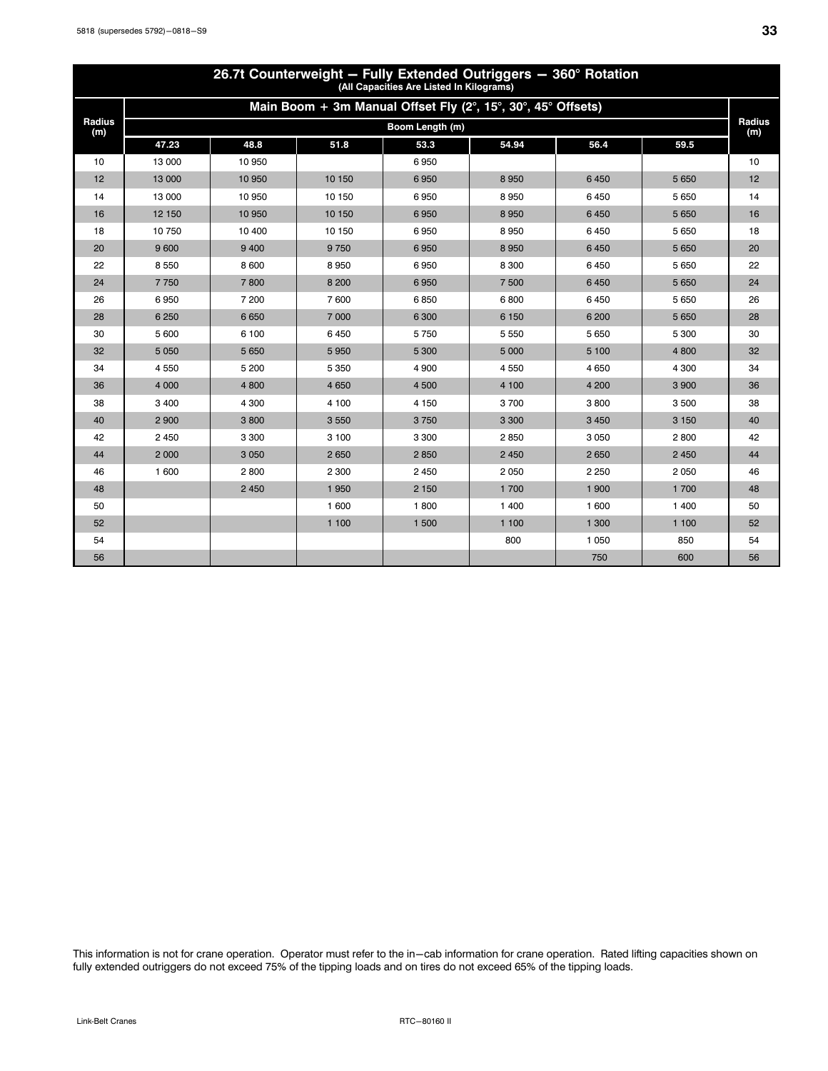## 26.7t Counterweight — Fully Extended Outriggers — 360° Rotation

(All Capacities Are Listed In Kilograms)

| Radius (m) | Main Boom + 3m Manual Offset Fly (2°, 15°, 30°, 45° Offsets) | | | | | | | Radius (m) |
|---|---|---|---|---|---|---|---|---|
| | Boom Length (m) | | | | | | | |
| | 47.23 | 48.8 | 51.8 | 53.3 | 54.94 | 56.4 | 59.5 | |
| 10 | 13 000 | 10 950 | | 6 950 | | | | 10 |
| 12 | 13 000 | 10 950 | 10 150 | 6 950 | 8 950 | 6 450 | 5 650 | 12 |
| 14 | 13 000 | 10 950 | 10 150 | 6 950 | 8 950 | 6 450 | 5 650 | 14 |
| 16 | 12 150 | 10 950 | 10 150 | 6 950 | 8 950 | 6 450 | 5 650 | 16 |
| 18 | 10 750 | 10 400 | 10 150 | 6 950 | 8 950 | 6 450 | 5 650 | 18 |
| 20 | 9 600 | 9 400 | 9 750 | 6 950 | 8 950 | 6 450 | 5 650 | 20 |
| 22 | 8 550 | 8 600 | 8 950 | 6 950 | 8 300 | 6 450 | 5 650 | 22 |
| 24 | 7 750 | 7 800 | 8 200 | 6 950 | 7 500 | 6 450 | 5 650 | 24 |
| 26 | 6 950 | 7 200 | 7 600 | 6 850 | 6 800 | 6 450 | 5 650 | 26 |
| 28 | 6 250 | 6 650 | 7 000 | 6 300 | 6 150 | 6 200 | 5 650 | 28 |
| 30 | 5 600 | 6 100 | 6 450 | 5 750 | 5 550 | 5 650 | 5 300 | 30 |
| 32 | 5 050 | 5 650 | 5 950 | 5 300 | 5 000 | 5 100 | 4 800 | 32 |
| 34 | 4 550 | 5 200 | 5 350 | 4 900 | 4 550 | 4 650 | 4 300 | 34 |
| 36 | 4 000 | 4 800 | 4 650 | 4 500 | 4 100 | 4 200 | 3 900 | 36 |
| 38 | 3 400 | 4 300 | 4 100 | 4 150 | 3 700 | 3 800 | 3 500 | 38 |
| 40 | 2 900 | 3 800 | 3 550 | 3 750 | 3 300 | 3 450 | 3 150 | 40 |
| 42 | 2 450 | 3 300 | 3 100 | 3 300 | 2 850 | 3 050 | 2 800 | 42 |
| 44 | 2 000 | 3 050 | 2 650 | 2 850 | 2 450 | 2 650 | 2 450 | 44 |
| 46 | 1 600 | 2 800 | 2 300 | 2 450 | 2 050 | 2 250 | 2 050 | 46 |
| 48 | | 2 450 | 1 950 | 2 150 | 1 700 | 1 900 | 1 700 | 48 |
| 50 | | | 1 600 | 1 800 | 1 400 | 1 600 | 1 400 | 50 |
| 52 | | | 1 100 | 1 500 | 1 100 | 1 300 | 1 100 | 52 |
| 54 | | | | | 800 | 1 050 | 850 | 54 |
| 56 | | | | | | 750 | 600 | 56 |

This information is not for crane operation. Operator must refer to the in–cab information for crane operation. Rated lifting capacities shown on fully extended outriggers do not exceed 75% of the tipping loads and on tires do not exceed 65% of the tipping loads.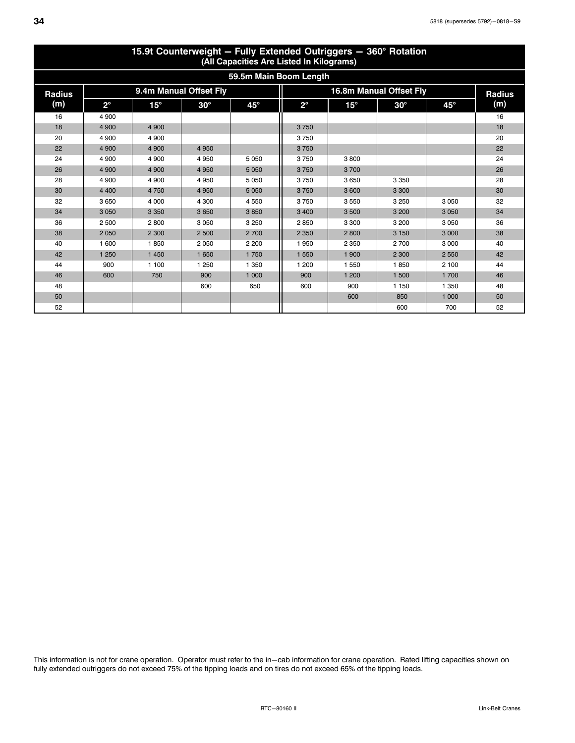## 15.9t Counterweight — Fully Extended Outriggers — 360° Rotation
### (All Capacities Are Listed In Kilograms)

| 59.5m Main Boom Length | | | | | | | | | |
|---|---|---|---|---|---|---|---|---|---|
| Radius (m) | 9.4m Manual Offset Fly | | | | 16.8m Manual Offset Fly | | | | Radius (m) |
| | 2° | 15° | 30° | 45° | 2° | 15° | 30° | 45° | |
| 16 | 4 900 | | | | | | | | 16 |
| 18 | 4 900 | 4 900 | | | 3 750 | | | | 18 |
| 20 | 4 900 | 4 900 | | | 3 750 | | | | 20 |
| 22 | 4 900 | 4 900 | 4 950 | | 3 750 | | | | 22 |
| 24 | 4 900 | 4 900 | 4 950 | 5 050 | 3 750 | 3 800 | | | 24 |
| 26 | 4 900 | 4 900 | 4 950 | 5 050 | 3 750 | 3 700 | | | 26 |
| 28 | 4 900 | 4 900 | 4 950 | 5 050 | 3 750 | 3 650 | 3 350 | | 28 |
| 30 | 4 400 | 4 750 | 4 950 | 5 050 | 3 750 | 3 600 | 3 300 | | 30 |
| 32 | 3 650 | 4 000 | 4 300 | 4 550 | 3 750 | 3 550 | 3 250 | 3 050 | 32 |
| 34 | 3 050 | 3 350 | 3 650 | 3 850 | 3 400 | 3 500 | 3 200 | 3 050 | 34 |
| 36 | 2 500 | 2 800 | 3 050 | 3 250 | 2 850 | 3 300 | 3 200 | 3 050 | 36 |
| 38 | 2 050 | 2 300 | 2 500 | 2 700 | 2 350 | 2 800 | 3 150 | 3 000 | 38 |
| 40 | 1 600 | 1 850 | 2 050 | 2 200 | 1 950 | 2 350 | 2 700 | 3 000 | 40 |
| 42 | 1 250 | 1 450 | 1 650 | 1 750 | 1 550 | 1 900 | 2 300 | 2 550 | 42 |
| 44 | 900 | 1 100 | 1 250 | 1 350 | 1 200 | 1 550 | 1 850 | 2 100 | 44 |
| 46 | 600 | 750 | 900 | 1 000 | 900 | 1 200 | 1 500 | 1 700 | 46 |
| 48 | | | 600 | 650 | 600 | 900 | 1 150 | 1 350 | 48 |
| 50 | | | | | | 600 | 850 | 1 000 | 50 |
| 52 | | | | | | | 600 | 700 | 52 |

This information is not for crane operation. Operator must refer to the in–cab information for crane operation. Rated lifting capacities shown on fully extended outriggers do not exceed 75% of the tipping loads and on tires do not exceed 65% of the tipping loads.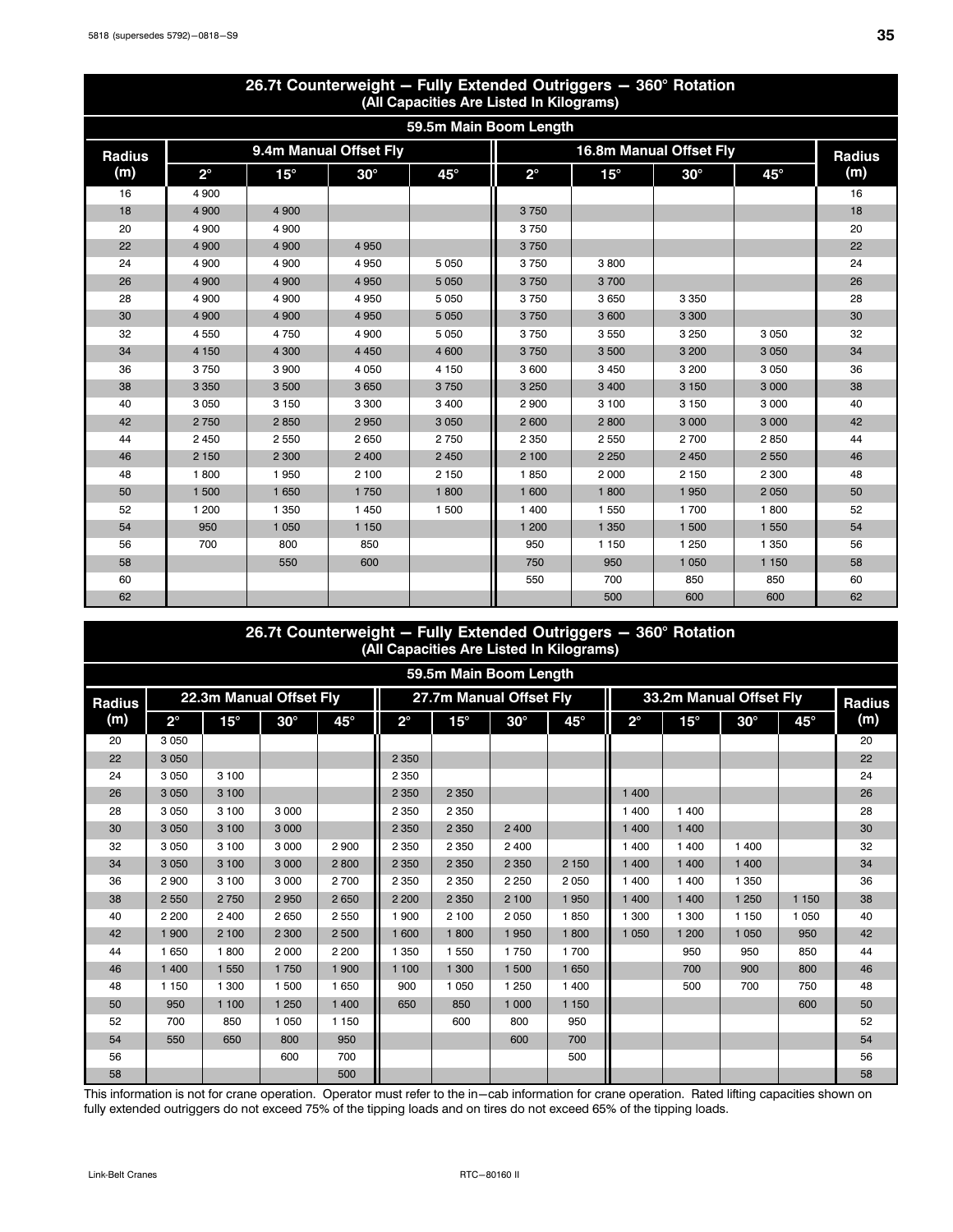## 26.7t Counterweight — Fully Extended Outriggers — 360° Rotation

(All Capacities Are Listed In Kilograms)

| | 59.5m Main Boom Length | | | | | | | | |
|---|---|---|---|---|---|---|---|---|---|
| Radius (m) | 9.4m Manual Offset Fly | | | | 16.8m Manual Offset Fly | | | | Radius (m) |
| | 2° | 15° | 30° | 45° | 2° | 15° | 30° | 45° | |
| 16 | 4 900 | | | | | | | | 16 |
| 18 | 4 900 | 4 900 | | | 3 750 | | | | 18 |
| 20 | 4 900 | 4 900 | | | 3 750 | | | | 20 |
| 22 | 4 900 | 4 900 | 4 950 | | 3 750 | | | | 22 |
| 24 | 4 900 | 4 900 | 4 950 | 5 050 | 3 750 | 3 800 | | | 24 |
| 26 | 4 900 | 4 900 | 4 950 | 5 050 | 3 750 | 3 700 | | | 26 |
| 28 | 4 900 | 4 900 | 4 950 | 5 050 | 3 750 | 3 650 | 3 350 | | 28 |
| 30 | 4 900 | 4 900 | 4 950 | 5 050 | 3 750 | 3 600 | 3 300 | | 30 |
| 32 | 4 550 | 4 750 | 4 900 | 5 050 | 3 750 | 3 550 | 3 250 | 3 050 | 32 |
| 34 | 4 150 | 4 300 | 4 450 | 4 600 | 3 750 | 3 500 | 3 200 | 3 050 | 34 |
| 36 | 3 750 | 3 900 | 4 050 | 4 150 | 3 600 | 3 450 | 3 200 | 3 050 | 36 |
| 38 | 3 350 | 3 500 | 3 650 | 3 750 | 3 250 | 3 400 | 3 150 | 3 000 | 38 |
| 40 | 3 050 | 3 150 | 3 300 | 3 400 | 2 900 | 3 100 | 3 150 | 3 000 | 40 |
| 42 | 2 750 | 2 850 | 2 950 | 3 050 | 2 600 | 2 800 | 3 000 | 3 000 | 42 |
| 44 | 2 450 | 2 550 | 2 650 | 2 750 | 2 350 | 2 550 | 2 700 | 2 850 | 44 |
| 46 | 2 150 | 2 300 | 2 400 | 2 450 | 2 100 | 2 250 | 2 450 | 2 550 | 46 |
| 48 | 1 800 | 1 950 | 2 100 | 2 150 | 1 850 | 2 000 | 2 150 | 2 300 | 48 |
| 50 | 1 500 | 1 650 | 1 750 | 1 800 | 1 600 | 1 800 | 1 950 | 2 050 | 50 |
| 52 | 1 200 | 1 350 | 1 450 | 1 500 | 1 400 | 1 550 | 1 700 | 1 800 | 52 |
| 54 | 950 | 1 050 | 1 150 | | 1 200 | 1 350 | 1 500 | 1 550 | 54 |
| 56 | 700 | 800 | 850 | | 950 | 1 150 | 1 250 | 1 350 | 56 |
| 58 | | 550 | 600 | | 750 | 950 | 1 050 | 1 150 | 58 |
| 60 | | | | | 550 | 700 | 850 | 850 | 60 |
| 62 | | | | | | 500 | 600 | 600 | 62 |

## 26.7t Counterweight — Fully Extended Outriggers — 360° Rotation

(All Capacities Are Listed In Kilograms)

| | 59.5m Main Boom Length | | | | | | | | | | | | |
|---|---|---|---|---|---|---|---|---|---|---|---|---|---|
| Radius (m) | 22.3m Manual Offset Fly | | | | 27.7m Manual Offset Fly | | | | 33.2m Manual Offset Fly | | | | Radius (m) |
| | 2° | 15° | 30° | 45° | 2° | 15° | 30° | 45° | 2° | 15° | 30° | 45° | |
| 20 | 3 050 | | | | | | | | | | | | 20 |
| 22 | 3 050 | | | | 2 350 | | | | | | | | 22 |
| 24 | 3 050 | 3 100 | | | 2 350 | | | | | | | | 24 |
| 26 | 3 050 | 3 100 | | | 2 350 | 2 350 | | | 1 400 | | | | 26 |
| 28 | 3 050 | 3 100 | 3 000 | | 2 350 | 2 350 | | | 1 400 | 1 400 | | | 28 |
| 30 | 3 050 | 3 100 | 3 000 | | 2 350 | 2 350 | 2 400 | | 1 400 | 1 400 | | | 30 |
| 32 | 3 050 | 3 100 | 3 000 | 2 900 | 2 350 | 2 350 | 2 400 | | 1 400 | 1 400 | 1 400 | | 32 |
| 34 | 3 050 | 3 100 | 3 000 | 2 800 | 2 350 | 2 350 | 2 350 | 2 150 | 1 400 | 1 400 | 1 400 | | 34 |
| 36 | 2 900 | 3 100 | 3 000 | 2 700 | 2 350 | 2 350 | 2 250 | 2 050 | 1 400 | 1 400 | 1 350 | | 36 |
| 38 | 2 550 | 2 750 | 2 950 | 2 650 | 2 200 | 2 350 | 2 100 | 1 950 | 1 400 | 1 400 | 1 250 | 1 150 | 38 |
| 40 | 2 200 | 2 400 | 2 650 | 2 550 | 1 900 | 2 100 | 2 050 | 1 850 | 1 300 | 1 300 | 1 150 | 1 050 | 40 |
| 42 | 1 900 | 2 100 | 2 300 | 2 500 | 1 600 | 1 800 | 1 950 | 1 800 | 1 050 | 1 200 | 1 050 | 950 | 42 |
| 44 | 1 650 | 1 800 | 2 000 | 2 200 | 1 350 | 1 550 | 1 750 | 1 700 | | 950 | 950 | 850 | 44 |
| 46 | 1 400 | 1 550 | 1 750 | 1 900 | 1 100 | 1 300 | 1 500 | 1 650 | | 700 | 900 | 800 | 46 |
| 48 | 1 150 | 1 300 | 1 500 | 1 650 | 900 | 1 050 | 1 250 | 1 400 | | 500 | 700 | 750 | 48 |
| 50 | 950 | 1 100 | 1 250 | 1 400 | 650 | 850 | 1 000 | 1 150 | | | | 600 | 50 |
| 52 | 700 | 850 | 1 050 | 1 150 | | 600 | 800 | 950 | | | | | 52 |
| 54 | 550 | 650 | 800 | 950 | | | 600 | 700 | | | | | 54 |
| 56 | | | 600 | 700 | | | | 500 | | | | | 56 |
| 58 | | | | 500 | | | | | | | | | 58 |

This information is not for crane operation. Operator must refer to the in−cab information for crane operation. Rated lifting capacities shown on fully extended outriggers do not exceed 75% of the tipping loads and on tires do not exceed 65% of the tipping loads.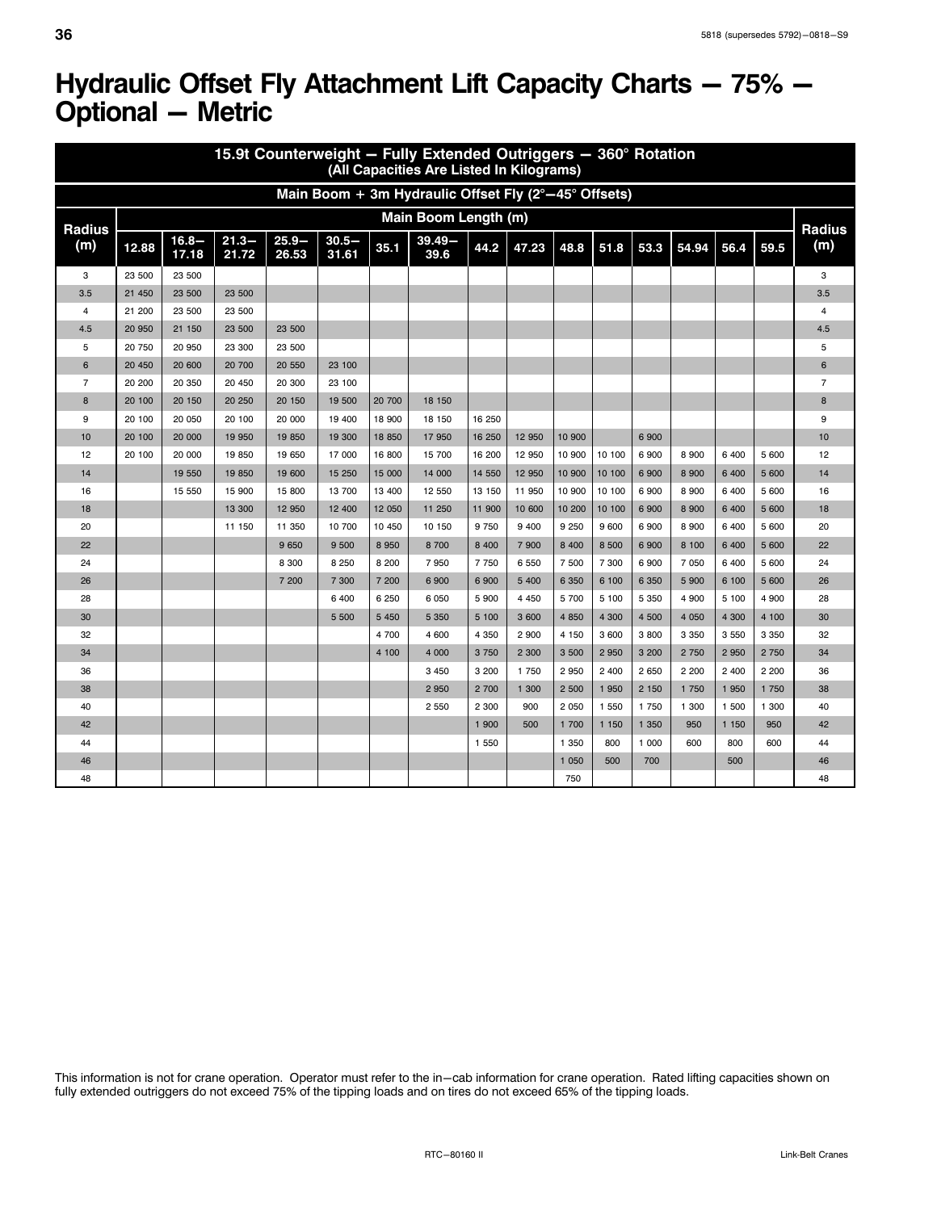# Hydraulic Offset Fly Attachment Lift Capacity Charts — 75% — Optional — Metric

| 15.9t Counterweight — Fully Extended Outriggers — 360° Rotation (All Capacities Are Listed In Kilograms) | | | | | | | | | | | | | | | | |
|---|---|---|---|---|---|---|---|---|---|---|---|---|---|---|---|---|
| Main Boom + 3m Hydraulic Offset Fly (2°—45° Offsets) | | | | | | | | | | | | | | | | |
| Radius (m) | Main Boom Length (m) | | | | | | | | | | | | | | | Radius (m) |
| | 12.88 | 16.8—17.18 | 21.3—21.72 | 25.9—26.53 | 30.5—31.61 | 35.1 | 39.49—39.6 | 44.2 | 47.23 | 48.8 | 51.8 | 53.3 | 54.94 | 56.4 | 59.5 | |
| 3 | 23 500 | 23 500 | | | | | | | | | | | | | | 3 |
| 3.5 | 21 450 | 23 500 | 23 500 | | | | | | | | | | | | | 3.5 |
| 4 | 21 200 | 23 500 | 23 500 | | | | | | | | | | | | | 4 |
| 4.5 | 20 950 | 21 150 | 23 500 | 23 500 | | | | | | | | | | | | 4.5 |
| 5 | 20 750 | 20 950 | 23 300 | 23 500 | | | | | | | | | | | | 5 |
| 6 | 20 450 | 20 600 | 20 700 | 20 550 | 23 100 | | | | | | | | | | | 6 |
| 7 | 20 200 | 20 350 | 20 450 | 20 300 | 23 100 | | | | | | | | | | | 7 |
| 8 | 20 100 | 20 150 | 20 250 | 20 150 | 19 500 | 20 700 | 18 150 | | | | | | | | | 8 |
| 9 | 20 100 | 20 050 | 20 100 | 20 000 | 19 400 | 18 900 | 18 150 | 16 250 | | | | | | | | 9 |
| 10 | 20 100 | 20 000 | 19 950 | 19 850 | 19 300 | 18 850 | 17 950 | 16 250 | 12 950 | 10 900 | | 6 900 | | | | 10 |
| 12 | 20 100 | 20 000 | 19 850 | 19 650 | 17 000 | 16 800 | 15 700 | 16 200 | 12 950 | 10 900 | 10 100 | 6 900 | 8 900 | 6 400 | 5 600 | 12 |
| 14 | | 19 550 | 19 850 | 19 600 | 15 250 | 15 000 | 14 000 | 14 550 | 12 950 | 10 900 | 10 100 | 6 900 | 8 900 | 6 400 | 5 600 | 14 |
| 16 | | 15 550 | 15 900 | 15 800 | 13 700 | 13 400 | 12 550 | 13 150 | 11 950 | 10 900 | 10 100 | 6 900 | 8 900 | 6 400 | 5 600 | 16 |
| 18 | | | 13 300 | 12 950 | 12 400 | 12 050 | 11 250 | 11 900 | 10 600 | 10 200 | 10 100 | 6 900 | 8 900 | 6 400 | 5 600 | 18 |
| 20 | | | 11 150 | 11 350 | 10 700 | 10 450 | 10 150 | 9 750 | 9 400 | 9 250 | 9 600 | 6 900 | 8 900 | 6 400 | 5 600 | 20 |
| 22 | | | | 9 650 | 9 500 | 8 950 | 8 700 | 8 400 | 7 900 | 8 400 | 8 500 | 6 900 | 8 100 | 6 400 | 5 600 | 22 |
| 24 | | | | 8 300 | 8 250 | 8 200 | 7 950 | 7 750 | 6 550 | 7 500 | 7 300 | 6 900 | 7 050 | 6 400 | 5 600 | 24 |
| 26 | | | | 7 200 | 7 300 | 7 200 | 6 900 | 6 900 | 5 400 | 6 350 | 6 100 | 6 350 | 5 900 | 6 100 | 5 600 | 26 |
| 28 | | | | | 6 400 | 6 250 | 6 050 | 5 900 | 4 450 | 5 700 | 5 100 | 5 350 | 4 900 | 5 100 | 4 900 | 28 |
| 30 | | | | | 5 500 | 5 450 | 5 350 | 5 100 | 3 600 | 4 850 | 4 300 | 4 500 | 4 050 | 4 300 | 4 100 | 30 |
| 32 | | | | | | 4 700 | 4 600 | 4 350 | 2 900 | 4 150 | 3 600 | 3 800 | 3 350 | 3 550 | 3 350 | 32 |
| 34 | | | | | | 4 100 | 4 000 | 3 750 | 2 300 | 3 500 | 2 950 | 3 200 | 2 750 | 2 950 | 2 750 | 34 |
| 36 | | | | | | | 3 450 | 3 200 | 1 750 | 2 950 | 2 400 | 2 650 | 2 200 | 2 400 | 2 200 | 36 |
| 38 | | | | | | | 2 950 | 2 700 | 1 300 | 2 500 | 1 950 | 2 150 | 1 750 | 1 950 | 1 750 | 38 |
| 40 | | | | | | | 2 550 | 2 300 | 900 | 2 050 | 1 550 | 1 750 | 1 300 | 1 500 | 1 300 | 40 |
| 42 | | | | | | | | 1 900 | 500 | 1 700 | 1 150 | 1 350 | 950 | 1 150 | 950 | 42 |
| 44 | | | | | | | | 1 550 | | 1 350 | 800 | 1 000 | 600 | 800 | 600 | 44 |
| 46 | | | | | | | | | | 1 050 | 500 | 700 | | 500 | | 46 |
| 48 | | | | | | | | | | 750 | | | | | | 48 |

This information is not for crane operation. Operator must refer to the in—cab information for crane operation. Rated lifting capacities shown on fully extended outriggers do not exceed 75% of the tipping loads and on tires do not exceed 65% of the tipping loads.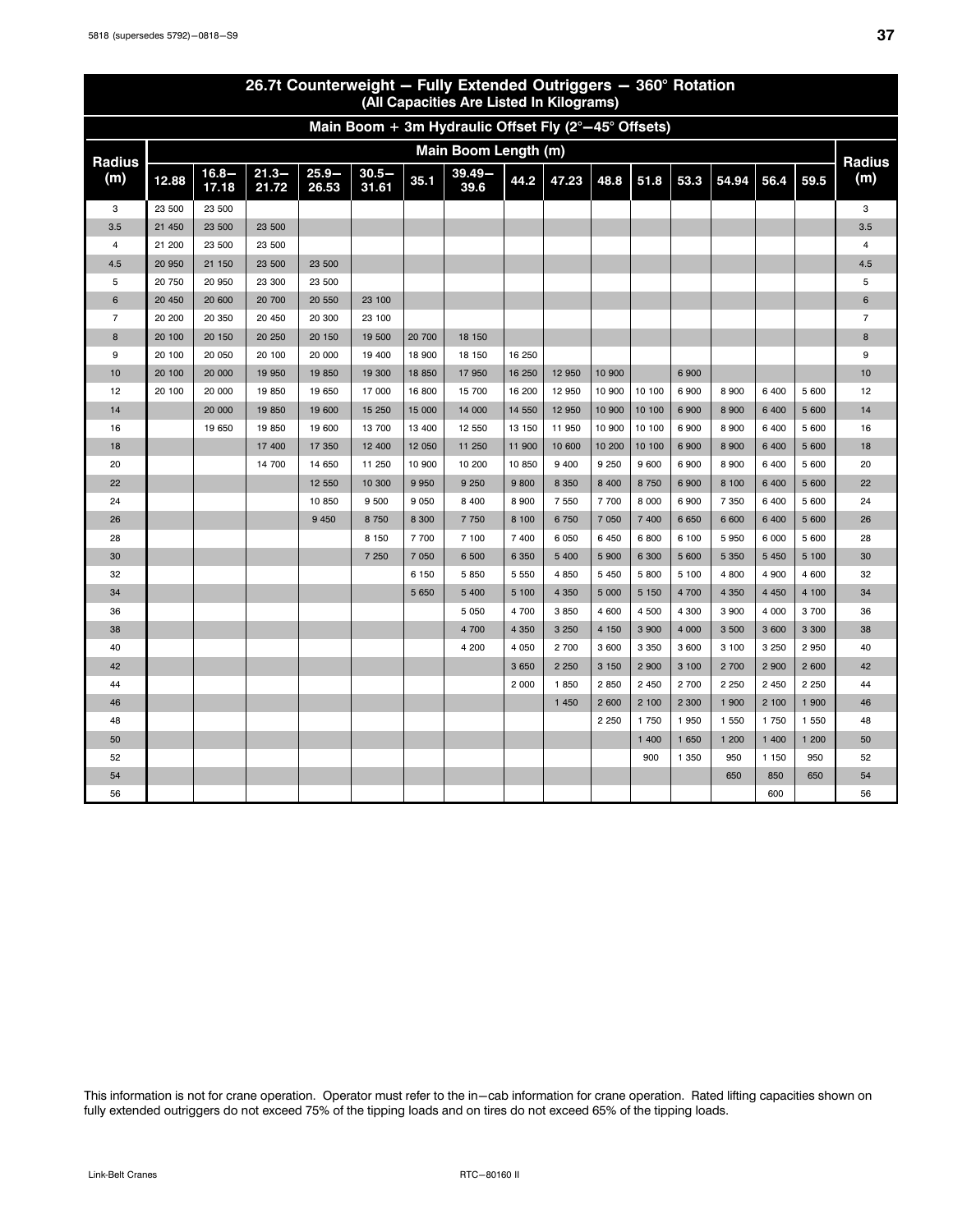## 26.7t Counterweight — Fully Extended Outriggers — 360° Rotation
### (All Capacities Are Listed In Kilograms)

### Main Boom + 3m Hydraulic Offset Fly (2°—45° Offsets)

| Radius (m) | Main Boom Length (m) | | | | | | | | | | | | | | | Radius (m) |
|---|---|---|---|---|---|---|---|---|---|---|---|---|---|---|---|---|
| | 12.88 | 16.8—17.18 | 21.3—21.72 | 25.9—26.53 | 30.5—31.61 | 35.1 | 39.49—39.6 | 44.2 | 47.23 | 48.8 | 51.8 | 53.3 | 54.94 | 56.4 | 59.5 | |
| 3 | 23 500 | 23 500 | | | | | | | | | | | | | | 3 |
| 3.5 | 21 450 | 23 500 | 23 500 | | | | | | | | | | | | | 3.5 |
| 4 | 21 200 | 23 500 | 23 500 | | | | | | | | | | | | | 4 |
| 4.5 | 20 950 | 21 150 | 23 500 | 23 500 | | | | | | | | | | | | 4.5 |
| 5 | 20 750 | 20 950 | 23 300 | 23 500 | | | | | | | | | | | | 5 |
| 6 | 20 450 | 20 600 | 20 700 | 20 550 | 23 100 | | | | | | | | | | | 6 |
| 7 | 20 200 | 20 350 | 20 450 | 20 300 | 23 100 | | | | | | | | | | | 7 |
| 8 | 20 100 | 20 150 | 20 250 | 20 150 | 19 500 | 20 700 | 18 150 | | | | | | | | | 8 |
| 9 | 20 100 | 20 050 | 20 100 | 20 000 | 19 400 | 18 900 | 18 150 | 16 250 | | | | | | | | 9 |
| 10 | 20 100 | 20 000 | 19 950 | 19 850 | 19 300 | 18 850 | 17 950 | 16 250 | 12 950 | 10 900 | | 6 900 | | | | 10 |
| 12 | 20 100 | 20 000 | 19 850 | 19 650 | 17 000 | 16 800 | 15 700 | 16 200 | 12 950 | 10 900 | 10 100 | 6 900 | 8 900 | 6 400 | 5 600 | 12 |
| 14 | | 20 000 | 19 850 | 19 600 | 15 250 | 15 000 | 14 000 | 14 550 | 12 950 | 10 900 | 10 100 | 6 900 | 8 900 | 6 400 | 5 600 | 14 |
| 16 | | 19 650 | 19 850 | 19 600 | 13 700 | 13 400 | 12 550 | 13 150 | 11 950 | 10 900 | 10 100 | 6 900 | 8 900 | 6 400 | 5 600 | 16 |
| 18 | | | 17 400 | 17 350 | 12 400 | 12 050 | 11 250 | 11 900 | 10 600 | 10 200 | 10 100 | 6 900 | 8 900 | 6 400 | 5 600 | 18 |
| 20 | | | 14 700 | 14 650 | 11 250 | 10 900 | 10 200 | 10 850 | 9 400 | 9 250 | 9 600 | 6 900 | 8 900 | 6 400 | 5 600 | 20 |
| 22 | | | | 12 550 | 10 300 | 9 950 | 9 250 | 9 800 | 8 350 | 8 400 | 8 750 | 6 900 | 8 100 | 6 400 | 5 600 | 22 |
| 24 | | | | 10 850 | 9 500 | 9 050 | 8 400 | 8 900 | 7 550 | 7 700 | 8 000 | 6 900 | 7 350 | 6 400 | 5 600 | 24 |
| 26 | | | | 9 450 | 8 750 | 8 300 | 7 750 | 8 100 | 6 750 | 7 050 | 7 400 | 6 650 | 6 600 | 6 400 | 5 600 | 26 |
| 28 | | | | | 8 150 | 7 700 | 7 100 | 7 400 | 6 050 | 6 450 | 6 800 | 6 100 | 5 950 | 6 000 | 5 600 | 28 |
| 30 | | | | | 7 250 | 7 050 | 6 500 | 6 350 | 5 400 | 5 900 | 6 300 | 5 600 | 5 350 | 5 450 | 5 100 | 30 |
| 32 | | | | | | 6 150 | 5 850 | 5 550 | 4 850 | 5 450 | 5 800 | 5 100 | 4 800 | 4 900 | 4 600 | 32 |
| 34 | | | | | | 5 650 | 5 400 | 5 100 | 4 350 | 5 000 | 5 150 | 4 700 | 4 350 | 4 450 | 4 100 | 34 |
| 36 | | | | | | | 5 050 | 4 700 | 3 850 | 4 600 | 4 500 | 4 300 | 3 900 | 4 000 | 3 700 | 36 |
| 38 | | | | | | | 4 700 | 4 350 | 3 250 | 4 150 | 3 900 | 4 000 | 3 500 | 3 600 | 3 300 | 38 |
| 40 | | | | | | | 4 200 | 4 050 | 2 700 | 3 600 | 3 350 | 3 600 | 3 100 | 3 250 | 2 950 | 40 |
| 42 | | | | | | | | 3 650 | 2 250 | 3 150 | 2 900 | 3 100 | 2 700 | 2 900 | 2 600 | 42 |
| 44 | | | | | | | | 2 000 | 1 850 | 2 850 | 2 450 | 2 700 | 2 250 | 2 450 | 2 250 | 44 |
| 46 | | | | | | | | | 1 450 | 2 600 | 2 100 | 2 300 | 1 900 | 2 100 | 1 900 | 46 |
| 48 | | | | | | | | | | 2 250 | 1 750 | 1 950 | 1 550 | 1 750 | 1 550 | 48 |
| 50 | | | | | | | | | | | 1 400 | 1 650 | 1 200 | 1 400 | 1 200 | 50 |
| 52 | | | | | | | | | | | 900 | 1 350 | 950 | 1 150 | 950 | 52 |
| 54 | | | | | | | | | | | | | 650 | 850 | 650 | 54 |
| 56 | | | | | | | | | | | | | | 600 | | 56 |

This information is not for crane operation. Operator must refer to the in—cab information for crane operation. Rated lifting capacities shown on fully extended outriggers do not exceed 75% of the tipping loads and on tires do not exceed 65% of the tipping loads.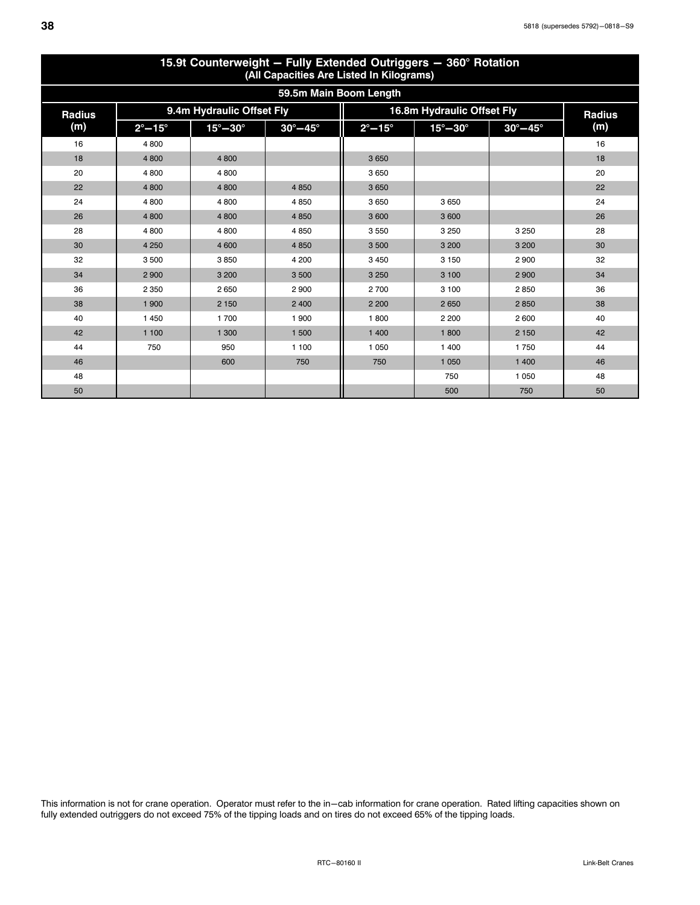## 15.9t Counterweight — Fully Extended Outriggers — 360° Rotation
**(All Capacities Are Listed In Kilograms)**

| 59.5m Main Boom Length | | | | | | | |
|---|---|---|---|---|---|---|---|
| Radius (m) | 9.4m Hydraulic Offset Fly | | | 16.8m Hydraulic Offset Fly | | | Radius (m) |
| | 2°—15° | 15°—30° | 30°—45° | 2°—15° | 15°—30° | 30°—45° | |
| 16 | 4 800 | | | | | | 16 |
| 18 | 4 800 | 4 800 | | 3 650 | | | 18 |
| 20 | 4 800 | 4 800 | | 3 650 | | | 20 |
| 22 | 4 800 | 4 800 | 4 850 | 3 650 | | | 22 |
| 24 | 4 800 | 4 800 | 4 850 | 3 650 | 3 650 | | 24 |
| 26 | 4 800 | 4 800 | 4 850 | 3 600 | 3 600 | | 26 |
| 28 | 4 800 | 4 800 | 4 850 | 3 550 | 3 250 | 3 250 | 28 |
| 30 | 4 250 | 4 600 | 4 850 | 3 500 | 3 200 | 3 200 | 30 |
| 32 | 3 500 | 3 850 | 4 200 | 3 450 | 3 150 | 2 900 | 32 |
| 34 | 2 900 | 3 200 | 3 500 | 3 250 | 3 100 | 2 900 | 34 |
| 36 | 2 350 | 2 650 | 2 900 | 2 700 | 3 100 | 2 850 | 36 |
| 38 | 1 900 | 2 150 | 2 400 | 2 200 | 2 650 | 2 850 | 38 |
| 40 | 1 450 | 1 700 | 1 900 | 1 800 | 2 200 | 2 600 | 40 |
| 42 | 1 100 | 1 300 | 1 500 | 1 400 | 1 800 | 2 150 | 42 |
| 44 | 750 | 950 | 1 100 | 1 050 | 1 400 | 1 750 | 44 |
| 46 | | 600 | 750 | 750 | 1 050 | 1 400 | 46 |
| 48 | | | | | 750 | 1 050 | 48 |
| 50 | | | | | 500 | 750 | 50 |

This information is not for crane operation. Operator must refer to the in—cab information for crane operation. Rated lifting capacities shown on fully extended outriggers do not exceed 75% of the tipping loads and on tires do not exceed 65% of the tipping loads.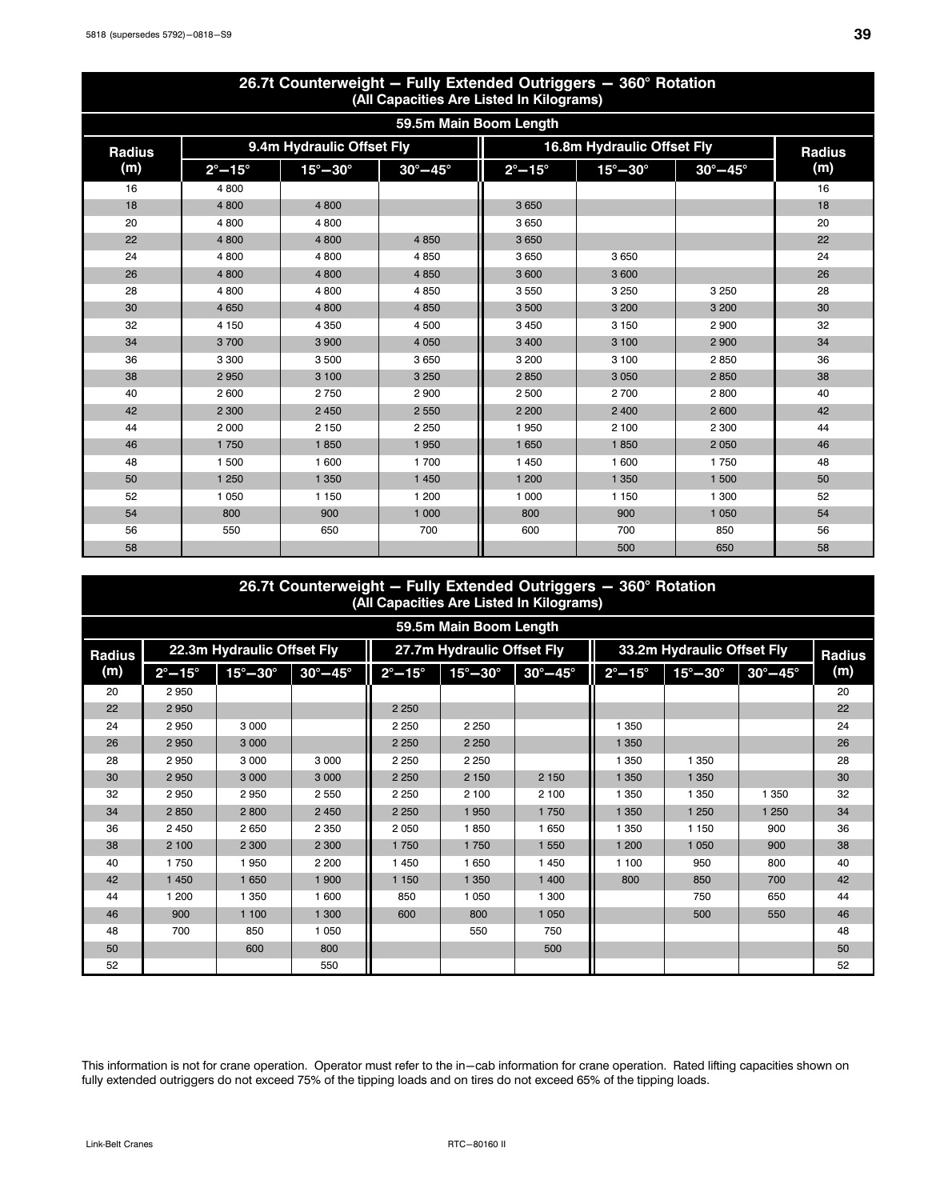## 26.7t Counterweight — Fully Extended Outriggers — 360° Rotation
(All Capacities Are Listed In Kilograms)

| 59.5m Main Boom Length | | | | | | | |
|---|---|---|---|---|---|---|---|
| Radius (m) | 9.4m Hydraulic Offset Fly | | | 16.8m Hydraulic Offset Fly | | | Radius (m) |
| | 2°–15° | 15°–30° | 30°–45° | 2°–15° | 15°–30° | 30°–45° | |
| 16 | 4 800 | | | | | | 16 |
| 18 | 4 800 | 4 800 | | 3 650 | | | 18 |
| 20 | 4 800 | 4 800 | | 3 650 | | | 20 |
| 22 | 4 800 | 4 800 | 4 850 | 3 650 | | | 22 |
| 24 | 4 800 | 4 800 | 4 850 | 3 650 | 3 650 | | 24 |
| 26 | 4 800 | 4 800 | 4 850 | 3 600 | 3 600 | | 26 |
| 28 | 4 800 | 4 800 | 4 850 | 3 550 | 3 250 | 3 250 | 28 |
| 30 | 4 650 | 4 800 | 4 850 | 3 500 | 3 200 | 3 200 | 30 |
| 32 | 4 150 | 4 350 | 4 500 | 3 450 | 3 150 | 2 900 | 32 |
| 34 | 3 700 | 3 900 | 4 050 | 3 400 | 3 100 | 2 900 | 34 |
| 36 | 3 300 | 3 500 | 3 650 | 3 200 | 3 100 | 2 850 | 36 |
| 38 | 2 950 | 3 100 | 3 250 | 2 850 | 3 050 | 2 850 | 38 |
| 40 | 2 600 | 2 750 | 2 900 | 2 500 | 2 700 | 2 800 | 40 |
| 42 | 2 300 | 2 450 | 2 550 | 2 200 | 2 400 | 2 600 | 42 |
| 44 | 2 000 | 2 150 | 2 250 | 1 950 | 2 100 | 2 300 | 44 |
| 46 | 1 750 | 1 850 | 1 950 | 1 650 | 1 850 | 2 050 | 46 |
| 48 | 1 500 | 1 600 | 1 700 | 1 450 | 1 600 | 1 750 | 48 |
| 50 | 1 250 | 1 350 | 1 450 | 1 200 | 1 350 | 1 500 | 50 |
| 52 | 1 050 | 1 150 | 1 200 | 1 000 | 1 150 | 1 300 | 52 |
| 54 | 800 | 900 | 1 000 | 800 | 900 | 1 050 | 54 |
| 56 | 550 | 650 | 700 | 600 | 700 | 850 | 56 |
| 58 | | | | | 500 | 650 | 58 |

## 26.7t Counterweight — Fully Extended Outriggers — 360° Rotation
(All Capacities Are Listed In Kilograms)

| 59.5m Main Boom Length | | | | | | | | | | |
|---|---|---|---|---|---|---|---|---|---|---|
| Radius (m) | 22.3m Hydraulic Offset Fly | | | 27.7m Hydraulic Offset Fly | | | 33.2m Hydraulic Offset Fly | | | Radius (m) |
| | 2°–15° | 15°–30° | 30°–45° | 2°–15° | 15°–30° | 30°–45° | 2°–15° | 15°–30° | 30°–45° | |
| 20 | 2 950 | | | | | | | | | 20 |
| 22 | 2 950 | | | 2 250 | | | | | | 22 |
| 24 | 2 950 | 3 000 | | 2 250 | 2 250 | | 1 350 | | | 24 |
| 26 | 2 950 | 3 000 | | 2 250 | 2 250 | | 1 350 | | | 26 |
| 28 | 2 950 | 3 000 | 3 000 | 2 250 | 2 250 | | 1 350 | 1 350 | | 28 |
| 30 | 2 950 | 3 000 | 3 000 | 2 250 | 2 150 | 2 150 | 1 350 | 1 350 | | 30 |
| 32 | 2 950 | 2 950 | 2 550 | 2 250 | 2 100 | 2 100 | 1 350 | 1 350 | 1 350 | 32 |
| 34 | 2 850 | 2 800 | 2 450 | 2 250 | 1 950 | 1 750 | 1 350 | 1 250 | 1 250 | 34 |
| 36 | 2 450 | 2 650 | 2 350 | 2 050 | 1 850 | 1 650 | 1 350 | 1 150 | 900 | 36 |
| 38 | 2 100 | 2 300 | 2 300 | 1 750 | 1 750 | 1 550 | 1 200 | 1 050 | 900 | 38 |
| 40 | 1 750 | 1 950 | 2 200 | 1 450 | 1 650 | 1 450 | 1 100 | 950 | 800 | 40 |
| 42 | 1 450 | 1 650 | 1 900 | 1 150 | 1 350 | 1 400 | 800 | 850 | 700 | 42 |
| 44 | 1 200 | 1 350 | 1 600 | 850 | 1 050 | 1 300 | | 750 | 650 | 44 |
| 46 | 900 | 1 100 | 1 300 | 600 | 800 | 1 050 | | 500 | 550 | 46 |
| 48 | 700 | 850 | 1 050 | | 550 | 750 | | | | 48 |
| 50 | | 600 | 800 | | | 500 | | | | 50 |
| 52 | | | 550 | | | | | | | 52 |

This information is not for crane operation. Operator must refer to the in−cab information for crane operation. Rated lifting capacities shown on fully extended outriggers do not exceed 75% of the tipping loads and on tires do not exceed 65% of the tipping loads.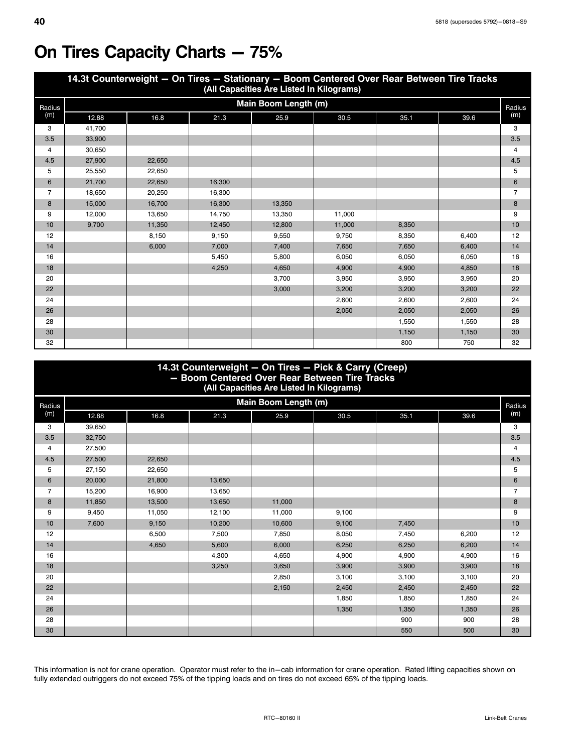# On Tires Capacity Charts — 75%

| 14.3t Counterweight — On Tires — Stationary — Boom Centered Over Rear Between Tire Tracks (All Capacities Are Listed In Kilograms) | | | | | | | | |
|---|---|---|---|---|---|---|---|---|
| Radius (m) | Main Boom Length (m) | | | | | | | Radius (m) |
| | 12.88 | 16.8 | 21.3 | 25.9 | 30.5 | 35.1 | 39.6 | |
| 3 | 41,700 | | | | | | | 3 |
| 3.5 | 33,900 | | | | | | | 3.5 |
| 4 | 30,650 | | | | | | | 4 |
| 4.5 | 27,900 | 22,650 | | | | | | 4.5 |
| 5 | 25,550 | 22,650 | | | | | | 5 |
| 6 | 21,700 | 22,650 | 16,300 | | | | | 6 |
| 7 | 18,650 | 20,250 | 16,300 | | | | | 7 |
| 8 | 15,000 | 16,700 | 16,300 | 13,350 | | | | 8 |
| 9 | 12,000 | 13,650 | 14,750 | 13,350 | 11,000 | | | 9 |
| 10 | 9,700 | 11,350 | 12,450 | 12,800 | 11,000 | 8,350 | | 10 |
| 12 | | 8,150 | 9,150 | 9,550 | 9,750 | 8,350 | 6,400 | 12 |
| 14 | | 6,000 | 7,000 | 7,400 | 7,650 | 7,650 | 6,400 | 14 |
| 16 | | | 5,450 | 5,800 | 6,050 | 6,050 | 6,050 | 16 |
| 18 | | | 4,250 | 4,650 | 4,900 | 4,900 | 4,850 | 18 |
| 20 | | | | 3,700 | 3,950 | 3,950 | 3,950 | 20 |
| 22 | | | | 3,000 | 3,200 | 3,200 | 3,200 | 22 |
| 24 | | | | | 2,600 | 2,600 | 2,600 | 24 |
| 26 | | | | | 2,050 | 2,050 | 2,050 | 26 |
| 28 | | | | | | 1,550 | 1,550 | 28 |
| 30 | | | | | | 1,150 | 1,150 | 30 |
| 32 | | | | | | 800 | 750 | 32 |

| 14.3t Counterweight — On Tires — Pick & Carry (Creep) — Boom Centered Over Rear Between Tire Tracks (All Capacities Are Listed In Kilograms) | | | | | | | | |
|---|---|---|---|---|---|---|---|---|
| Radius (m) | Main Boom Length (m) | | | | | | | Radius (m) |
| | 12.88 | 16.8 | 21.3 | 25.9 | 30.5 | 35.1 | 39.6 | |
| 3 | 39,650 | | | | | | | 3 |
| 3.5 | 32,750 | | | | | | | 3.5 |
| 4 | 27,500 | | | | | | | 4 |
| 4.5 | 27,500 | 22,650 | | | | | | 4.5 |
| 5 | 27,150 | 22,650 | | | | | | 5 |
| 6 | 20,000 | 21,800 | 13,650 | | | | | 6 |
| 7 | 15,200 | 16,900 | 13,650 | | | | | 7 |
| 8 | 11,850 | 13,500 | 13,650 | 11,000 | | | | 8 |
| 9 | 9,450 | 11,050 | 12,100 | 11,000 | 9,100 | | | 9 |
| 10 | 7,600 | 9,150 | 10,200 | 10,600 | 9,100 | 7,450 | | 10 |
| 12 | | 6,500 | 7,500 | 7,850 | 8,050 | 7,450 | 6,200 | 12 |
| 14 | | 4,650 | 5,600 | 6,000 | 6,250 | 6,250 | 6,200 | 14 |
| 16 | | | 4,300 | 4,650 | 4,900 | 4,900 | 4,900 | 16 |
| 18 | | | 3,250 | 3,650 | 3,900 | 3,900 | 3,900 | 18 |
| 20 | | | | 2,850 | 3,100 | 3,100 | 3,100 | 20 |
| 22 | | | | 2,150 | 2,450 | 2,450 | 2,450 | 22 |
| 24 | | | | | 1,850 | 1,850 | 1,850 | 24 |
| 26 | | | | | 1,350 | 1,350 | 1,350 | 26 |
| 28 | | | | | | 900 | 900 | 28 |
| 30 | | | | | | 550 | 500 | 30 |

This information is not for crane operation. Operator must refer to the in−cab information for crane operation. Rated lifting capacities shown on fully extended outriggers do not exceed 75% of the tipping loads and on tires do not exceed 65% of the tipping loads.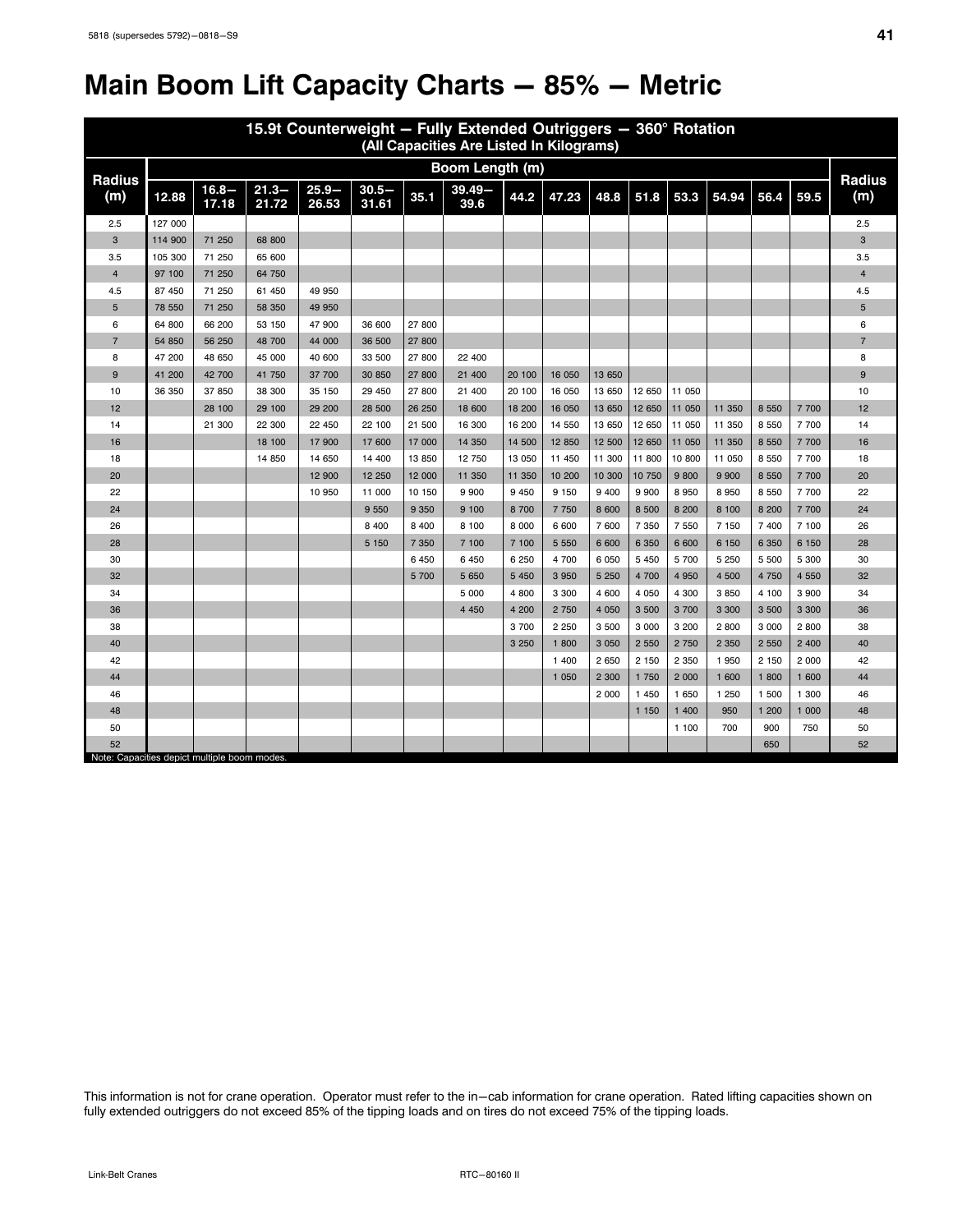# Main Boom Lift Capacity Charts — 85% — Metric

| 15.9t Counterweight — Fully Extended Outriggers — 360° Rotation (All Capacities Are Listed In Kilograms) | | | | | | | | | | | | | | | | |
|---|---|---|---|---|---|---|---|---|---|---|---|---|---|---|---|---|
| Radius (m) | Boom Length (m) | | | | | | | | | | | | | | | Radius (m) |
| | 12.88 | 16.8–17.18 | 21.3–21.72 | 25.9–26.53 | 30.5–31.61 | 35.1 | 39.49–39.6 | 44.2 | 47.23 | 48.8 | 51.8 | 53.3 | 54.94 | 56.4 | 59.5 | |
| 2.5 | 127 000 | | | | | | | | | | | | | | | 2.5 |
| 3 | 114 900 | 71 250 | 68 800 | | | | | | | | | | | | | 3 |
| 3.5 | 105 300 | 71 250 | 65 600 | | | | | | | | | | | | | 3.5 |
| 4 | 97 100 | 71 250 | 64 750 | | | | | | | | | | | | | 4 |
| 4.5 | 87 450 | 71 250 | 61 450 | 49 950 | | | | | | | | | | | | 4.5 |
| 5 | 78 550 | 71 250 | 58 350 | 49 950 | | | | | | | | | | | | 5 |
| 6 | 64 800 | 66 200 | 53 150 | 47 900 | 36 600 | 27 800 | | | | | | | | | | 6 |
| 7 | 54 850 | 56 250 | 48 700 | 44 000 | 36 500 | 27 800 | | | | | | | | | | 7 |
| 8 | 47 200 | 48 650 | 45 000 | 40 600 | 33 500 | 27 800 | 22 400 | | | | | | | | | 8 |
| 9 | 41 200 | 42 700 | 41 750 | 37 700 | 30 850 | 27 800 | 21 400 | 20 100 | 16 050 | 13 650 | | | | | | 9 |
| 10 | 36 350 | 37 850 | 38 300 | 35 150 | 29 450 | 27 800 | 21 400 | 20 100 | 16 050 | 13 650 | 12 650 | 11 050 | | | | 10 |
| 12 | | 28 100 | 29 100 | 29 200 | 28 500 | 26 250 | 18 600 | 18 200 | 16 050 | 13 650 | 12 650 | 11 050 | 11 350 | 8 550 | 7 700 | 12 |
| 14 | | 21 300 | 22 300 | 22 450 | 22 100 | 21 500 | 16 300 | 16 200 | 14 550 | 13 650 | 12 650 | 11 050 | 11 350 | 8 550 | 7 700 | 14 |
| 16 | | | 18 100 | 17 900 | 17 600 | 17 000 | 14 350 | 14 500 | 12 850 | 12 500 | 12 650 | 11 050 | 11 350 | 8 550 | 7 700 | 16 |
| 18 | | | 14 850 | 14 650 | 14 400 | 13 850 | 12 750 | 13 050 | 11 450 | 11 300 | 11 800 | 10 800 | 11 050 | 8 550 | 7 700 | 18 |
| 20 | | | | 12 900 | 12 250 | 12 000 | 11 350 | 11 350 | 10 200 | 10 300 | 10 750 | 9 800 | 9 900 | 8 550 | 7 700 | 20 |
| 22 | | | | 10 950 | 11 000 | 10 150 | 9 900 | 9 450 | 9 150 | 9 400 | 9 900 | 8 950 | 8 950 | 8 550 | 7 700 | 22 |
| 24 | | | | | 9 550 | 9 350 | 9 100 | 8 700 | 7 750 | 8 600 | 8 500 | 8 200 | 8 100 | 8 200 | 7 700 | 24 |
| 26 | | | | | 8 400 | 8 400 | 8 100 | 8 000 | 6 600 | 7 600 | 7 350 | 7 550 | 7 150 | 7 400 | 7 100 | 26 |
| 28 | | | | | 5 150 | 7 350 | 7 100 | 7 100 | 5 550 | 6 600 | 6 350 | 6 600 | 6 150 | 6 350 | 6 150 | 28 |
| 30 | | | | | | 6 450 | 6 450 | 6 250 | 4 700 | 6 050 | 5 450 | 5 700 | 5 250 | 5 500 | 5 300 | 30 |
| 32 | | | | | | 5 700 | 5 650 | 5 450 | 3 950 | 5 250 | 4 700 | 4 950 | 4 500 | 4 750 | 4 550 | 32 |
| 34 | | | | | | | 5 000 | 4 800 | 3 300 | 4 600 | 4 050 | 4 300 | 3 850 | 4 100 | 3 900 | 34 |
| 36 | | | | | | | 4 450 | 4 200 | 2 750 | 4 050 | 3 500 | 3 700 | 3 300 | 3 500 | 3 300 | 36 |
| 38 | | | | | | | | 3 700 | 2 250 | 3 500 | 3 000 | 3 200 | 2 800 | 3 000 | 2 800 | 38 |
| 40 | | | | | | | | 3 250 | 1 800 | 3 050 | 2 550 | 2 750 | 2 350 | 2 550 | 2 400 | 40 |
| 42 | | | | | | | | | 1 400 | 2 650 | 2 150 | 2 350 | 1 950 | 2 150 | 2 000 | 42 |
| 44 | | | | | | | | | 1 050 | 2 300 | 1 750 | 2 000 | 1 600 | 1 800 | 1 600 | 44 |
| 46 | | | | | | | | | | 2 000 | 1 450 | 1 650 | 1 250 | 1 500 | 1 300 | 46 |
| 48 | | | | | | | | | | | 1 150 | 1 400 | 950 | 1 200 | 1 000 | 48 |
| 50 | | | | | | | | | | | | 1 100 | 700 | 900 | 750 | 50 |
| 52 | | | | | | | | | | | | | | 650 | | 52 |

Note: Capacities depict multiple boom modes.

This information is not for crane operation. Operator must refer to the in–cab information for crane operation. Rated lifting capacities shown on fully extended outriggers do not exceed 85% of the tipping loads and on tires do not exceed 75% of the tipping loads.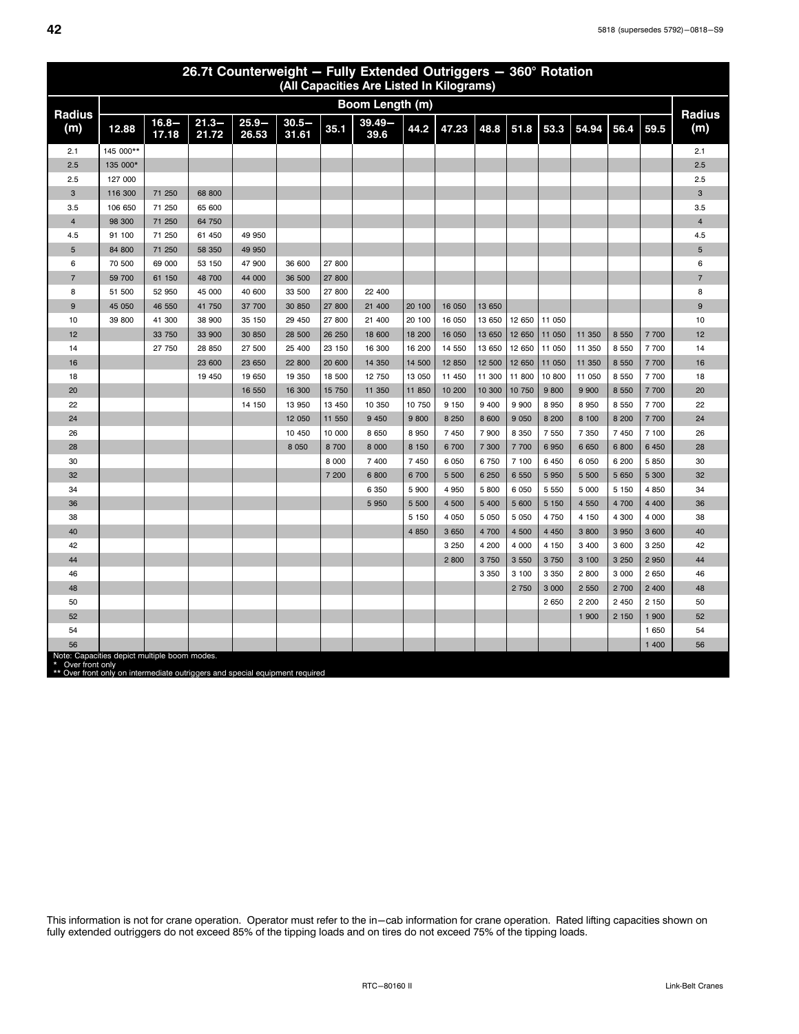## 26.7t Counterweight — Fully Extended Outriggers — 360° Rotation
### (All Capacities Are Listed In Kilograms)

| Radius (m) | Boom Length (m) | | | | | | | | | | | | | | | Radius (m) |
|---|---|---|---|---|---|---|---|---|---|---|---|---|---|---|---|---|
| | 12.88 | 16.8–17.18 | 21.3–21.72 | 25.9–26.53 | 30.5–31.61 | 35.1 | 39.49–39.6 | 44.2 | 47.23 | 48.8 | 51.8 | 53.3 | 54.94 | 56.4 | 59.5 | |
| 2.1 | 145 000** | | | | | | | | | | | | | | | 2.1 |
| 2.5 | 135 000* | | | | | | | | | | | | | | | 2.5 |
| 2.5 | 127 000 | | | | | | | | | | | | | | | 2.5 |
| 3 | 116 300 | 71 250 | 68 800 | | | | | | | | | | | | | 3 |
| 3.5 | 106 650 | 71 250 | 65 600 | | | | | | | | | | | | | 3.5 |
| 4 | 98 300 | 71 250 | 64 750 | | | | | | | | | | | | | 4 |
| 4.5 | 91 100 | 71 250 | 61 450 | 49 950 | | | | | | | | | | | | 4.5 |
| 5 | 84 800 | 71 250 | 58 350 | 49 950 | | | | | | | | | | | | 5 |
| 6 | 70 500 | 69 000 | 53 150 | 47 900 | 36 600 | 27 800 | | | | | | | | | | 6 |
| 7 | 59 700 | 61 150 | 48 700 | 44 000 | 36 500 | 27 800 | | | | | | | | | | 7 |
| 8 | 51 500 | 52 950 | 45 000 | 40 600 | 33 500 | 27 800 | 22 400 | | | | | | | | | 8 |
| 9 | 45 050 | 46 550 | 41 750 | 37 700 | 30 850 | 27 800 | 21 400 | 20 100 | 16 050 | 13 650 | | | | | | 9 |
| 10 | 39 800 | 41 300 | 38 900 | 35 150 | 29 450 | 27 800 | 21 400 | 20 100 | 16 050 | 13 650 | 12 650 | 11 050 | | | | 10 |
| 12 | | 33 750 | 33 900 | 30 850 | 28 500 | 26 250 | 18 600 | 18 200 | 16 050 | 13 650 | 12 650 | 11 050 | 11 350 | 8 550 | 7 700 | 12 |
| 14 | | 27 750 | 28 850 | 27 500 | 25 400 | 23 150 | 16 300 | 16 200 | 14 550 | 13 650 | 12 650 | 11 050 | 11 350 | 8 550 | 7 700 | 14 |
| 16 | | | 23 600 | 23 650 | 22 800 | 20 600 | 14 350 | 14 500 | 12 850 | 12 500 | 12 650 | 11 050 | 11 350 | 8 550 | 7 700 | 16 |
| 18 | | | 19 450 | 19 650 | 19 350 | 18 500 | 12 750 | 13 050 | 11 450 | 11 300 | 11 800 | 10 800 | 11 050 | 8 550 | 7 700 | 18 |
| 20 | | | | 16 550 | 16 300 | 15 750 | 11 350 | 11 850 | 10 200 | 10 300 | 10 750 | 9 800 | 9 900 | 8 550 | 7 700 | 20 |
| 22 | | | | 14 150 | 13 950 | 13 450 | 10 350 | 10 750 | 9 150 | 9 400 | 9 900 | 8 950 | 8 950 | 8 550 | 7 700 | 22 |
| 24 | | | | | 12 050 | 11 550 | 9 450 | 9 800 | 8 250 | 8 600 | 9 050 | 8 200 | 8 100 | 8 200 | 7 700 | 24 |
| 26 | | | | | 10 450 | 10 000 | 8 650 | 8 950 | 7 450 | 7 900 | 8 350 | 7 550 | 7 350 | 7 450 | 7 100 | 26 |
| 28 | | | | | 8 050 | 8 700 | 8 000 | 8 150 | 6 700 | 7 300 | 7 700 | 6 950 | 6 650 | 6 800 | 6 450 | 28 |
| 30 | | | | | | 8 000 | 7 400 | 7 450 | 6 050 | 6 750 | 7 100 | 6 450 | 6 050 | 6 200 | 5 850 | 30 |
| 32 | | | | | | 7 200 | 6 800 | 6 700 | 5 500 | 6 250 | 6 550 | 5 950 | 5 500 | 5 650 | 5 300 | 32 |
| 34 | | | | | | | 6 350 | 5 900 | 4 950 | 5 800 | 6 050 | 5 550 | 5 000 | 5 150 | 4 850 | 34 |
| 36 | | | | | | | 5 950 | 5 500 | 4 500 | 5 400 | 5 600 | 5 150 | 4 550 | 4 700 | 4 400 | 36 |
| 38 | | | | | | | | 5 150 | 4 050 | 5 050 | 5 050 | 4 750 | 4 150 | 4 300 | 4 000 | 38 |
| 40 | | | | | | | | 4 850 | 3 650 | 4 700 | 4 500 | 4 450 | 3 800 | 3 950 | 3 600 | 40 |
| 42 | | | | | | | | | 3 250 | 4 200 | 4 000 | 4 150 | 3 400 | 3 600 | 3 250 | 42 |
| 44 | | | | | | | | | 2 800 | 3 750 | 3 550 | 3 750 | 3 100 | 3 250 | 2 950 | 44 |
| 46 | | | | | | | | | | 3 350 | 3 100 | 3 350 | 2 800 | 3 000 | 2 650 | 46 |
| 48 | | | | | | | | | | | 2 750 | 3 000 | 2 550 | 2 700 | 2 400 | 48 |
| 50 | | | | | | | | | | | | 2 650 | 2 200 | 2 450 | 2 150 | 50 |
| 52 | | | | | | | | | | | | | 1 900 | 2 150 | 1 900 | 52 |
| 54 | | | | | | | | | | | | | | | 1 650 | 54 |
| 56 | | | | | | | | | | | | | | | 1 400 | 56 |

Note: Capacities depict multiple boom modes.
* Over front only
** Over front only on intermediate outriggers and special equipment required

This information is not for crane operation. Operator must refer to the in–cab information for crane operation. Rated lifting capacities shown on fully extended outriggers do not exceed 85% of the tipping loads and on tires do not exceed 75% of the tipping loads.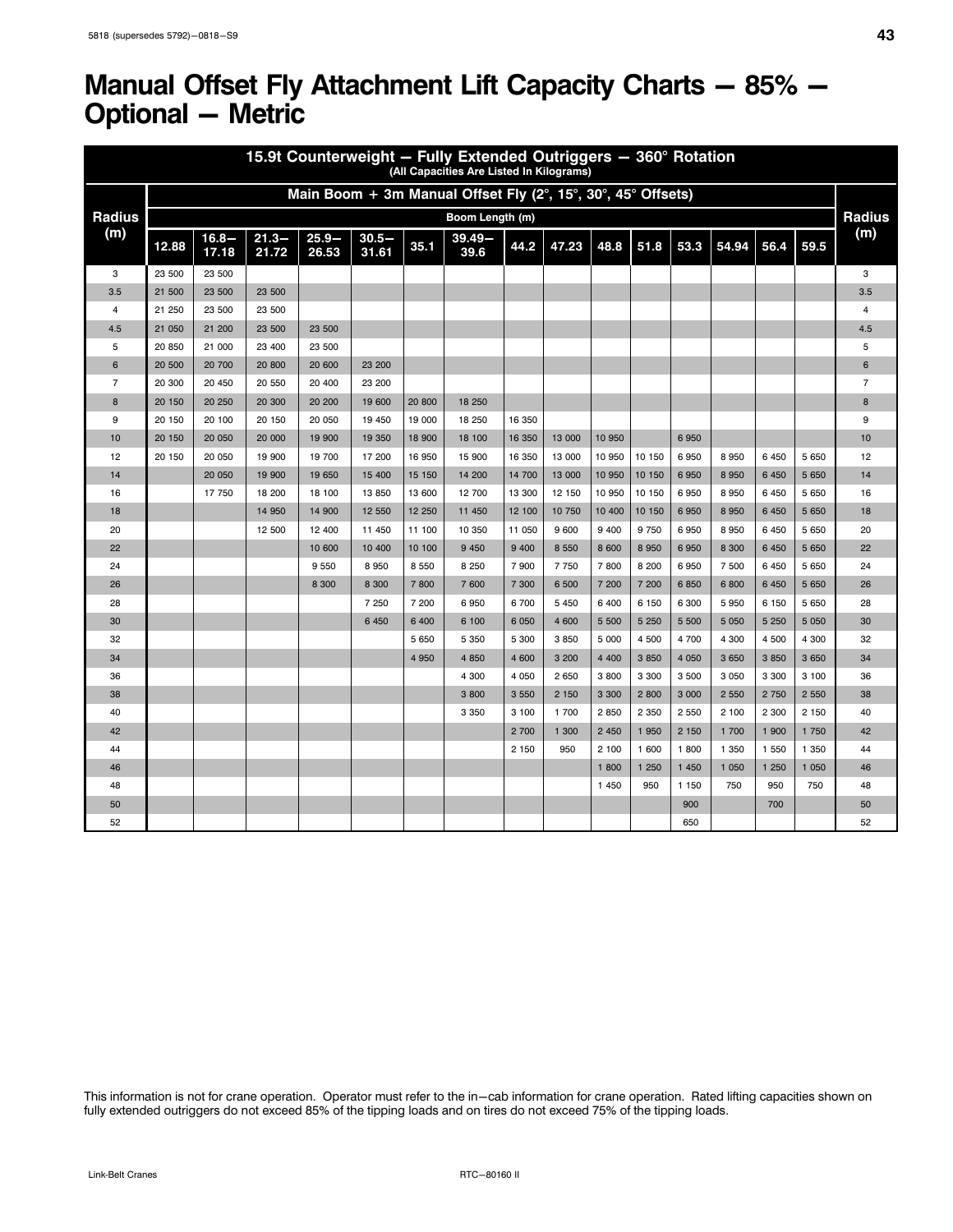# Manual Offset Fly Attachment Lift Capacity Charts — 85% — Optional — Metric

| 15.9t Counterweight — Fully Extended Outriggers — 360° Rotation (All Capacities Are Listed In Kilograms) | | | | | | | | | | | | | | | | |
|---|---|---|---|---|---|---|---|---|---|---|---|---|---|---|---|---|
| Radius (m) | Main Boom + 3m Manual Offset Fly (2°, 15°, 30°, 45° Offsets) | | | | | | | | | | | | | | | Radius (m) |
| | Boom Length (m) | | | | | | | | | | | | | | | |
| | 12.88 | 16.8–17.18 | 21.3–21.72 | 25.9–26.53 | 30.5–31.61 | 35.1 | 39.49–39.6 | 44.2 | 47.23 | 48.8 | 51.8 | 53.3 | 54.94 | 56.4 | 59.5 | |
| 3 | 23 500 | 23 500 | | | | | | | | | | | | | | 3 |
| 3.5 | 21 500 | 23 500 | 23 500 | | | | | | | | | | | | | 3.5 |
| 4 | 21 250 | 23 500 | 23 500 | | | | | | | | | | | | | 4 |
| 4.5 | 21 050 | 21 200 | 23 500 | 23 500 | | | | | | | | | | | | 4.5 |
| 5 | 20 850 | 21 000 | 23 400 | 23 500 | | | | | | | | | | | | 5 |
| 6 | 20 500 | 20 700 | 20 800 | 20 600 | 23 200 | | | | | | | | | | | 6 |
| 7 | 20 300 | 20 450 | 20 550 | 20 400 | 23 200 | | | | | | | | | | | 7 |
| 8 | 20 150 | 20 250 | 20 300 | 20 200 | 19 600 | 20 800 | 18 250 | | | | | | | | | 8 |
| 9 | 20 150 | 20 100 | 20 150 | 20 050 | 19 450 | 19 000 | 18 250 | 16 350 | | | | | | | | 9 |
| 10 | 20 150 | 20 050 | 20 000 | 19 900 | 19 350 | 18 900 | 18 100 | 16 350 | 13 000 | 10 950 | | 6 950 | | | | 10 |
| 12 | 20 150 | 20 050 | 19 900 | 19 700 | 17 200 | 16 950 | 15 900 | 16 350 | 13 000 | 10 950 | 10 150 | 6 950 | 8 950 | 6 450 | 5 650 | 12 |
| 14 | | 20 050 | 19 900 | 19 650 | 15 400 | 15 150 | 14 200 | 14 700 | 13 000 | 10 950 | 10 150 | 6 950 | 8 950 | 6 450 | 5 650 | 14 |
| 16 | | 17 750 | 18 200 | 18 100 | 13 850 | 13 600 | 12 700 | 13 300 | 12 150 | 10 950 | 10 150 | 6 950 | 8 950 | 6 450 | 5 650 | 16 |
| 18 | | | 14 950 | 14 900 | 12 550 | 12 250 | 11 450 | 12 100 | 10 750 | 10 400 | 10 150 | 6 950 | 8 950 | 6 450 | 5 650 | 18 |
| 20 | | | 12 500 | 12 400 | 11 450 | 11 100 | 10 350 | 11 050 | 9 600 | 9 400 | 9 750 | 6 950 | 8 950 | 6 450 | 5 650 | 20 |
| 22 | | | | 10 600 | 10 400 | 10 100 | 9 450 | 9 400 | 8 550 | 8 600 | 8 950 | 6 950 | 8 300 | 6 450 | 5 650 | 22 |
| 24 | | | | 9 550 | 8 950 | 8 550 | 8 250 | 7 900 | 7 750 | 7 800 | 8 200 | 6 950 | 7 500 | 6 450 | 5 650 | 24 |
| 26 | | | | 8 300 | 8 300 | 7 800 | 7 600 | 7 300 | 6 500 | 7 200 | 7 200 | 6 850 | 6 800 | 6 450 | 5 650 | 26 |
| 28 | | | | | 7 250 | 7 200 | 6 950 | 6 700 | 5 450 | 6 400 | 6 150 | 6 300 | 5 950 | 6 150 | 5 650 | 28 |
| 30 | | | | | 6 450 | 6 400 | 6 100 | 6 050 | 4 600 | 5 500 | 5 250 | 5 500 | 5 050 | 5 250 | 5 050 | 30 |
| 32 | | | | | | 5 650 | 5 350 | 5 300 | 3 850 | 5 000 | 4 500 | 4 700 | 4 300 | 4 500 | 4 300 | 32 |
| 34 | | | | | | 4 950 | 4 850 | 4 600 | 3 200 | 4 400 | 3 850 | 4 050 | 3 650 | 3 850 | 3 650 | 34 |
| 36 | | | | | | | 4 300 | 4 050 | 2 650 | 3 800 | 3 300 | 3 500 | 3 050 | 3 300 | 3 100 | 36 |
| 38 | | | | | | | 3 800 | 3 550 | 2 150 | 3 300 | 2 800 | 3 000 | 2 550 | 2 750 | 2 550 | 38 |
| 40 | | | | | | | 3 350 | 3 100 | 1 700 | 2 850 | 2 350 | 2 550 | 2 100 | 2 300 | 2 150 | 40 |
| 42 | | | | | | | | 2 700 | 1 300 | 2 450 | 1 950 | 2 150 | 1 700 | 1 900 | 1 750 | 42 |
| 44 | | | | | | | | 2 150 | 950 | 2 100 | 1 600 | 1 800 | 1 350 | 1 550 | 1 350 | 44 |
| 46 | | | | | | | | | | 1 800 | 1 250 | 1 450 | 1 050 | 1 250 | 1 050 | 46 |
| 48 | | | | | | | | | | 1 450 | 950 | 1 150 | 750 | 950 | 750 | 48 |
| 50 | | | | | | | | | | | | 900 | | 700 | | 50 |
| 52 | | | | | | | | | | | | 650 | | | | 52 |

This information is not for crane operation. Operator must refer to the in–cab information for crane operation. Rated lifting capacities shown on fully extended outriggers do not exceed 85% of the tipping loads and on tires do not exceed 75% of the tipping loads.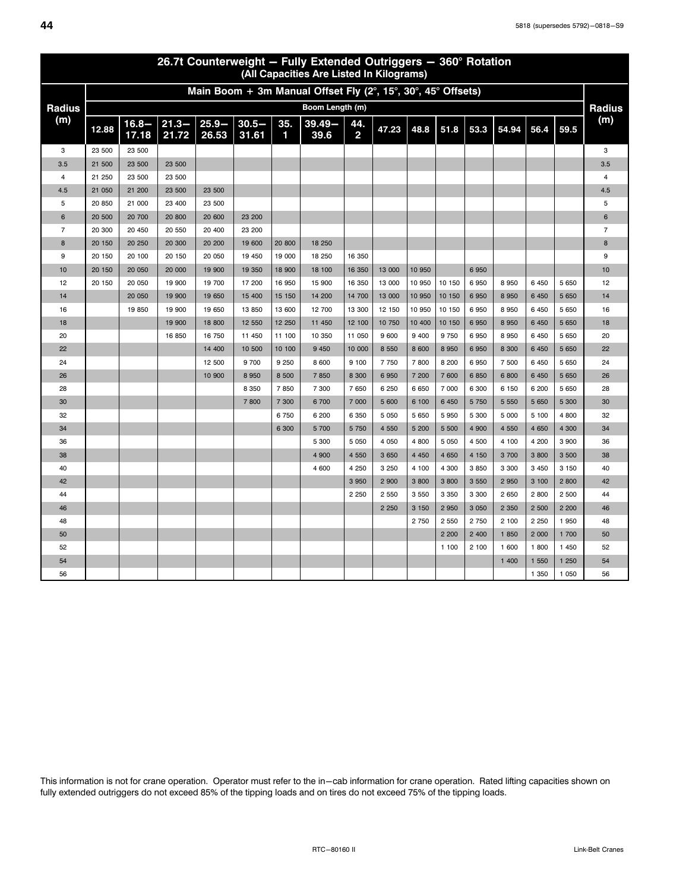# 26.7t Counterweight — Fully Extended Outriggers — 360° Rotation

**(All Capacities Are Listed In Kilograms)**

| Radius (m) | Main Boom + 3m Manual Offset Fly (2°, 15°, 30°, 45° Offsets) | | | | | | | | | | | | | | | Radius (m) |
|---|---|---|---|---|---|---|---|---|---|---|---|---|---|---|---|---|
| | Boom Length (m) | | | | | | | | | | | | | | | |
| | 12.88 | 16.8–17.18 | 21.3–21.72 | 25.9–26.53 | 30.5–31.61 | 35.1 | 39.49–39.6 | 44.2 | 47.23 | 48.8 | 51.8 | 53.3 | 54.94 | 56.4 | 59.5 | |
| 3 | 23 500 | 23 500 | | | | | | | | | | | | | | 3 |
| 3.5 | 21 500 | 23 500 | 23 500 | | | | | | | | | | | | | 3.5 |
| 4 | 21 250 | 23 500 | 23 500 | | | | | | | | | | | | | 4 |
| 4.5 | 21 050 | 21 200 | 23 500 | 23 500 | | | | | | | | | | | | 4.5 |
| 5 | 20 850 | 21 000 | 23 400 | 23 500 | | | | | | | | | | | | 5 |
| 6 | 20 500 | 20 700 | 20 800 | 20 600 | 23 200 | | | | | | | | | | | 6 |
| 7 | 20 300 | 20 450 | 20 550 | 20 400 | 23 200 | | | | | | | | | | | 7 |
| 8 | 20 150 | 20 250 | 20 300 | 20 200 | 19 600 | 20 800 | 18 250 | | | | | | | | | 8 |
| 9 | 20 150 | 20 100 | 20 150 | 20 050 | 19 450 | 19 000 | 18 250 | 16 350 | | | | | | | | 9 |
| 10 | 20 150 | 20 050 | 20 000 | 19 900 | 19 350 | 18 900 | 18 100 | 16 350 | 13 000 | 10 950 | | 6 950 | | | | 10 |
| 12 | 20 150 | 20 050 | 19 900 | 19 700 | 17 200 | 16 950 | 15 900 | 16 350 | 13 000 | 10 950 | 10 150 | 6 950 | 8 950 | 6 450 | 5 650 | 12 |
| 14 | | 20 050 | 19 900 | 19 650 | 15 400 | 15 150 | 14 200 | 14 700 | 13 000 | 10 950 | 10 150 | 6 950 | 8 950 | 6 450 | 5 650 | 14 |
| 16 | | 19 850 | 19 900 | 19 650 | 13 850 | 13 600 | 12 700 | 13 300 | 12 150 | 10 950 | 10 150 | 6 950 | 8 950 | 6 450 | 5 650 | 16 |
| 18 | | | 19 900 | 18 800 | 12 550 | 12 250 | 11 450 | 12 100 | 10 750 | 10 400 | 10 150 | 6 950 | 8 950 | 6 450 | 5 650 | 18 |
| 20 | | | 16 850 | 16 750 | 11 450 | 11 100 | 10 350 | 11 050 | 9 600 | 9 400 | 9 750 | 6 950 | 8 950 | 6 450 | 5 650 | 20 |
| 22 | | | | 14 400 | 10 500 | 10 100 | 9 450 | 10 000 | 8 550 | 8 600 | 8 950 | 6 950 | 8 300 | 6 450 | 5 650 | 22 |
| 24 | | | | 12 500 | 9 700 | 9 250 | 8 600 | 9 100 | 7 750 | 7 800 | 8 200 | 6 950 | 7 500 | 6 450 | 5 650 | 24 |
| 26 | | | | 10 900 | 8 950 | 8 500 | 7 850 | 8 300 | 6 950 | 7 200 | 7 600 | 6 850 | 6 800 | 6 450 | 5 650 | 26 |
| 28 | | | | | 8 350 | 7 850 | 7 300 | 7 650 | 6 250 | 6 650 | 7 000 | 6 300 | 6 150 | 6 200 | 5 650 | 28 |
| 30 | | | | | 7 800 | 7 300 | 6 700 | 7 000 | 5 600 | 6 100 | 6 450 | 5 750 | 5 550 | 5 650 | 5 300 | 30 |
| 32 | | | | | | 6 750 | 6 200 | 6 350 | 5 050 | 5 650 | 5 950 | 5 300 | 5 000 | 5 100 | 4 800 | 32 |
| 34 | | | | | | 6 300 | 5 700 | 5 750 | 4 550 | 5 200 | 5 500 | 4 900 | 4 550 | 4 650 | 4 300 | 34 |
| 36 | | | | | | | 5 300 | 5 050 | 4 050 | 4 800 | 5 050 | 4 500 | 4 100 | 4 200 | 3 900 | 36 |
| 38 | | | | | | | 4 900 | 4 550 | 3 650 | 4 450 | 4 650 | 4 150 | 3 700 | 3 800 | 3 500 | 38 |
| 40 | | | | | | | 4 600 | 4 250 | 3 250 | 4 100 | 4 300 | 3 850 | 3 300 | 3 450 | 3 150 | 40 |
| 42 | | | | | | | | 3 950 | 2 900 | 3 800 | 3 800 | 3 550 | 2 950 | 3 100 | 2 800 | 42 |
| 44 | | | | | | | | 2 250 | 2 550 | 3 550 | 3 350 | 3 300 | 2 650 | 2 800 | 2 500 | 44 |
| 46 | | | | | | | | | 2 250 | 3 150 | 2 950 | 3 050 | 2 350 | 2 500 | 2 200 | 46 |
| 48 | | | | | | | | | | 2 750 | 2 550 | 2 750 | 2 100 | 2 250 | 1 950 | 48 |
| 50 | | | | | | | | | | | 2 200 | 2 400 | 1 850 | 2 000 | 1 700 | 50 |
| 52 | | | | | | | | | | | 1 100 | 2 100 | 1 600 | 1 800 | 1 450 | 52 |
| 54 | | | | | | | | | | | | | 1 400 | 1 550 | 1 250 | 54 |
| 56 | | | | | | | | | | | | | | 1 350 | 1 050 | 56 |

This information is not for crane operation. Operator must refer to the in–cab information for crane operation. Rated lifting capacities shown on fully extended outriggers do not exceed 85% of the tipping loads and on tires do not exceed 75% of the tipping loads.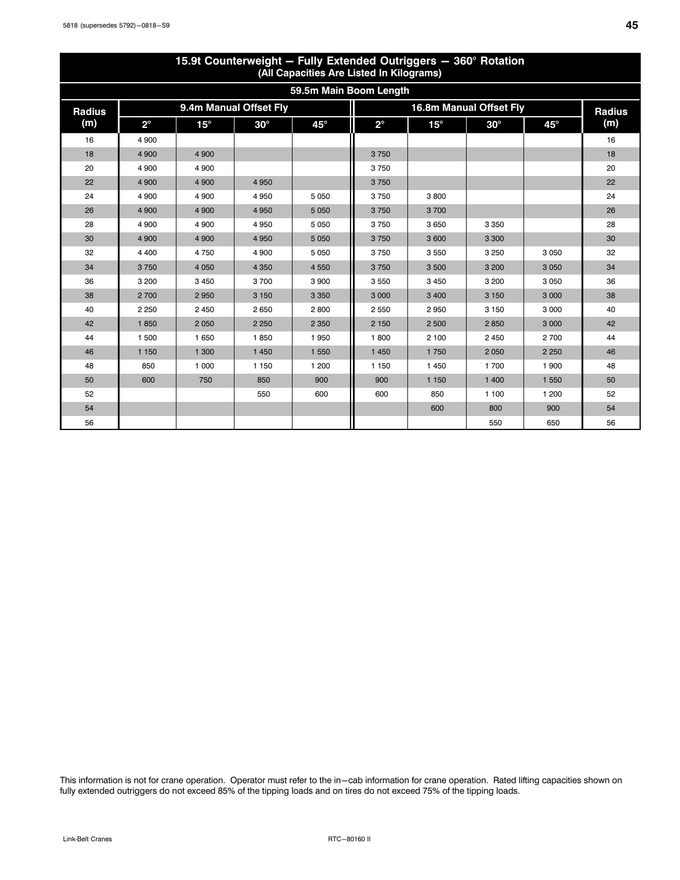## 15.9t Counterweight — Fully Extended Outriggers — 360° Rotation
### (All Capacities Are Listed In Kilograms)

| 59.5m Main Boom Length | | | | | | | | | |
|---|---|---|---|---|---|---|---|---|---|
| Radius (m) | 9.4m Manual Offset Fly | | | | 16.8m Manual Offset Fly | | | | Radius (m) |
| | 2° | 15° | 30° | 45° | 2° | 15° | 30° | 45° | |
| 16 | 4 900 | | | | | | | | 16 |
| 18 | 4 900 | 4 900 | | | 3 750 | | | | 18 |
| 20 | 4 900 | 4 900 | | | 3 750 | | | | 20 |
| 22 | 4 900 | 4 900 | 4 950 | | 3 750 | | | | 22 |
| 24 | 4 900 | 4 900 | 4 950 | 5 050 | 3 750 | 3 800 | | | 24 |
| 26 | 4 900 | 4 900 | 4 950 | 5 050 | 3 750 | 3 700 | | | 26 |
| 28 | 4 900 | 4 900 | 4 950 | 5 050 | 3 750 | 3 650 | 3 350 | | 28 |
| 30 | 4 900 | 4 900 | 4 950 | 5 050 | 3 750 | 3 600 | 3 300 | | 30 |
| 32 | 4 400 | 4 750 | 4 900 | 5 050 | 3 750 | 3 550 | 3 250 | 3 050 | 32 |
| 34 | 3 750 | 4 050 | 4 350 | 4 550 | 3 750 | 3 500 | 3 200 | 3 050 | 34 |
| 36 | 3 200 | 3 450 | 3 700 | 3 900 | 3 550 | 3 450 | 3 200 | 3 050 | 36 |
| 38 | 2 700 | 2 950 | 3 150 | 3 350 | 3 000 | 3 400 | 3 150 | 3 000 | 38 |
| 40 | 2 250 | 2 450 | 2 650 | 2 800 | 2 550 | 2 950 | 3 150 | 3 000 | 40 |
| 42 | 1 850 | 2 050 | 2 250 | 2 350 | 2 150 | 2 500 | 2 850 | 3 000 | 42 |
| 44 | 1 500 | 1 650 | 1 850 | 1 950 | 1 800 | 2 100 | 2 450 | 2 700 | 44 |
| 46 | 1 150 | 1 300 | 1 450 | 1 550 | 1 450 | 1 750 | 2 050 | 2 250 | 46 |
| 48 | 850 | 1 000 | 1 150 | 1 200 | 1 150 | 1 450 | 1 700 | 1 900 | 48 |
| 50 | 600 | 750 | 850 | 900 | 900 | 1 150 | 1 400 | 1 550 | 50 |
| 52 | | | 550 | 600 | 600 | 850 | 1 100 | 1 200 | 52 |
| 54 | | | | | | 600 | 800 | 900 | 54 |
| 56 | | | | | | | 550 | 650 | 56 |

This information is not for crane operation. Operator must refer to the in–cab information for crane operation. Rated lifting capacities shown on fully extended outriggers do not exceed 85% of the tipping loads and on tires do not exceed 75% of the tipping loads.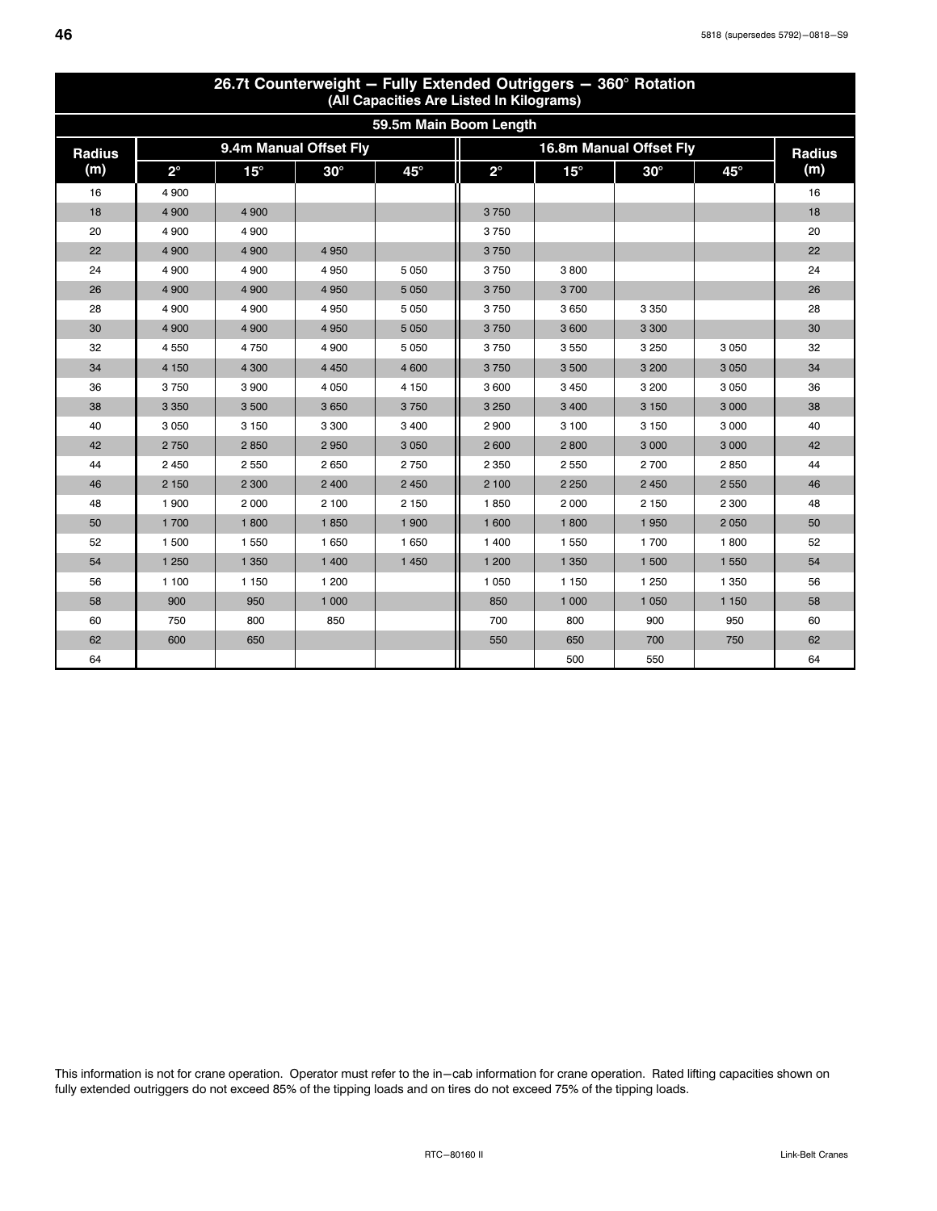## 26.7t Counterweight — Fully Extended Outriggers — 360° Rotation

**(All Capacities Are Listed In Kilograms)**

### 59.5m Main Boom Length

| Radius (m) | 9.4m Manual Offset Fly | | | | 16.8m Manual Offset Fly | | | | Radius (m) |
|---|---|---|---|---|---|---|---|---|---|
| | 2° | 15° | 30° | 45° | 2° | 15° | 30° | 45° | |
| 16 | 4 900 | | | | | | | | 16 |
| 18 | 4 900 | 4 900 | | | 3 750 | | | | 18 |
| 20 | 4 900 | 4 900 | | | 3 750 | | | | 20 |
| 22 | 4 900 | 4 900 | 4 950 | | 3 750 | | | | 22 |
| 24 | 4 900 | 4 900 | 4 950 | 5 050 | 3 750 | 3 800 | | | 24 |
| 26 | 4 900 | 4 900 | 4 950 | 5 050 | 3 750 | 3 700 | | | 26 |
| 28 | 4 900 | 4 900 | 4 950 | 5 050 | 3 750 | 3 650 | 3 350 | | 28 |
| 30 | 4 900 | 4 900 | 4 950 | 5 050 | 3 750 | 3 600 | 3 300 | | 30 |
| 32 | 4 550 | 4 750 | 4 900 | 5 050 | 3 750 | 3 550 | 3 250 | 3 050 | 32 |
| 34 | 4 150 | 4 300 | 4 450 | 4 600 | 3 750 | 3 500 | 3 200 | 3 050 | 34 |
| 36 | 3 750 | 3 900 | 4 050 | 4 150 | 3 600 | 3 450 | 3 200 | 3 050 | 36 |
| 38 | 3 350 | 3 500 | 3 650 | 3 750 | 3 250 | 3 400 | 3 150 | 3 000 | 38 |
| 40 | 3 050 | 3 150 | 3 300 | 3 400 | 2 900 | 3 100 | 3 150 | 3 000 | 40 |
| 42 | 2 750 | 2 850 | 2 950 | 3 050 | 2 600 | 2 800 | 3 000 | 3 000 | 42 |
| 44 | 2 450 | 2 550 | 2 650 | 2 750 | 2 350 | 2 550 | 2 700 | 2 850 | 44 |
| 46 | 2 150 | 2 300 | 2 400 | 2 450 | 2 100 | 2 250 | 2 450 | 2 550 | 46 |
| 48 | 1 900 | 2 000 | 2 100 | 2 150 | 1 850 | 2 000 | 2 150 | 2 300 | 48 |
| 50 | 1 700 | 1 800 | 1 850 | 1 900 | 1 600 | 1 800 | 1 950 | 2 050 | 50 |
| 52 | 1 500 | 1 550 | 1 650 | 1 650 | 1 400 | 1 550 | 1 700 | 1 800 | 52 |
| 54 | 1 250 | 1 350 | 1 400 | 1 450 | 1 200 | 1 350 | 1 500 | 1 550 | 54 |
| 56 | 1 100 | 1 150 | 1 200 | | 1 050 | 1 150 | 1 250 | 1 350 | 56 |
| 58 | 900 | 950 | 1 000 | | 850 | 1 000 | 1 050 | 1 150 | 58 |
| 60 | 750 | 800 | 850 | | 700 | 800 | 900 | 950 | 60 |
| 62 | 600 | 650 | | | 550 | 650 | 700 | 750 | 62 |
| 64 | | | | | | 500 | 550 | | 64 |

This information is not for crane operation. Operator must refer to the in−cab information for crane operation. Rated lifting capacities shown on fully extended outriggers do not exceed 85% of the tipping loads and on tires do not exceed 75% of the tipping loads.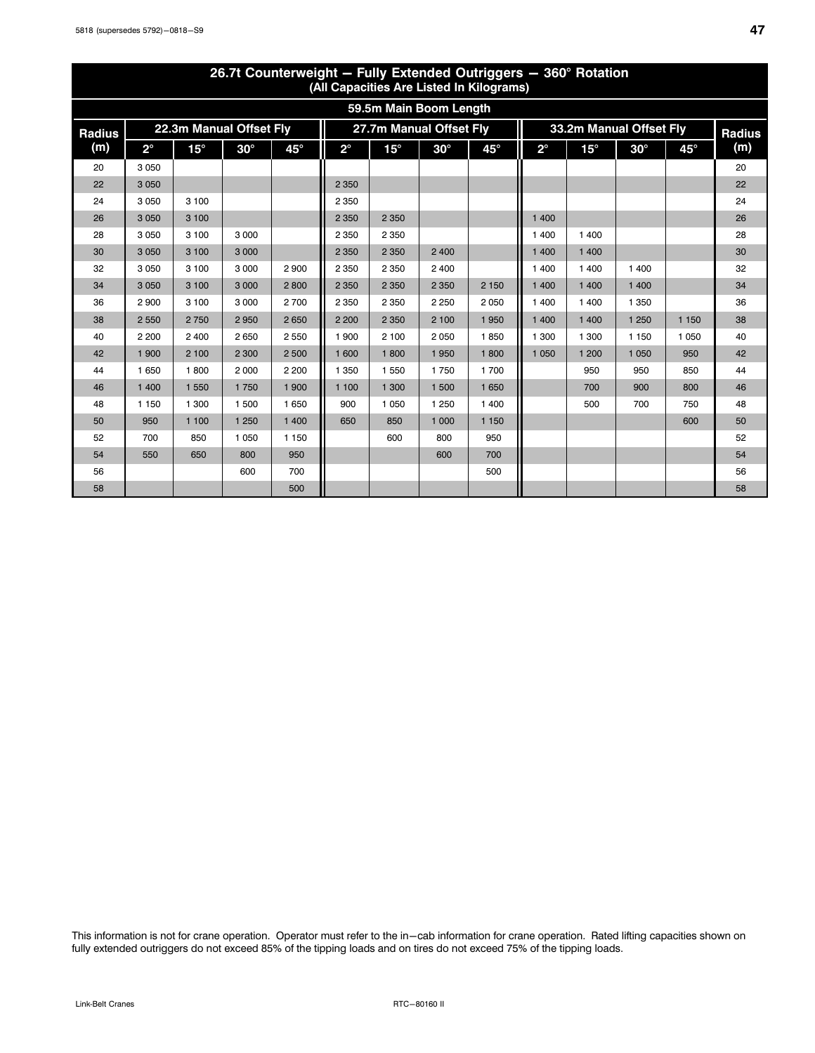## 26.7t Counterweight — Fully Extended Outriggers — 360° Rotation

### (All Capacities Are Listed In Kilograms)

| 59.5m Main Boom Length | | | | | | | | | | | | | |
|---|---|---|---|---|---|---|---|---|---|---|---|---|---|
| Radius (m) | 22.3m Manual Offset Fly | | | | 27.7m Manual Offset Fly | | | | 33.2m Manual Offset Fly | | | | Radius (m) |
| | 2° | 15° | 30° | 45° | 2° | 15° | 30° | 45° | 2° | 15° | 30° | 45° | |
| 20 | 3 050 | | | | | | | | | | | | 20 |
| 22 | 3 050 | | | | 2 350 | | | | | | | | 22 |
| 24 | 3 050 | 3 100 | | | 2 350 | | | | | | | | 24 |
| 26 | 3 050 | 3 100 | | | 2 350 | 2 350 | | | 1 400 | | | | 26 |
| 28 | 3 050 | 3 100 | 3 000 | | 2 350 | 2 350 | | | 1 400 | 1 400 | | | 28 |
| 30 | 3 050 | 3 100 | 3 000 | | 2 350 | 2 350 | 2 400 | | 1 400 | 1 400 | | | 30 |
| 32 | 3 050 | 3 100 | 3 000 | 2 900 | 2 350 | 2 350 | 2 400 | | 1 400 | 1 400 | 1 400 | | 32 |
| 34 | 3 050 | 3 100 | 3 000 | 2 800 | 2 350 | 2 350 | 2 350 | 2 150 | 1 400 | 1 400 | 1 400 | | 34 |
| 36 | 2 900 | 3 100 | 3 000 | 2 700 | 2 350 | 2 350 | 2 250 | 2 050 | 1 400 | 1 400 | 1 350 | | 36 |
| 38 | 2 550 | 2 750 | 2 950 | 2 650 | 2 200 | 2 350 | 2 100 | 1 950 | 1 400 | 1 400 | 1 250 | 1 150 | 38 |
| 40 | 2 200 | 2 400 | 2 650 | 2 550 | 1 900 | 2 100 | 2 050 | 1 850 | 1 300 | 1 300 | 1 150 | 1 050 | 40 |
| 42 | 1 900 | 2 100 | 2 300 | 2 500 | 1 600 | 1 800 | 1 950 | 1 800 | 1 050 | 1 200 | 1 050 | 950 | 42 |
| 44 | 1 650 | 1 800 | 2 000 | 2 200 | 1 350 | 1 550 | 1 750 | 1 700 | | 950 | 950 | 850 | 44 |
| 46 | 1 400 | 1 550 | 1 750 | 1 900 | 1 100 | 1 300 | 1 500 | 1 650 | | 700 | 900 | 800 | 46 |
| 48 | 1 150 | 1 300 | 1 500 | 1 650 | 900 | 1 050 | 1 250 | 1 400 | | 500 | 700 | 750 | 48 |
| 50 | 950 | 1 100 | 1 250 | 1 400 | 650 | 850 | 1 000 | 1 150 | | | | 600 | 50 |
| 52 | 700 | 850 | 1 050 | 1 150 | | 600 | 800 | 950 | | | | | 52 |
| 54 | 550 | 650 | 800 | 950 | | | 600 | 700 | | | | | 54 |
| 56 | | | 600 | 700 | | | | 500 | | | | | 56 |
| 58 | | | | 500 | | | | | | | | | 58 |

This information is not for crane operation. Operator must refer to the in−cab information for crane operation. Rated lifting capacities shown on fully extended outriggers do not exceed 85% of the tipping loads and on tires do not exceed 75% of the tipping loads.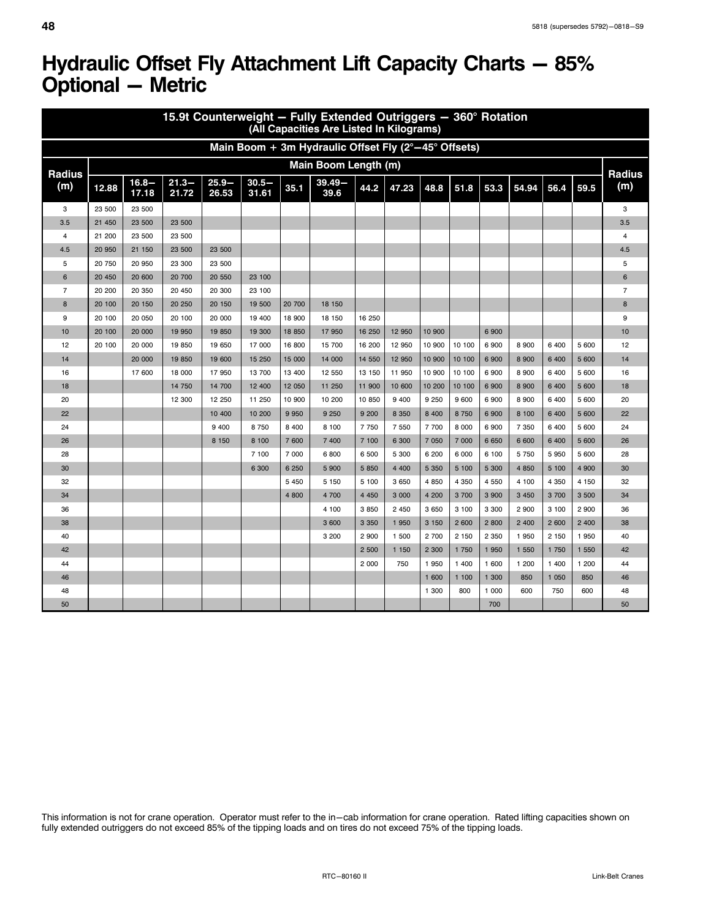# Hydraulic Offset Fly Attachment Lift Capacity Charts — 85% Optional — Metric

| 15.9t Counterweight — Fully Extended Outriggers — 360° Rotation (All Capacities Are Listed In Kilograms) | | | | | | | | | | | | | | | | |
|---|---|---|---|---|---|---|---|---|---|---|---|---|---|---|---|---|
| Main Boom + 3m Hydraulic Offset Fly (2°—45° Offsets) | | | | | | | | | | | | | | | | |
| Radius (m) | Main Boom Length (m) | | | | | | | | | | | | | | | Radius (m) |
| | 12.88 | 16.8—17.18 | 21.3—21.72 | 25.9—26.53 | 30.5—31.61 | 35.1 | 39.49—39.6 | 44.2 | 47.23 | 48.8 | 51.8 | 53.3 | 54.94 | 56.4 | 59.5 | |
| 3 | 23 500 | 23 500 | | | | | | | | | | | | | | 3 |
| 3.5 | 21 450 | 23 500 | 23 500 | | | | | | | | | | | | | 3.5 |
| 4 | 21 200 | 23 500 | 23 500 | | | | | | | | | | | | | 4 |
| 4.5 | 20 950 | 21 150 | 23 500 | 23 500 | | | | | | | | | | | | 4.5 |
| 5 | 20 750 | 20 950 | 23 300 | 23 500 | | | | | | | | | | | | 5 |
| 6 | 20 450 | 20 600 | 20 700 | 20 550 | 23 100 | | | | | | | | | | | 6 |
| 7 | 20 200 | 20 350 | 20 450 | 20 300 | 23 100 | | | | | | | | | | | 7 |
| 8 | 20 100 | 20 150 | 20 250 | 20 150 | 19 500 | 20 700 | 18 150 | | | | | | | | | 8 |
| 9 | 20 100 | 20 050 | 20 100 | 20 000 | 19 400 | 18 900 | 18 150 | 16 250 | | | | | | | | 9 |
| 10 | 20 100 | 20 000 | 19 950 | 19 850 | 19 300 | 18 850 | 17 950 | 16 250 | 12 950 | 10 900 | | 6 900 | | | | 10 |
| 12 | 20 100 | 20 000 | 19 850 | 19 650 | 17 000 | 16 800 | 15 700 | 16 200 | 12 950 | 10 900 | 10 100 | 6 900 | 8 900 | 6 400 | 5 600 | 12 |
| 14 | | 20 000 | 19 850 | 19 600 | 15 250 | 15 000 | 14 000 | 14 550 | 12 950 | 10 900 | 10 100 | 6 900 | 8 900 | 6 400 | 5 600 | 14 |
| 16 | | 17 600 | 18 000 | 17 950 | 13 700 | 13 400 | 12 550 | 13 150 | 11 950 | 10 900 | 10 100 | 6 900 | 8 900 | 6 400 | 5 600 | 16 |
| 18 | | | 14 750 | 14 700 | 12 400 | 12 050 | 11 250 | 11 900 | 10 600 | 10 200 | 10 100 | 6 900 | 8 900 | 6 400 | 5 600 | 18 |
| 20 | | | 12 300 | 12 250 | 11 250 | 10 900 | 10 200 | 10 850 | 9 400 | 9 250 | 9 600 | 6 900 | 8 900 | 6 400 | 5 600 | 20 |
| 22 | | | | 10 400 | 10 200 | 9 950 | 9 250 | 9 200 | 8 350 | 8 400 | 8 750 | 6 900 | 8 100 | 6 400 | 5 600 | 22 |
| 24 | | | | 9 400 | 8 750 | 8 400 | 8 100 | 7 750 | 7 550 | 7 700 | 8 000 | 6 900 | 7 350 | 6 400 | 5 600 | 24 |
| 26 | | | | 8 150 | 8 100 | 7 600 | 7 400 | 7 100 | 6 300 | 7 050 | 7 000 | 6 650 | 6 600 | 6 400 | 5 600 | 26 |
| 28 | | | | | 7 100 | 7 000 | 6 800 | 6 500 | 5 300 | 6 200 | 6 000 | 6 100 | 5 750 | 5 950 | 5 600 | 28 |
| 30 | | | | | 6 300 | 6 250 | 5 900 | 5 850 | 4 400 | 5 350 | 5 100 | 5 300 | 4 850 | 5 100 | 4 900 | 30 |
| 32 | | | | | | 5 450 | 5 150 | 5 100 | 3 650 | 4 850 | 4 350 | 4 550 | 4 100 | 4 350 | 4 150 | 32 |
| 34 | | | | | | 4 800 | 4 700 | 4 450 | 3 000 | 4 200 | 3 700 | 3 900 | 3 450 | 3 700 | 3 500 | 34 |
| 36 | | | | | | | 4 100 | 3 850 | 2 450 | 3 650 | 3 100 | 3 300 | 2 900 | 3 100 | 2 900 | 36 |
| 38 | | | | | | | 3 600 | 3 350 | 1 950 | 3 150 | 2 600 | 2 800 | 2 400 | 2 600 | 2 400 | 38 |
| 40 | | | | | | | 3 200 | 2 900 | 1 500 | 2 700 | 2 150 | 2 350 | 1 950 | 2 150 | 1 950 | 40 |
| 42 | | | | | | | | 2 500 | 1 150 | 2 300 | 1 750 | 1 950 | 1 550 | 1 750 | 1 550 | 42 |
| 44 | | | | | | | | 2 000 | 750 | 1 950 | 1 400 | 1 600 | 1 200 | 1 400 | 1 200 | 44 |
| 46 | | | | | | | | | | 1 600 | 1 100 | 1 300 | 850 | 1 050 | 850 | 46 |
| 48 | | | | | | | | | | 1 300 | 800 | 1 000 | 600 | 750 | 600 | 48 |
| 50 | | | | | | | | | | | | 700 | | | | 50 |

This information is not for crane operation. Operator must refer to the in—cab information for crane operation. Rated lifting capacities shown on fully extended outriggers do not exceed 85% of the tipping loads and on tires do not exceed 75% of the tipping loads.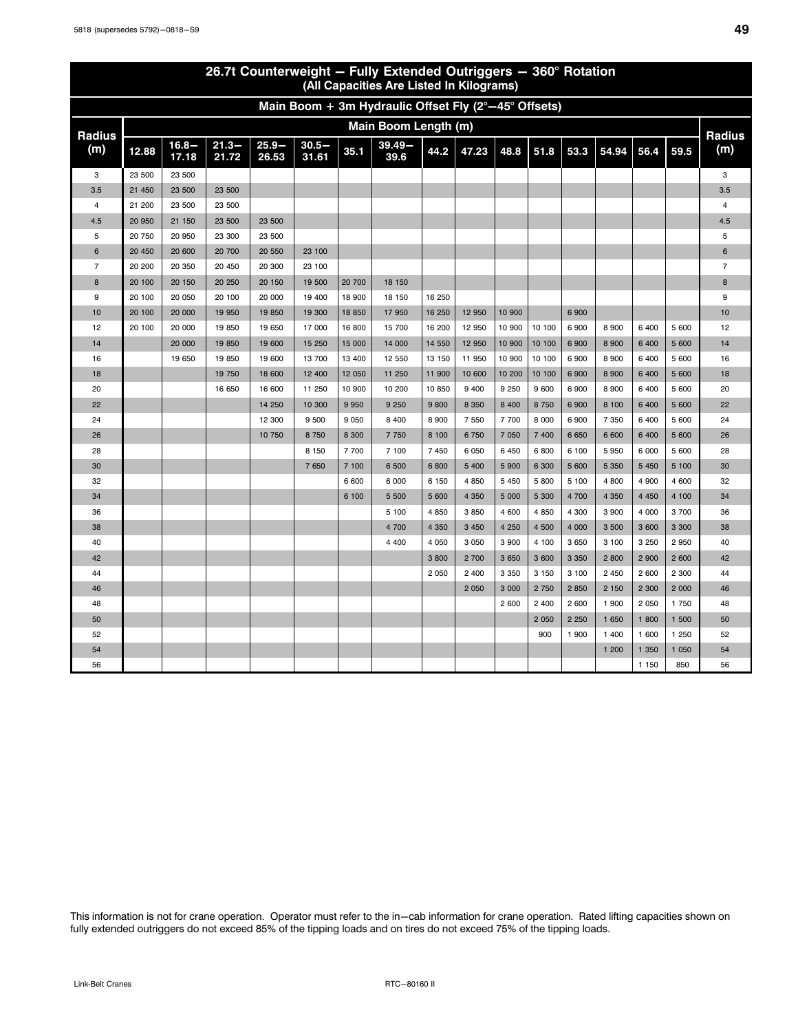## 26.7t Counterweight — Fully Extended Outriggers — 360° Rotation
### (All Capacities Are Listed In Kilograms)

### Main Boom + 3m Hydraulic Offset Fly (2°—45° Offsets)

| Radius (m) | 12.88 | 16.8—17.18 | 21.3—21.72 | 25.9—26.53 | 30.5—31.61 | 35.1 | 39.49—39.6 | 44.2 | 47.23 | 48.8 | 51.8 | 53.3 | 54.94 | 56.4 | 59.5 | Radius (m) |
|---|---|---|---|---|---|---|---|---|---|---|---|---|---|---|---|---|
| | Main Boom Length (m) | | | | | | | | | | | | | | | |
| 3 | 23 500 | 23 500 | | | | | | | | | | | | | | 3 |
| 3.5 | 21 450 | 23 500 | 23 500 | | | | | | | | | | | | | 3.5 |
| 4 | 21 200 | 23 500 | 23 500 | | | | | | | | | | | | | 4 |
| 4.5 | 20 950 | 21 150 | 23 500 | 23 500 | | | | | | | | | | | | 4.5 |
| 5 | 20 750 | 20 950 | 23 300 | 23 500 | | | | | | | | | | | | 5 |
| 6 | 20 450 | 20 600 | 20 700 | 20 550 | 23 100 | | | | | | | | | | | 6 |
| 7 | 20 200 | 20 350 | 20 450 | 20 300 | 23 100 | | | | | | | | | | | 7 |
| 8 | 20 100 | 20 150 | 20 250 | 20 150 | 19 500 | 20 700 | 18 150 | | | | | | | | | 8 |
| 9 | 20 100 | 20 050 | 20 100 | 20 000 | 19 400 | 18 900 | 18 150 | 16 250 | | | | | | | | 9 |
| 10 | 20 100 | 20 000 | 19 950 | 19 850 | 19 300 | 18 850 | 17 950 | 16 250 | 12 950 | 10 900 | | 6 900 | | | | 10 |
| 12 | 20 100 | 20 000 | 19 850 | 19 650 | 17 000 | 16 800 | 15 700 | 16 200 | 12 950 | 10 900 | 10 100 | 6 900 | 8 900 | 6 400 | 5 600 | 12 |
| 14 | | 20 000 | 19 850 | 19 600 | 15 250 | 15 000 | 14 000 | 14 550 | 12 950 | 10 900 | 10 100 | 6 900 | 8 900 | 6 400 | 5 600 | 14 |
| 16 | | 19 650 | 19 850 | 19 600 | 13 700 | 13 400 | 12 550 | 13 150 | 11 950 | 10 900 | 10 100 | 6 900 | 8 900 | 6 400 | 5 600 | 16 |
| 18 | | | 19 750 | 18 600 | 12 400 | 12 050 | 11 250 | 11 900 | 10 600 | 10 200 | 10 100 | 6 900 | 8 900 | 6 400 | 5 600 | 18 |
| 20 | | | 16 650 | 16 600 | 11 250 | 10 900 | 10 200 | 10 850 | 9 400 | 9 250 | 9 600 | 6 900 | 8 900 | 6 400 | 5 600 | 20 |
| 22 | | | | 14 250 | 10 300 | 9 950 | 9 250 | 9 800 | 8 350 | 8 400 | 8 750 | 6 900 | 8 100 | 6 400 | 5 600 | 22 |
| 24 | | | | 12 300 | 9 500 | 9 050 | 8 400 | 8 900 | 7 550 | 7 700 | 8 000 | 6 900 | 7 350 | 6 400 | 5 600 | 24 |
| 26 | | | | 10 750 | 8 750 | 8 300 | 7 750 | 8 100 | 6 750 | 7 050 | 7 400 | 6 650 | 6 600 | 6 400 | 5 600 | 26 |
| 28 | | | | | 8 150 | 7 700 | 7 100 | 7 450 | 6 050 | 6 450 | 6 800 | 6 100 | 5 950 | 6 000 | 5 600 | 28 |
| 30 | | | | | 7 650 | 7 100 | 6 500 | 6 800 | 5 400 | 5 900 | 6 300 | 5 600 | 5 350 | 5 450 | 5 100 | 30 |
| 32 | | | | | | 6 600 | 6 000 | 6 150 | 4 850 | 5 450 | 5 800 | 5 100 | 4 800 | 4 900 | 4 600 | 32 |
| 34 | | | | | | 6 100 | 5 500 | 5 600 | 4 350 | 5 000 | 5 300 | 4 700 | 4 350 | 4 450 | 4 100 | 34 |
| 36 | | | | | | | 5 100 | 4 850 | 3 850 | 4 600 | 4 850 | 4 300 | 3 900 | 4 000 | 3 700 | 36 |
| 38 | | | | | | | 4 700 | 4 350 | 3 450 | 4 250 | 4 500 | 4 000 | 3 500 | 3 600 | 3 300 | 38 |
| 40 | | | | | | | 4 400 | 4 050 | 3 050 | 3 900 | 4 100 | 3 650 | 3 100 | 3 250 | 2 950 | 40 |
| 42 | | | | | | | | 3 800 | 2 700 | 3 650 | 3 600 | 3 350 | 2 800 | 2 900 | 2 600 | 42 |
| 44 | | | | | | | | 2 050 | 2 400 | 3 350 | 3 150 | 3 100 | 2 450 | 2 600 | 2 300 | 44 |
| 46 | | | | | | | | | 2 050 | 3 000 | 2 750 | 2 850 | 2 150 | 2 300 | 2 000 | 46 |
| 48 | | | | | | | | | | 2 600 | 2 400 | 2 600 | 1 900 | 2 050 | 1 750 | 48 |
| 50 | | | | | | | | | | | 2 050 | 2 250 | 1 650 | 1 800 | 1 500 | 50 |
| 52 | | | | | | | | | | | 900 | 1 900 | 1 400 | 1 600 | 1 250 | 52 |
| 54 | | | | | | | | | | | | | 1 200 | 1 350 | 1 050 | 54 |
| 56 | | | | | | | | | | | | | | 1 150 | 850 | 56 |

This information is not for crane operation. Operator must refer to the in—cab information for crane operation. Rated lifting capacities shown on fully extended outriggers do not exceed 85% of the tipping loads and on tires do not exceed 75% of the tipping loads.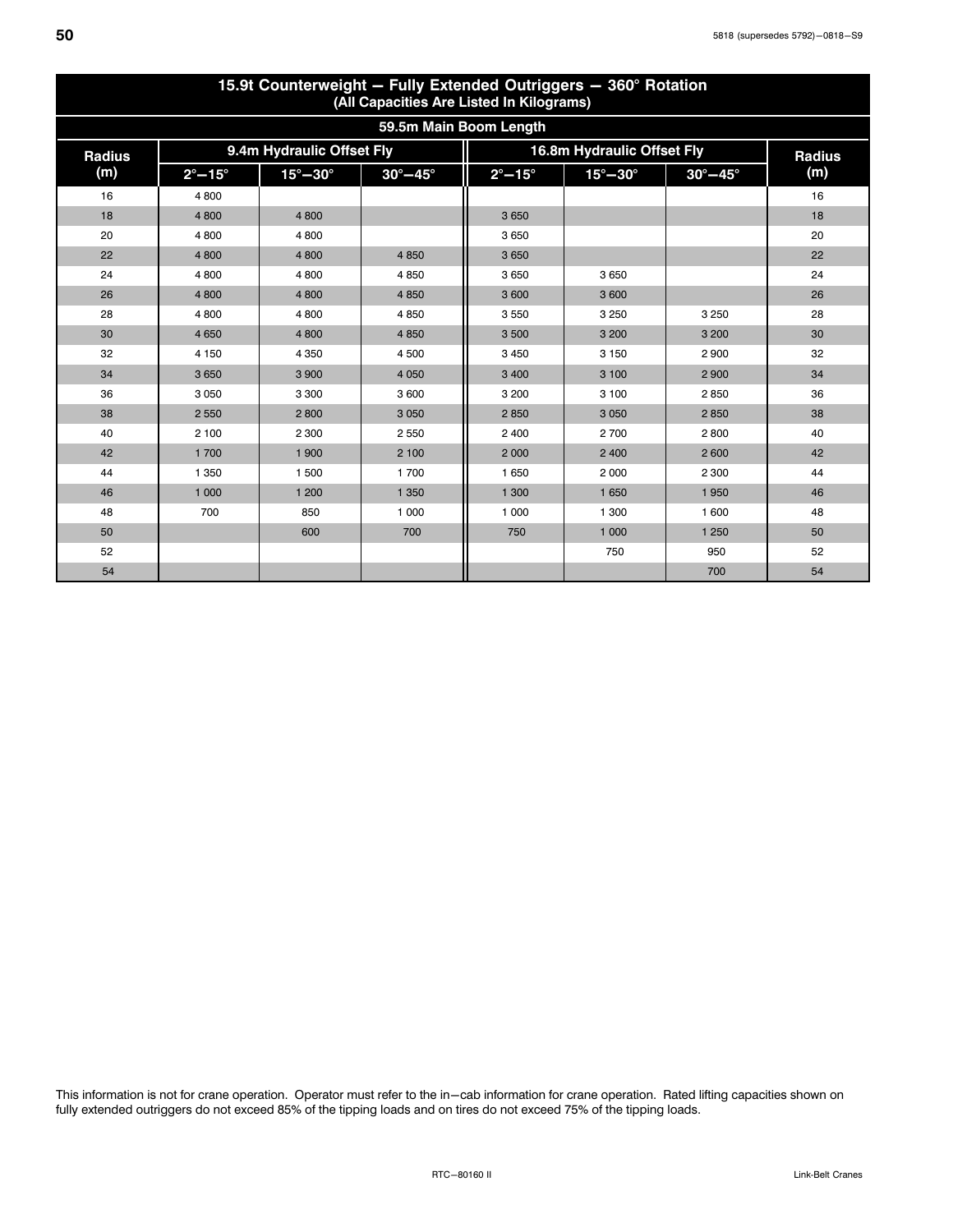## 15.9t Counterweight — Fully Extended Outriggers — 360° Rotation
(All Capacities Are Listed In Kilograms)

### 59.5m Main Boom Length

| Radius (m) | 9.4m Hydraulic Offset Fly | | | 16.8m Hydraulic Offset Fly | | | Radius (m) |
|---|---|---|---|---|---|---|---|
| | 2°—15° | 15°—30° | 30°—45° | 2°—15° | 15°—30° | 30°—45° | |
| 16 | 4 800 | | | | | | 16 |
| 18 | 4 800 | 4 800 | | 3 650 | | | 18 |
| 20 | 4 800 | 4 800 | | 3 650 | | | 20 |
| 22 | 4 800 | 4 800 | 4 850 | 3 650 | | | 22 |
| 24 | 4 800 | 4 800 | 4 850 | 3 650 | 3 650 | | 24 |
| 26 | 4 800 | 4 800 | 4 850 | 3 600 | 3 600 | | 26 |
| 28 | 4 800 | 4 800 | 4 850 | 3 550 | 3 250 | 3 250 | 28 |
| 30 | 4 650 | 4 800 | 4 850 | 3 500 | 3 200 | 3 200 | 30 |
| 32 | 4 150 | 4 350 | 4 500 | 3 450 | 3 150 | 2 900 | 32 |
| 34 | 3 650 | 3 900 | 4 050 | 3 400 | 3 100 | 2 900 | 34 |
| 36 | 3 050 | 3 300 | 3 600 | 3 200 | 3 100 | 2 850 | 36 |
| 38 | 2 550 | 2 800 | 3 050 | 2 850 | 3 050 | 2 850 | 38 |
| 40 | 2 100 | 2 300 | 2 550 | 2 400 | 2 700 | 2 800 | 40 |
| 42 | 1 700 | 1 900 | 2 100 | 2 000 | 2 400 | 2 600 | 42 |
| 44 | 1 350 | 1 500 | 1 700 | 1 650 | 2 000 | 2 300 | 44 |
| 46 | 1 000 | 1 200 | 1 350 | 1 300 | 1 650 | 1 950 | 46 |
| 48 | 700 | 850 | 1 000 | 1 000 | 1 300 | 1 600 | 48 |
| 50 | | 600 | 700 | 750 | 1 000 | 1 250 | 50 |
| 52 | | | | | 750 | 950 | 52 |
| 54 | | | | | | 700 | 54 |

This information is not for crane operation. Operator must refer to the in—cab information for crane operation. Rated lifting capacities shown on fully extended outriggers do not exceed 85% of the tipping loads and on tires do not exceed 75% of the tipping loads.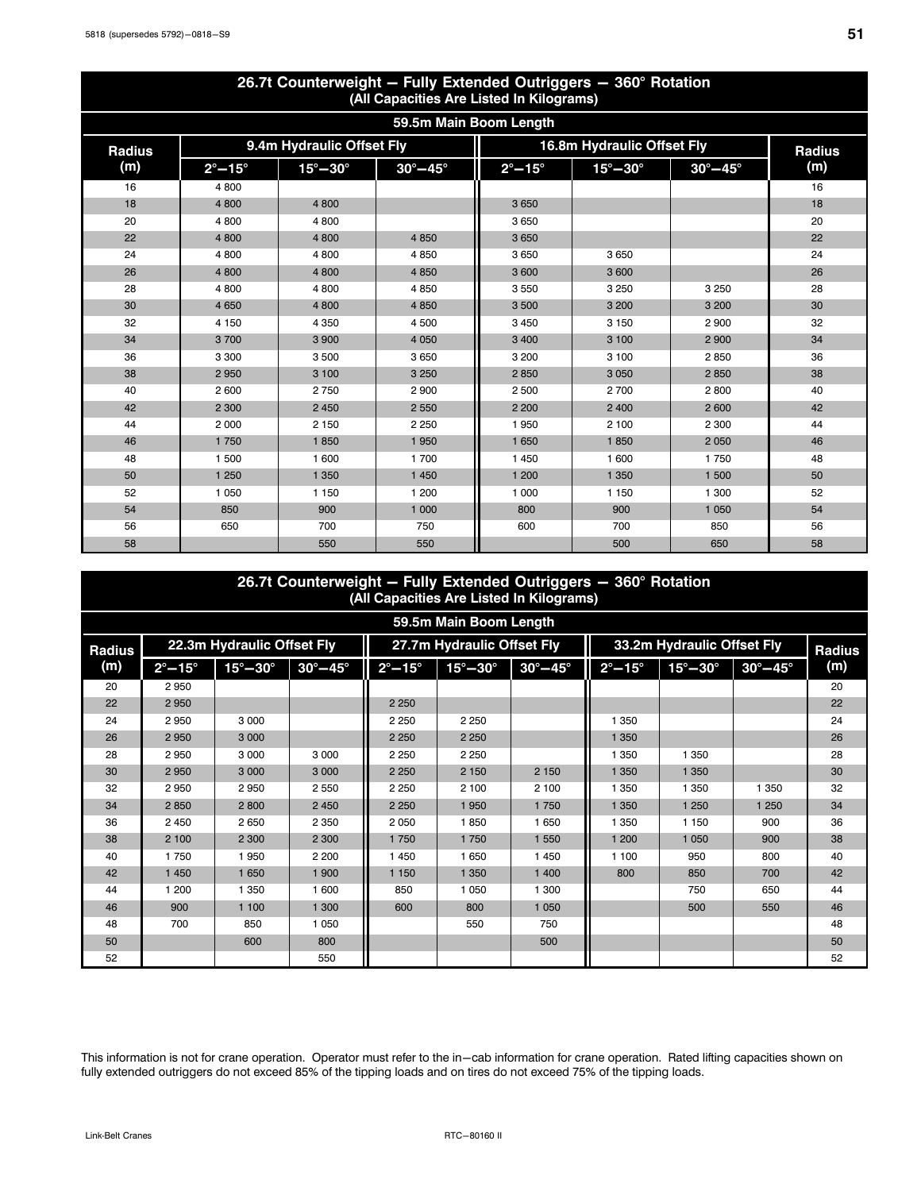## 26.7t Counterweight — Fully Extended Outriggers — 360° Rotation
(All Capacities Are Listed In Kilograms)

| 59.5m Main Boom Length | | | | | | | |
|---|---|---|---|---|---|---|---|
| Radius (m) | 9.4m Hydraulic Offset Fly | | | 16.8m Hydraulic Offset Fly | | | Radius (m) |
| | 2°—15° | 15°—30° | 30°—45° | 2°—15° | 15°—30° | 30°—45° | |
| 16 | 4 800 | | | | | | 16 |
| 18 | 4 800 | 4 800 | | 3 650 | | | 18 |
| 20 | 4 800 | 4 800 | | 3 650 | | | 20 |
| 22 | 4 800 | 4 800 | 4 850 | 3 650 | | | 22 |
| 24 | 4 800 | 4 800 | 4 850 | 3 650 | 3 650 | | 24 |
| 26 | 4 800 | 4 800 | 4 850 | 3 600 | 3 600 | | 26 |
| 28 | 4 800 | 4 800 | 4 850 | 3 550 | 3 250 | 3 250 | 28 |
| 30 | 4 650 | 4 800 | 4 850 | 3 500 | 3 200 | 3 200 | 30 |
| 32 | 4 150 | 4 350 | 4 500 | 3 450 | 3 150 | 2 900 | 32 |
| 34 | 3 700 | 3 900 | 4 050 | 3 400 | 3 100 | 2 900 | 34 |
| 36 | 3 300 | 3 500 | 3 650 | 3 200 | 3 100 | 2 850 | 36 |
| 38 | 2 950 | 3 100 | 3 250 | 2 850 | 3 050 | 2 850 | 38 |
| 40 | 2 600 | 2 750 | 2 900 | 2 500 | 2 700 | 2 800 | 40 |
| 42 | 2 300 | 2 450 | 2 550 | 2 200 | 2 400 | 2 600 | 42 |
| 44 | 2 000 | 2 150 | 2 250 | 1 950 | 2 100 | 2 300 | 44 |
| 46 | 1 750 | 1 850 | 1 950 | 1 650 | 1 850 | 2 050 | 46 |
| 48 | 1 500 | 1 600 | 1 700 | 1 450 | 1 600 | 1 750 | 48 |
| 50 | 1 250 | 1 350 | 1 450 | 1 200 | 1 350 | 1 500 | 50 |
| 52 | 1 050 | 1 150 | 1 200 | 1 000 | 1 150 | 1 300 | 52 |
| 54 | 850 | 900 | 1 000 | 800 | 900 | 1 050 | 54 |
| 56 | 650 | 700 | 750 | 600 | 700 | 850 | 56 |
| 58 | | 550 | 550 | | 500 | 650 | 58 |

## 26.7t Counterweight — Fully Extended Outriggers — 360° Rotation
(All Capacities Are Listed In Kilograms)

| 59.5m Main Boom Length | | | | | | | | | | |
|---|---|---|---|---|---|---|---|---|---|---|
| Radius (m) | 22.3m Hydraulic Offset Fly | | | 27.7m Hydraulic Offset Fly | | | 33.2m Hydraulic Offset Fly | | | Radius (m) |
| | 2°—15° | 15°—30° | 30°—45° | 2°—15° | 15°—30° | 30°—45° | 2°—15° | 15°—30° | 30°—45° | |
| 20 | 2 950 | | | | | | | | | 20 |
| 22 | 2 950 | | | 2 250 | | | | | | 22 |
| 24 | 2 950 | 3 000 | | 2 250 | 2 250 | | 1 350 | | | 24 |
| 26 | 2 950 | 3 000 | | 2 250 | 2 250 | | 1 350 | | | 26 |
| 28 | 2 950 | 3 000 | 3 000 | 2 250 | 2 250 | | 1 350 | 1 350 | | 28 |
| 30 | 2 950 | 3 000 | 3 000 | 2 250 | 2 150 | 2 150 | 1 350 | 1 350 | | 30 |
| 32 | 2 950 | 2 950 | 2 550 | 2 250 | 2 100 | 2 100 | 1 350 | 1 350 | 1 350 | 32 |
| 34 | 2 850 | 2 800 | 2 450 | 2 250 | 1 950 | 1 750 | 1 350 | 1 250 | 1 250 | 34 |
| 36 | 2 450 | 2 650 | 2 350 | 2 050 | 1 850 | 1 650 | 1 350 | 1 150 | 900 | 36 |
| 38 | 2 100 | 2 300 | 2 300 | 1 750 | 1 750 | 1 550 | 1 200 | 1 050 | 900 | 38 |
| 40 | 1 750 | 1 950 | 2 200 | 1 450 | 1 650 | 1 450 | 1 100 | 950 | 800 | 40 |
| 42 | 1 450 | 1 650 | 1 900 | 1 150 | 1 350 | 1 400 | 800 | 850 | 700 | 42 |
| 44 | 1 200 | 1 350 | 1 600 | 850 | 1 050 | 1 300 | | 750 | 650 | 44 |
| 46 | 900 | 1 100 | 1 300 | 600 | 800 | 1 050 | | 500 | 550 | 46 |
| 48 | 700 | 850 | 1 050 | | 550 | 750 | | | | 48 |
| 50 | | 600 | 800 | | | 500 | | | | 50 |
| 52 | | | 550 | | | | | | | 52 |

This information is not for crane operation. Operator must refer to the in−cab information for crane operation. Rated lifting capacities shown on fully extended outriggers do not exceed 85% of the tipping loads and on tires do not exceed 75% of the tipping loads.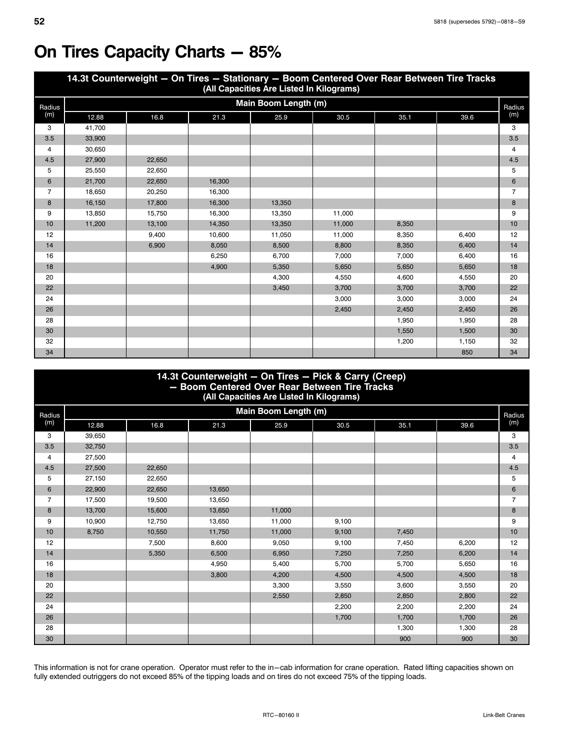# On Tires Capacity Charts — 85%

| 14.3t Counterweight — On Tires — Stationary — Boom Centered Over Rear Between Tire Tracks (All Capacities Are Listed In Kilograms) | | | | | | | | |
|---|---|---|---|---|---|---|---|---|
| Radius (m) | Main Boom Length (m) | | | | | | | Radius (m) |
| | 12.88 | 16.8 | 21.3 | 25.9 | 30.5 | 35.1 | 39.6 | |
| 3 | 41,700 | | | | | | | 3 |
| 3.5 | 33,900 | | | | | | | 3.5 |
| 4 | 30,650 | | | | | | | 4 |
| 4.5 | 27,900 | 22,650 | | | | | | 4.5 |
| 5 | 25,550 | 22,650 | | | | | | 5 |
| 6 | 21,700 | 22,650 | 16,300 | | | | | 6 |
| 7 | 18,650 | 20,250 | 16,300 | | | | | 7 |
| 8 | 16,150 | 17,800 | 16,300 | 13,350 | | | | 8 |
| 9 | 13,850 | 15,750 | 16,300 | 13,350 | 11,000 | | | 9 |
| 10 | 11,200 | 13,100 | 14,350 | 13,350 | 11,000 | 8,350 | | 10 |
| 12 | | 9,400 | 10,600 | 11,050 | 11,000 | 8,350 | 6,400 | 12 |
| 14 | | 6,900 | 8,050 | 8,500 | 8,800 | 8,350 | 6,400 | 14 |
| 16 | | | 6,250 | 6,700 | 7,000 | 7,000 | 6,400 | 16 |
| 18 | | | 4,900 | 5,350 | 5,650 | 5,650 | 5,650 | 18 |
| 20 | | | | 4,300 | 4,550 | 4,600 | 4,550 | 20 |
| 22 | | | | 3,450 | 3,700 | 3,700 | 3,700 | 22 |
| 24 | | | | | 3,000 | 3,000 | 3,000 | 24 |
| 26 | | | | | 2,450 | 2,450 | 2,450 | 26 |
| 28 | | | | | | 1,950 | 1,950 | 28 |
| 30 | | | | | | 1,550 | 1,500 | 30 |
| 32 | | | | | | 1,200 | 1,150 | 32 |
| 34 | | | | | | | 850 | 34 |

| 14.3t Counterweight — On Tires — Pick & Carry (Creep) — Boom Centered Over Rear Between Tire Tracks (All Capacities Are Listed In Kilograms) | | | | | | | | |
|---|---|---|---|---|---|---|---|---|
| Radius (m) | Main Boom Length (m) | | | | | | | Radius (m) |
| | 12.88 | 16.8 | 21.3 | 25.9 | 30.5 | 35.1 | 39.6 | |
| 3 | 39,650 | | | | | | | 3 |
| 3.5 | 32,750 | | | | | | | 3.5 |
| 4 | 27,500 | | | | | | | 4 |
| 4.5 | 27,500 | 22,650 | | | | | | 4.5 |
| 5 | 27,150 | 22,650 | | | | | | 5 |
| 6 | 22,900 | 22,650 | 13,650 | | | | | 6 |
| 7 | 17,500 | 19,500 | 13,650 | | | | | 7 |
| 8 | 13,700 | 15,600 | 13,650 | 11,000 | | | | 8 |
| 9 | 10,900 | 12,750 | 13,650 | 11,000 | 9,100 | | | 9 |
| 10 | 8,750 | 10,550 | 11,750 | 11,000 | 9,100 | 7,450 | | 10 |
| 12 | | 7,500 | 8,600 | 9,050 | 9,100 | 7,450 | 6,200 | 12 |
| 14 | | 5,350 | 6,500 | 6,950 | 7,250 | 7,250 | 6,200 | 14 |
| 16 | | | 4,950 | 5,400 | 5,700 | 5,700 | 5,650 | 16 |
| 18 | | | 3,800 | 4,200 | 4,500 | 4,500 | 4,500 | 18 |
| 20 | | | | 3,300 | 3,550 | 3,600 | 3,550 | 20 |
| 22 | | | | 2,550 | 2,850 | 2,850 | 2,800 | 22 |
| 24 | | | | | 2,200 | 2,200 | 2,200 | 24 |
| 26 | | | | | 1,700 | 1,700 | 1,700 | 26 |
| 28 | | | | | | 1,300 | 1,300 | 28 |
| 30 | | | | | | 900 | 900 | 30 |

This information is not for crane operation. Operator must refer to the in-cab information for crane operation. Rated lifting capacities shown on fully extended outriggers do not exceed 85% of the tipping loads and on tires do not exceed 75% of the tipping loads.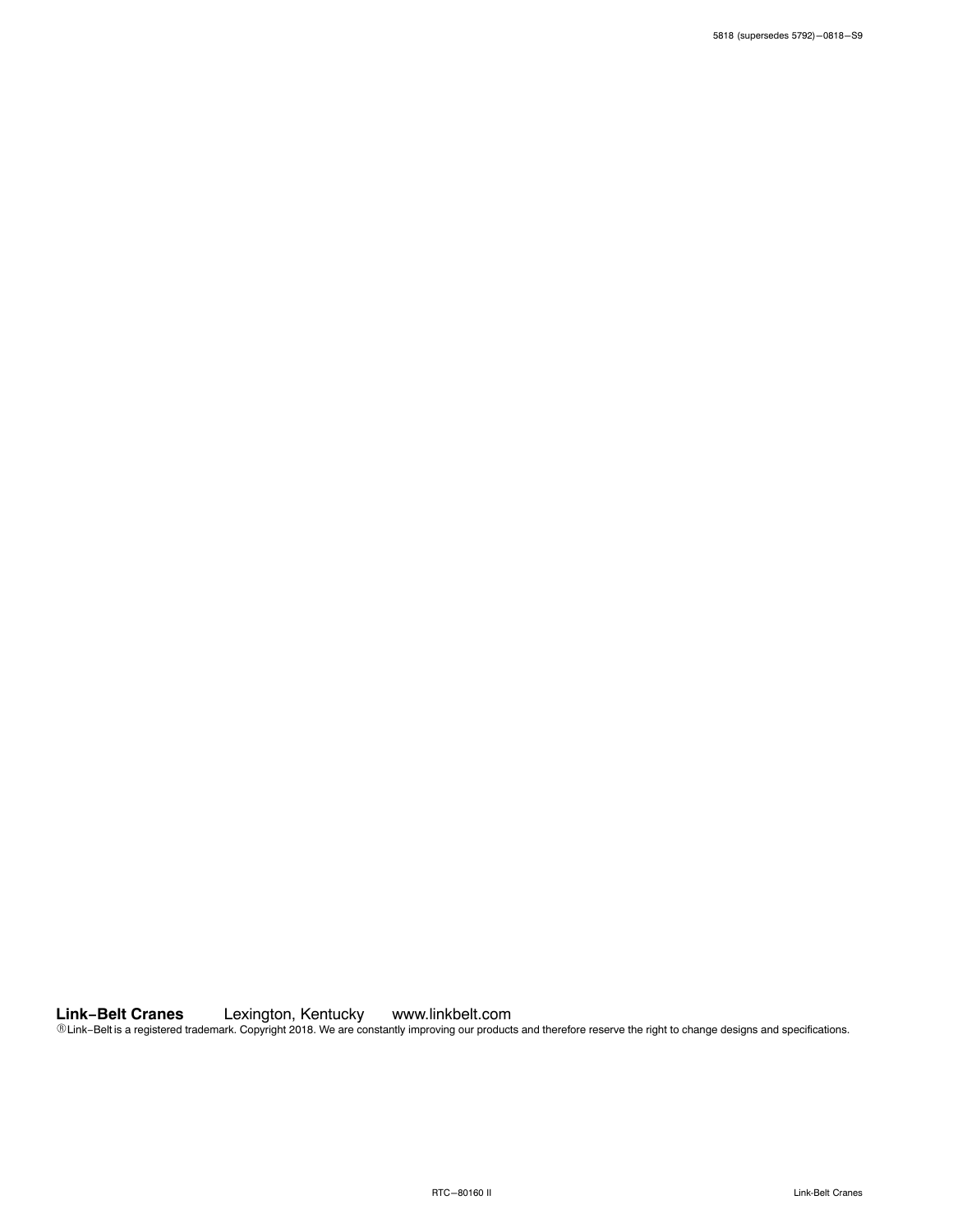5818 (supersedes 5792)−0818−S9

**Link−Belt Cranes** Lexington, Kentucky www.linkbelt.com

®Link−Belt is a registered trademark. Copyright 2018. We are constantly improving our products and therefore reserve the right to change designs and specifications.